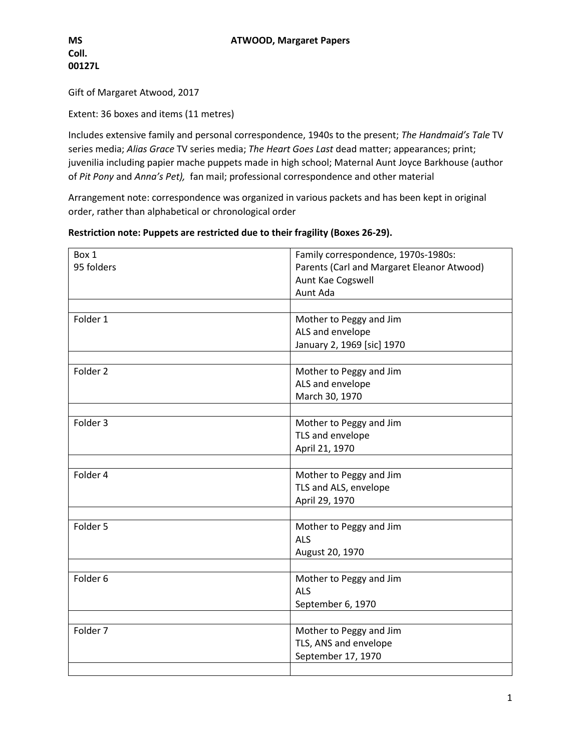**MS Coll. 00127L** **ATWOOD, Margaret Papers**

Gift of Margaret Atwood, 2017

Extent: 36 boxes and items (11 metres)

Includes extensive family and personal correspondence, 1940s to the present; *The Handmaid's Tale* TV series media; *Alias Grace* TV series media; *The Heart Goes Last* dead matter; appearances; print; juvenilia including papier mache puppets made in high school; Maternal Aunt Joyce Barkhouse (author of *Pit Pony* and *Anna's Pet),* fan mail; professional correspondence and other material

Arrangement note: correspondence was organized in various packets and has been kept in original order, rather than alphabetical or chronological order

**Restriction note: Puppets are restricted due to their fragility (Boxes 26-29).**

| | |
|---|---|
| Box 1<br>95 folders | Family correspondence, 1970s-1980s:<br>Parents (Carl and Margaret Eleanor Atwood)<br>Aunt Kae Cogswell<br>Aunt Ada |
| | |
| Folder 1 | Mother to Peggy and Jim<br>ALS and envelope<br>January 2, 1969 [sic] 1970 |
| | |
| Folder 2 | Mother to Peggy and Jim<br>ALS and envelope<br>March 30, 1970 |
| | |
| Folder 3 | Mother to Peggy and Jim<br>TLS and envelope<br>April 21, 1970 |
| | |
| Folder 4 | Mother to Peggy and Jim<br>TLS and ALS, envelope<br>April 29, 1970 |
| | |
| Folder 5 | Mother to Peggy and Jim<br>ALS<br>August 20, 1970 |
| | |
| Folder 6 | Mother to Peggy and Jim<br>ALS<br>September 6, 1970 |
| | |
| Folder 7 | Mother to Peggy and Jim<br>TLS, ANS and envelope<br>September 17, 1970 |
| | |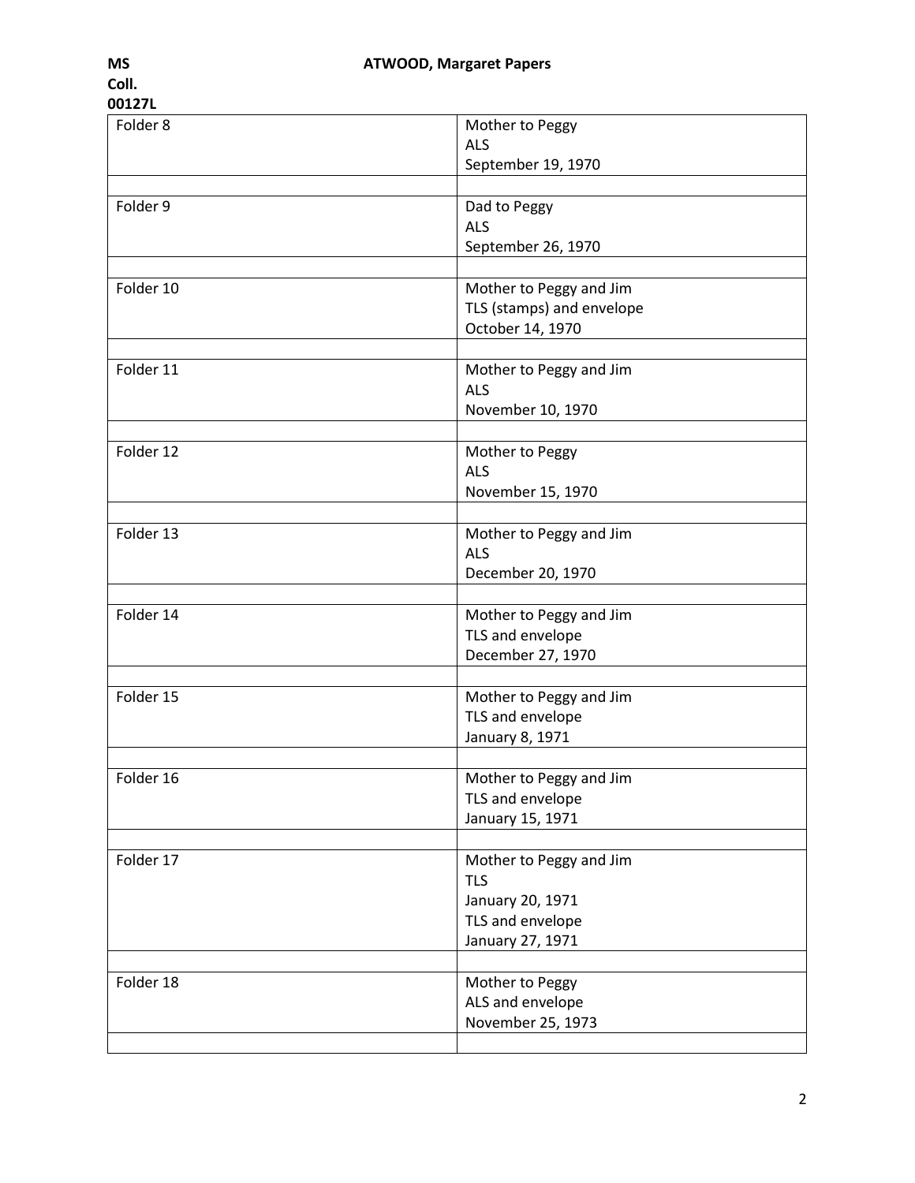| Folder | Description |
|---|---|
| Folder 8 | Mother to Peggy<br>ALS<br>September 19, 1970 |
| | |
| Folder 9 | Dad to Peggy<br>ALS<br>September 26, 1970 |
| | |
| Folder 10 | Mother to Peggy and Jim<br>TLS (stamps) and envelope<br>October 14, 1970 |
| | |
| Folder 11 | Mother to Peggy and Jim<br>ALS<br>November 10, 1970 |
| | |
| Folder 12 | Mother to Peggy<br>ALS<br>November 15, 1970 |
| | |
| Folder 13 | Mother to Peggy and Jim<br>ALS<br>December 20, 1970 |
| | |
| Folder 14 | Mother to Peggy and Jim<br>TLS and envelope<br>December 27, 1970 |
| | |
| Folder 15 | Mother to Peggy and Jim<br>TLS and envelope<br>January 8, 1971 |
| | |
| Folder 16 | Mother to Peggy and Jim<br>TLS and envelope<br>January 15, 1971 |
| | |
| Folder 17 | Mother to Peggy and Jim<br>TLS<br>January 20, 1971<br>TLS and envelope<br>January 27, 1971 |
| | |
| Folder 18 | Mother to Peggy<br>ALS and envelope<br>November 25, 1973 |
| | |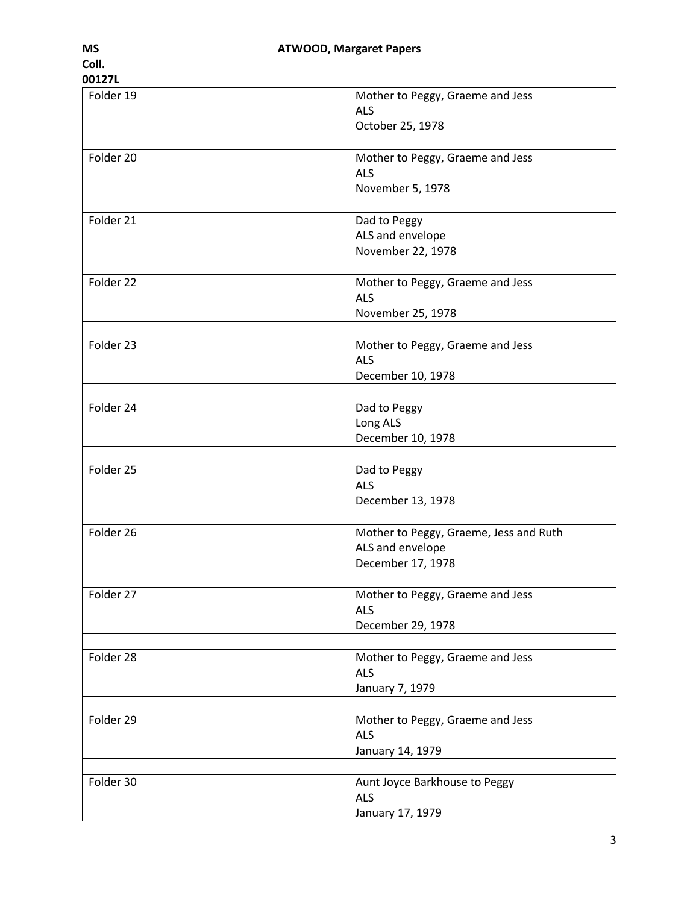| Folder | Description |
| --- | --- |
| Folder 19 | Mother to Peggy, Graeme and Jess<br>ALS<br>October 25, 1978 |
| Folder 20 | Mother to Peggy, Graeme and Jess<br>ALS<br>November 5, 1978 |
| Folder 21 | Dad to Peggy<br>ALS and envelope<br>November 22, 1978 |
| Folder 22 | Mother to Peggy, Graeme and Jess<br>ALS<br>November 25, 1978 |
| Folder 23 | Mother to Peggy, Graeme and Jess<br>ALS<br>December 10, 1978 |
| Folder 24 | Dad to Peggy<br>Long ALS<br>December 10, 1978 |
| Folder 25 | Dad to Peggy<br>ALS<br>December 13, 1978 |
| Folder 26 | Mother to Peggy, Graeme, Jess and Ruth<br>ALS and envelope<br>December 17, 1978 |
| Folder 27 | Mother to Peggy, Graeme and Jess<br>ALS<br>December 29, 1978 |
| Folder 28 | Mother to Peggy, Graeme and Jess<br>ALS<br>January 7, 1979 |
| Folder 29 | Mother to Peggy, Graeme and Jess<br>ALS<br>January 14, 1979 |
| Folder 30 | Aunt Joyce Barkhouse to Peggy<br>ALS<br>January 17, 1979 |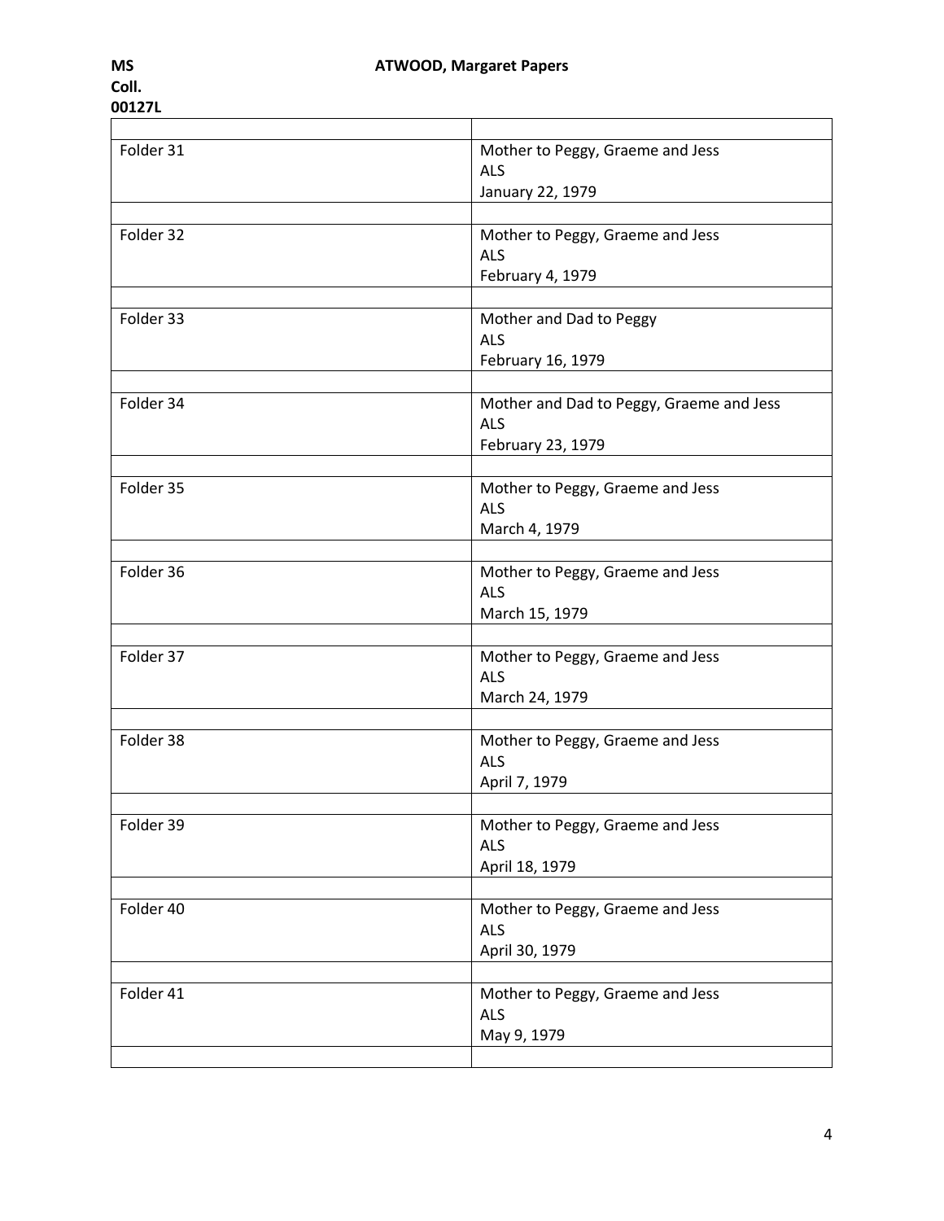| | |
|---|---|
| Folder 31 | Mother to Peggy, Graeme and Jess<br>ALS<br>January 22, 1979 |
| | |
| Folder 32 | Mother to Peggy, Graeme and Jess<br>ALS<br>February 4, 1979 |
| | |
| Folder 33 | Mother and Dad to Peggy<br>ALS<br>February 16, 1979 |
| | |
| Folder 34 | Mother and Dad to Peggy, Graeme and Jess<br>ALS<br>February 23, 1979 |
| | |
| Folder 35 | Mother to Peggy, Graeme and Jess<br>ALS<br>March 4, 1979 |
| | |
| Folder 36 | Mother to Peggy, Graeme and Jess<br>ALS<br>March 15, 1979 |
| | |
| Folder 37 | Mother to Peggy, Graeme and Jess<br>ALS<br>March 24, 1979 |
| | |
| Folder 38 | Mother to Peggy, Graeme and Jess<br>ALS<br>April 7, 1979 |
| | |
| Folder 39 | Mother to Peggy, Graeme and Jess<br>ALS<br>April 18, 1979 |
| | |
| Folder 40 | Mother to Peggy, Graeme and Jess<br>ALS<br>April 30, 1979 |
| | |
| Folder 41 | Mother to Peggy, Graeme and Jess<br>ALS<br>May 9, 1979 |
| | |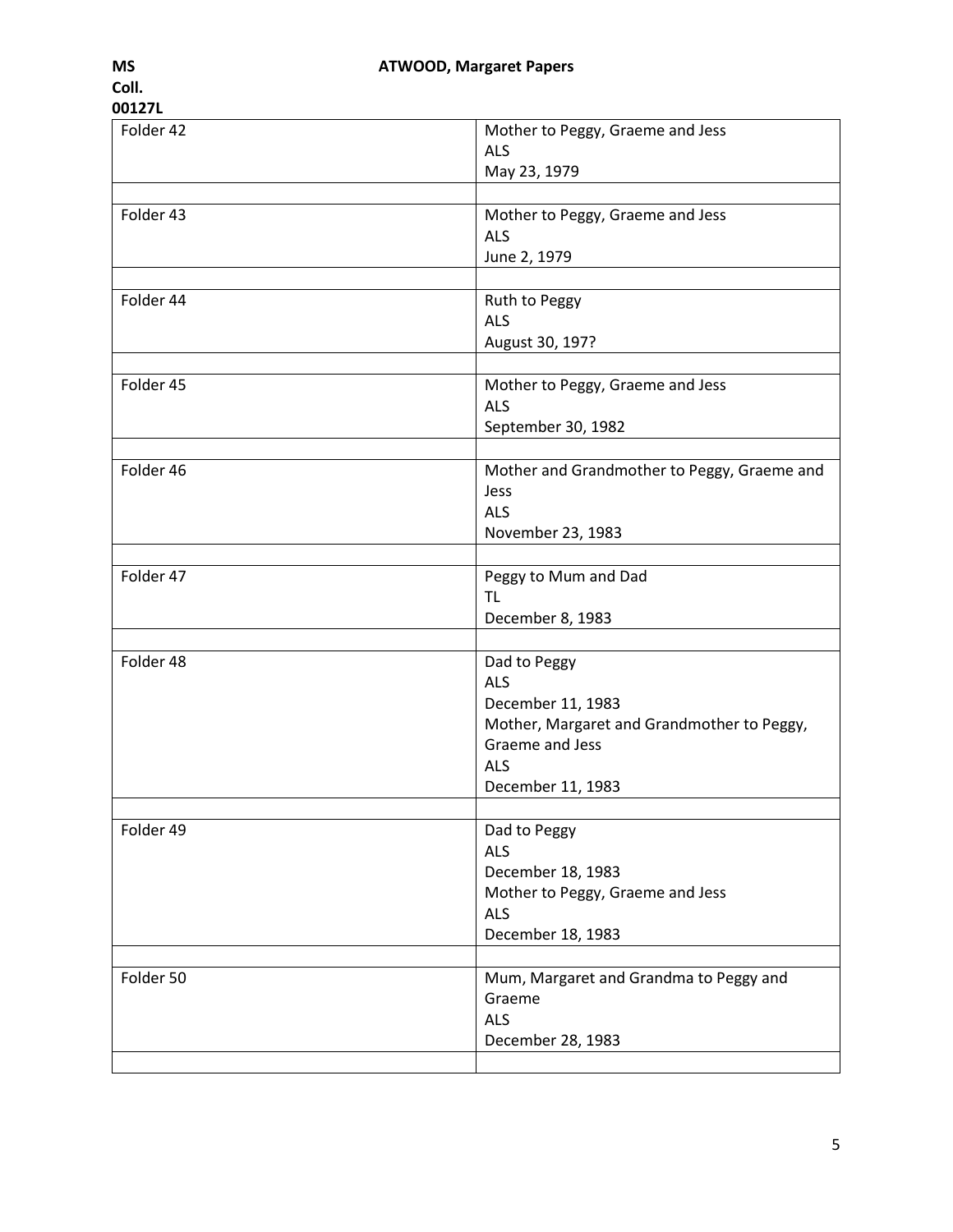| Folder | Description |
|---|---|
| Folder 42 | Mother to Peggy, Graeme and Jess<br>ALS<br>May 23, 1979 |
| | |
| Folder 43 | Mother to Peggy, Graeme and Jess<br>ALS<br>June 2, 1979 |
| | |
| Folder 44 | Ruth to Peggy<br>ALS<br>August 30, 197? |
| | |
| Folder 45 | Mother to Peggy, Graeme and Jess<br>ALS<br>September 30, 1982 |
| | |
| Folder 46 | Mother and Grandmother to Peggy, Graeme and Jess<br>ALS<br>November 23, 1983 |
| | |
| Folder 47 | Peggy to Mum and Dad<br>TL<br>December 8, 1983 |
| | |
| Folder 48 | Dad to Peggy<br>ALS<br>December 11, 1983<br>Mother, Margaret and Grandmother to Peggy, Graeme and Jess<br>ALS<br>December 11, 1983 |
| | |
| Folder 49 | Dad to Peggy<br>ALS<br>December 18, 1983<br>Mother to Peggy, Graeme and Jess<br>ALS<br>December 18, 1983 |
| | |
| Folder 50 | Mum, Margaret and Grandma to Peggy and Graeme<br>ALS<br>December 28, 1983 |
| | |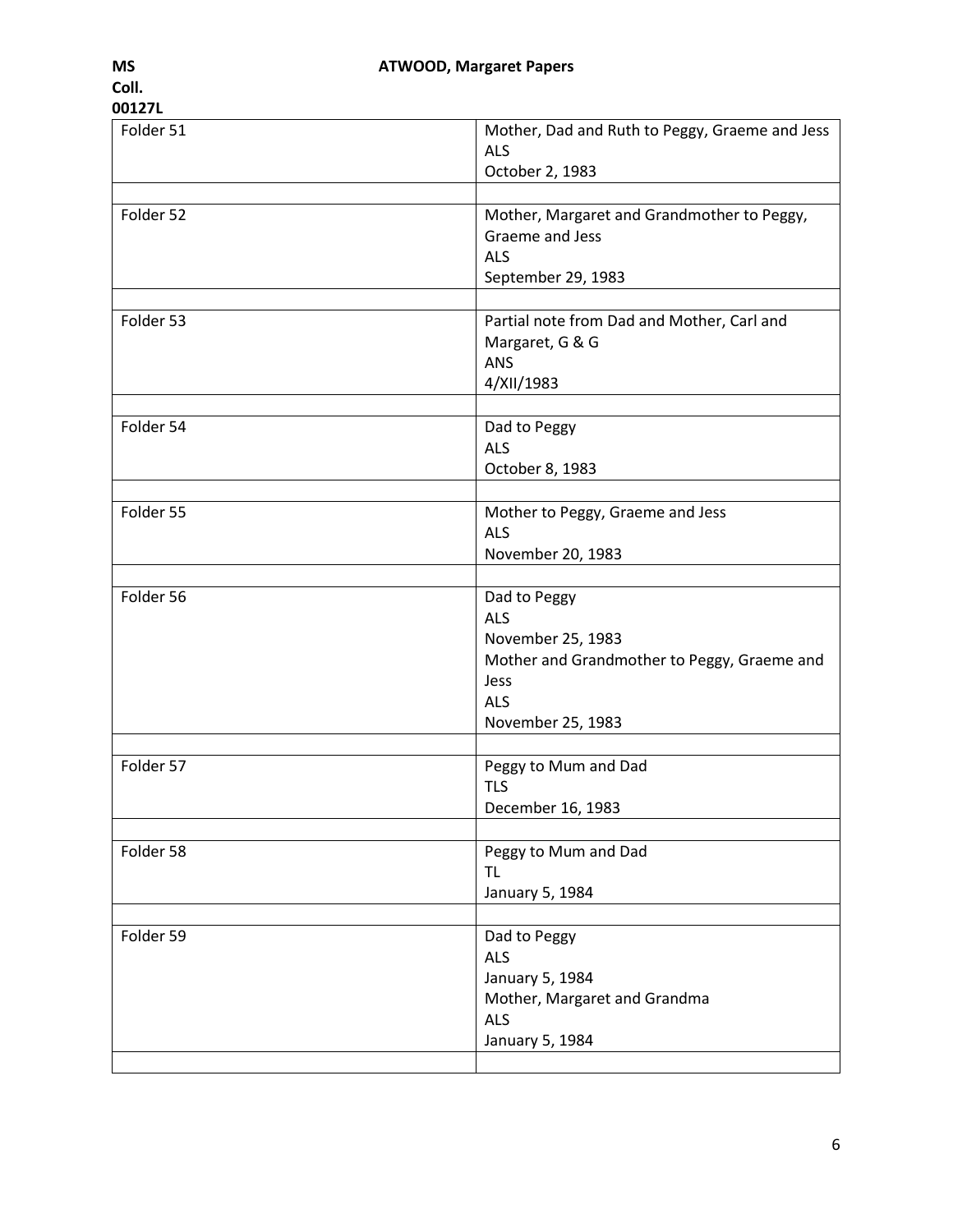| Folder | Description |
| --- | --- |
| Folder 51 | Mother, Dad and Ruth to Peggy, Graeme and Jess<br>ALS<br>October 2, 1983 |
| | |
| Folder 52 | Mother, Margaret and Grandmother to Peggy, Graeme and Jess<br>ALS<br>September 29, 1983 |
| | |
| Folder 53 | Partial note from Dad and Mother, Carl and Margaret, G & G<br>ANS<br>4/XII/1983 |
| | |
| Folder 54 | Dad to Peggy<br>ALS<br>October 8, 1983 |
| | |
| Folder 55 | Mother to Peggy, Graeme and Jess<br>ALS<br>November 20, 1983 |
| | |
| Folder 56 | Dad to Peggy<br>ALS<br>November 25, 1983<br>Mother and Grandmother to Peggy, Graeme and Jess<br>ALS<br>November 25, 1983 |
| | |
| Folder 57 | Peggy to Mum and Dad<br>TLS<br>December 16, 1983 |
| | |
| Folder 58 | Peggy to Mum and Dad<br>TL<br>January 5, 1984 |
| | |
| Folder 59 | Dad to Peggy<br>ALS<br>January 5, 1984<br>Mother, Margaret and Grandma<br>ALS<br>January 5, 1984 |
| | |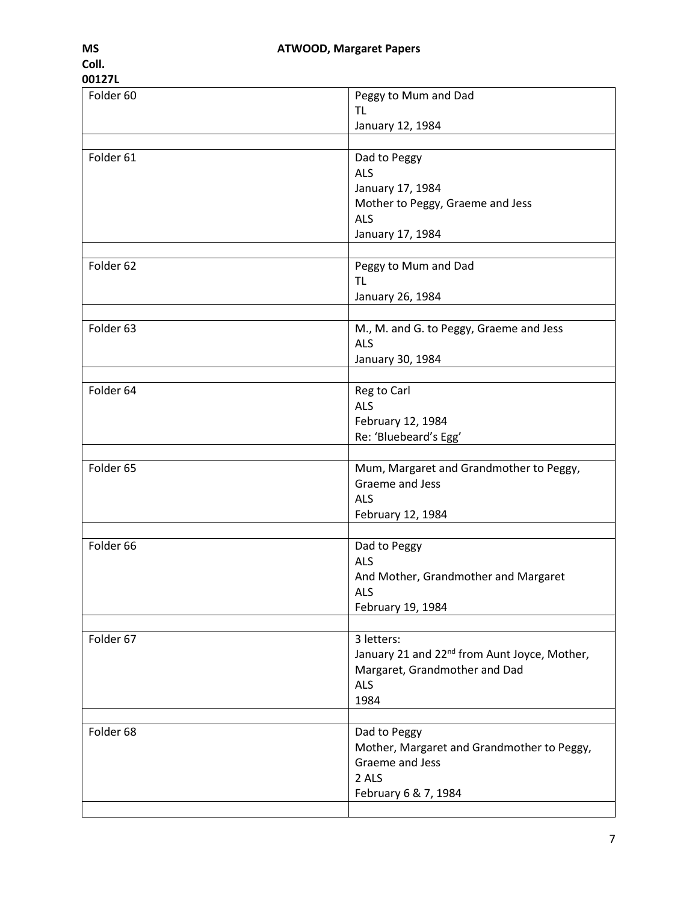| Folder | Description |
| --- | --- |
| Folder 60 | Peggy to Mum and Dad<br>TL<br>January 12, 1984 |
| | |
| Folder 61 | Dad to Peggy<br>ALS<br>January 17, 1984<br>Mother to Peggy, Graeme and Jess<br>ALS<br>January 17, 1984 |
| | |
| Folder 62 | Peggy to Mum and Dad<br>TL<br>January 26, 1984 |
| | |
| Folder 63 | M., M. and G. to Peggy, Graeme and Jess<br>ALS<br>January 30, 1984 |
| | |
| Folder 64 | Reg to Carl<br>ALS<br>February 12, 1984<br>Re: 'Bluebeard's Egg' |
| | |
| Folder 65 | Mum, Margaret and Grandmother to Peggy, Graeme and Jess<br>ALS<br>February 12, 1984 |
| | |
| Folder 66 | Dad to Peggy<br>ALS<br>And Mother, Grandmother and Margaret<br>ALS<br>February 19, 1984 |
| | |
| Folder 67 | 3 letters:<br>January 21 and 22nd from Aunt Joyce, Mother, Margaret, Grandmother and Dad<br>ALS<br>1984 |
| | |
| Folder 68 | Dad to Peggy<br>Mother, Margaret and Grandmother to Peggy, Graeme and Jess<br>2 ALS<br>February 6 & 7, 1984 |
| | |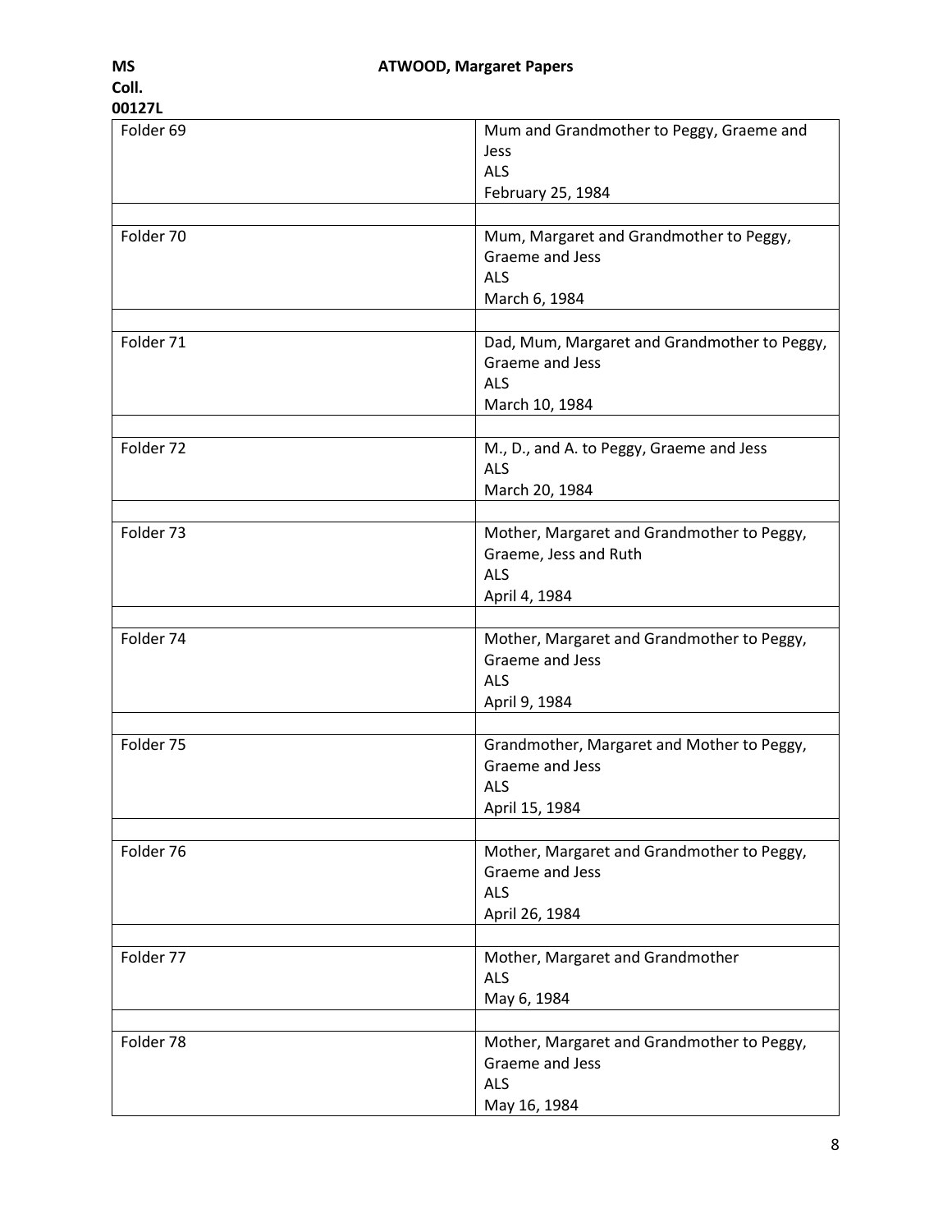| Folder | Description |
|---|---|
| Folder 69 | Mum and Grandmother to Peggy, Graeme and Jess<br>ALS<br>February 25, 1984 |
| Folder 70 | Mum, Margaret and Grandmother to Peggy, Graeme and Jess<br>ALS<br>March 6, 1984 |
| Folder 71 | Dad, Mum, Margaret and Grandmother to Peggy, Graeme and Jess<br>ALS<br>March 10, 1984 |
| Folder 72 | M., D., and A. to Peggy, Graeme and Jess<br>ALS<br>March 20, 1984 |
| Folder 73 | Mother, Margaret and Grandmother to Peggy, Graeme, Jess and Ruth<br>ALS<br>April 4, 1984 |
| Folder 74 | Mother, Margaret and Grandmother to Peggy, Graeme and Jess<br>ALS<br>April 9, 1984 |
| Folder 75 | Grandmother, Margaret and Mother to Peggy, Graeme and Jess<br>ALS<br>April 15, 1984 |
| Folder 76 | Mother, Margaret and Grandmother to Peggy, Graeme and Jess<br>ALS<br>April 26, 1984 |
| Folder 77 | Mother, Margaret and Grandmother<br>ALS<br>May 6, 1984 |
| Folder 78 | Mother, Margaret and Grandmother to Peggy, Graeme and Jess<br>ALS<br>May 16, 1984 |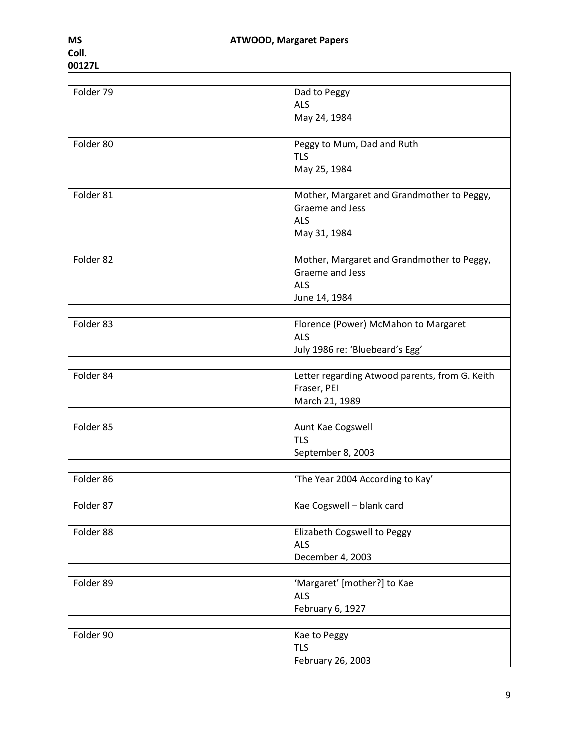| | |
|---|---|
| Folder 79 | Dad to Peggy<br>ALS<br>May 24, 1984 |
| | |
| Folder 80 | Peggy to Mum, Dad and Ruth<br>TLS<br>May 25, 1984 |
| | |
| Folder 81 | Mother, Margaret and Grandmother to Peggy, Graeme and Jess<br>ALS<br>May 31, 1984 |
| | |
| Folder 82 | Mother, Margaret and Grandmother to Peggy, Graeme and Jess<br>ALS<br>June 14, 1984 |
| | |
| Folder 83 | Florence (Power) McMahon to Margaret<br>ALS<br>July 1986 re: 'Bluebeard's Egg' |
| | |
| Folder 84 | Letter regarding Atwood parents, from G. Keith Fraser, PEI<br>March 21, 1989 |
| | |
| Folder 85 | Aunt Kae Cogswell<br>TLS<br>September 8, 2003 |
| | |
| Folder 86 | 'The Year 2004 According to Kay' |
| | |
| Folder 87 | Kae Cogswell – blank card |
| | |
| Folder 88 | Elizabeth Cogswell to Peggy<br>ALS<br>December 4, 2003 |
| | |
| Folder 89 | 'Margaret' [mother?] to Kae<br>ALS<br>February 6, 1927 |
| | |
| Folder 90 | Kae to Peggy<br>TLS<br>February 26, 2003 |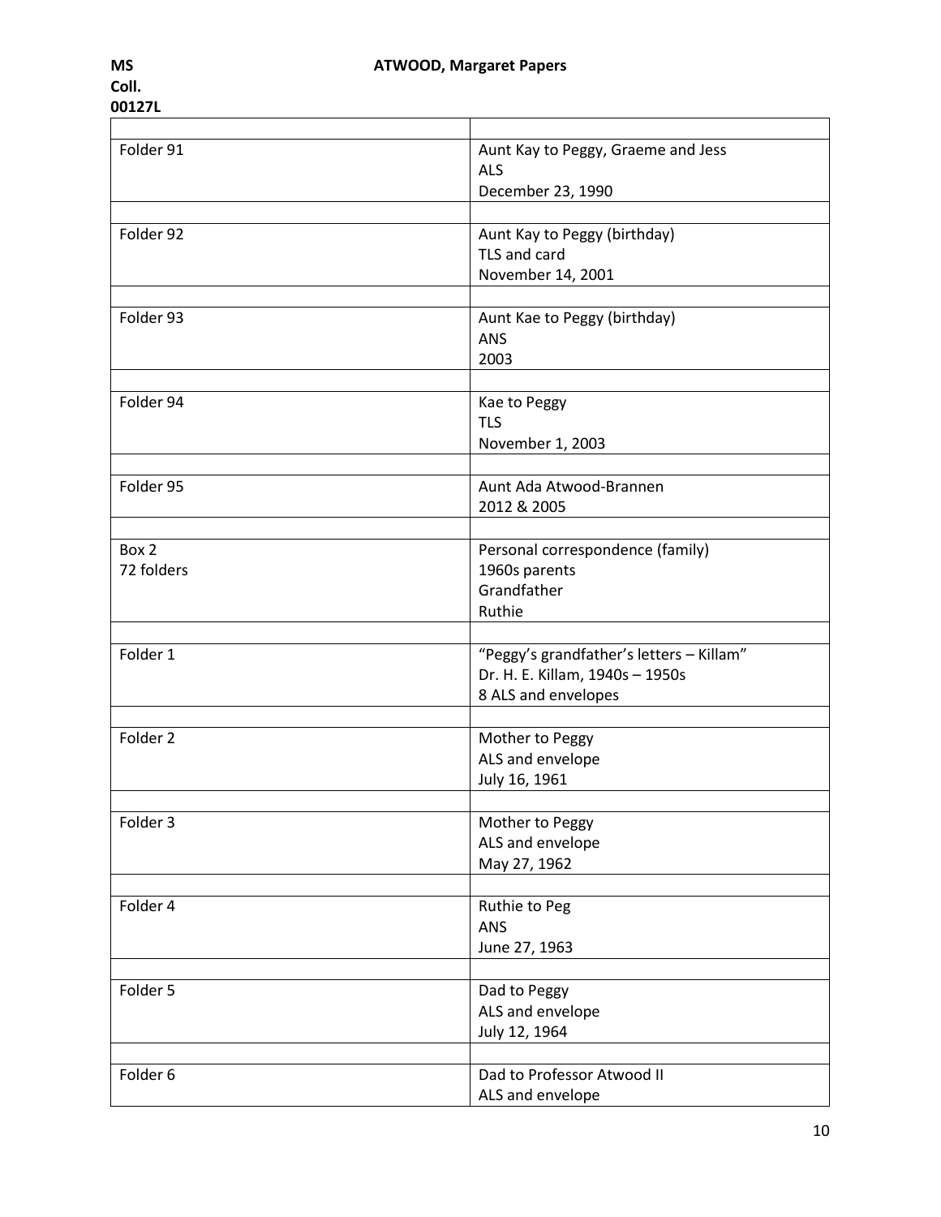| | |
|---|---|
| Folder 91 | Aunt Kay to Peggy, Graeme and Jess<br>ALS<br>December 23, 1990 |
| | |
| Folder 92 | Aunt Kay to Peggy (birthday)<br>TLS and card<br>November 14, 2001 |
| | |
| Folder 93 | Aunt Kae to Peggy (birthday)<br>ANS<br>2003 |
| | |
| Folder 94 | Kae to Peggy<br>TLS<br>November 1, 2003 |
| | |
| Folder 95 | Aunt Ada Atwood-Brannen<br>2012 & 2005 |
| | |
| Box 2<br>72 folders | Personal correspondence (family)<br>1960s parents<br>Grandfather<br>Ruthie |
| | |
| Folder 1 | "Peggy's grandfather's letters – Killam"<br>Dr. H. E. Killam, 1940s – 1950s<br>8 ALS and envelopes |
| | |
| Folder 2 | Mother to Peggy<br>ALS and envelope<br>July 16, 1961 |
| | |
| Folder 3 | Mother to Peggy<br>ALS and envelope<br>May 27, 1962 |
| | |
| Folder 4 | Ruthie to Peg<br>ANS<br>June 27, 1963 |
| | |
| Folder 5 | Dad to Peggy<br>ALS and envelope<br>July 12, 1964 |
| | |
| Folder 6 | Dad to Professor Atwood II<br>ALS and envelope |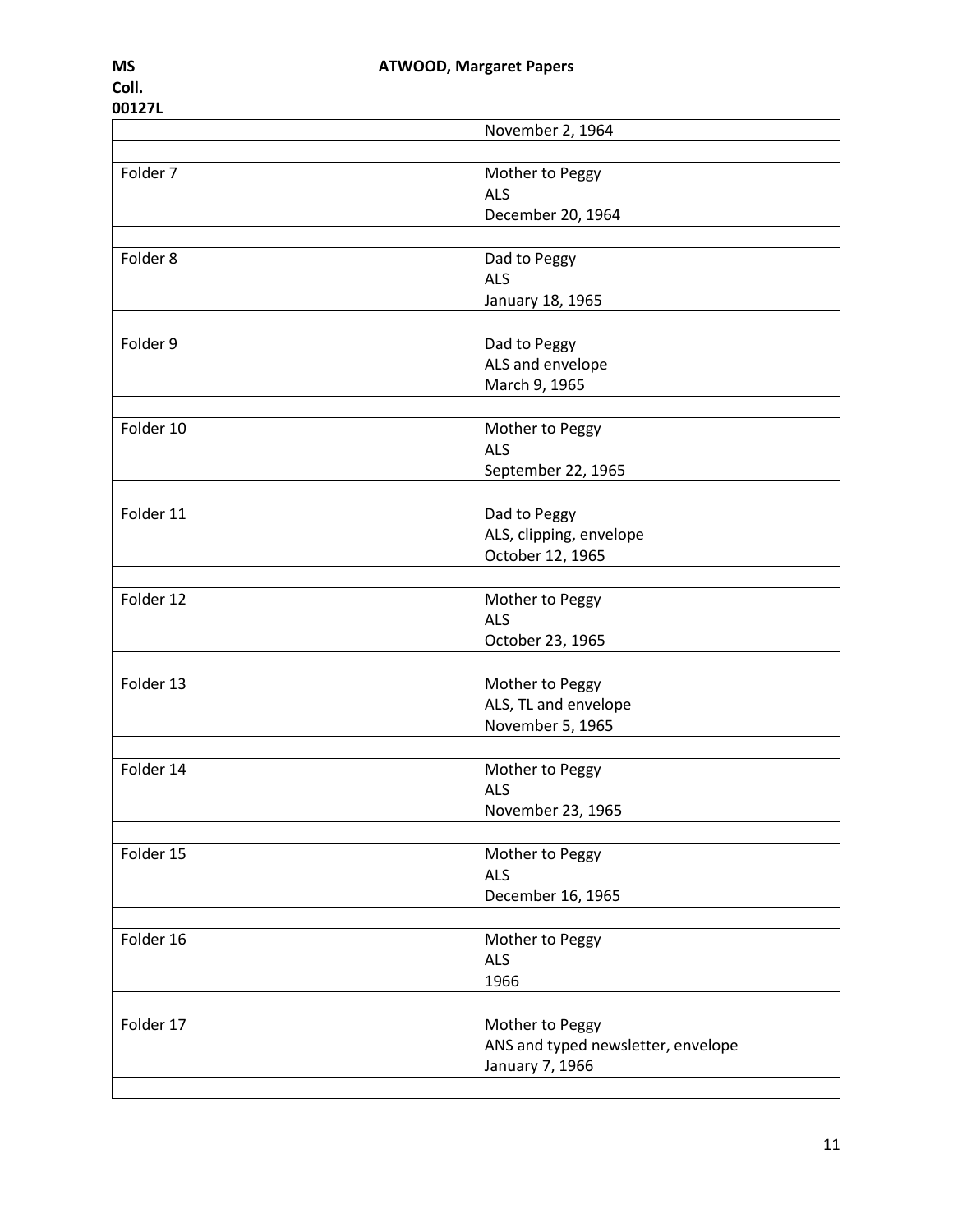| | |
|---|---|
| | November 2, 1964 |
| | |
| Folder 7 | Mother to Peggy<br>ALS<br>December 20, 1964 |
| | |
| Folder 8 | Dad to Peggy<br>ALS<br>January 18, 1965 |
| | |
| Folder 9 | Dad to Peggy<br>ALS and envelope<br>March 9, 1965 |
| | |
| Folder 10 | Mother to Peggy<br>ALS<br>September 22, 1965 |
| | |
| Folder 11 | Dad to Peggy<br>ALS, clipping, envelope<br>October 12, 1965 |
| | |
| Folder 12 | Mother to Peggy<br>ALS<br>October 23, 1965 |
| | |
| Folder 13 | Mother to Peggy<br>ALS, TL and envelope<br>November 5, 1965 |
| | |
| Folder 14 | Mother to Peggy<br>ALS<br>November 23, 1965 |
| | |
| Folder 15 | Mother to Peggy<br>ALS<br>December 16, 1965 |
| | |
| Folder 16 | Mother to Peggy<br>ALS<br>1966 |
| | |
| Folder 17 | Mother to Peggy<br>ANS and typed newsletter, envelope<br>January 7, 1966 |
| | |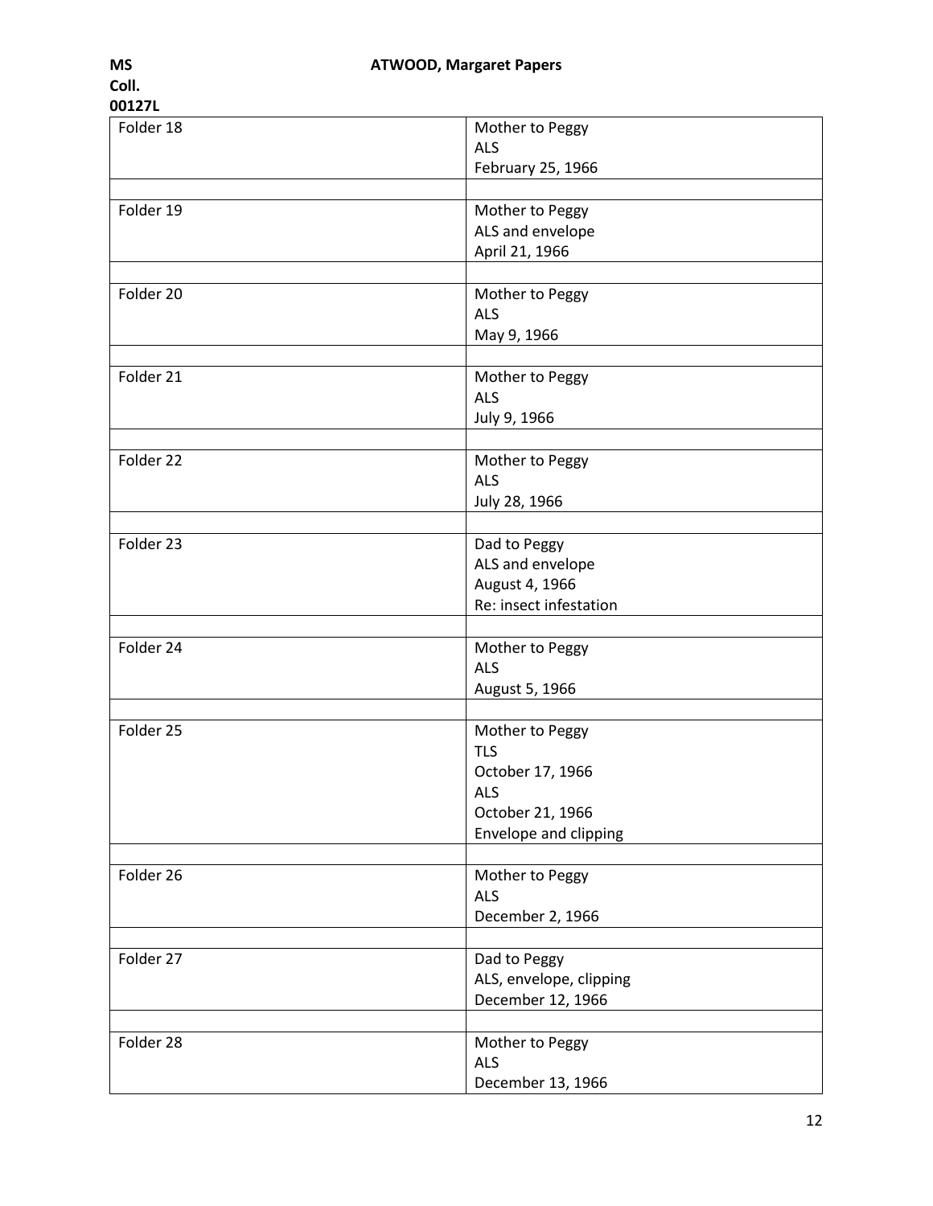| Folder | Description |
|---|---|
| Folder 18 | Mother to Peggy<br>ALS<br>February 25, 1966 |
| | |
| Folder 19 | Mother to Peggy<br>ALS and envelope<br>April 21, 1966 |
| | |
| Folder 20 | Mother to Peggy<br>ALS<br>May 9, 1966 |
| | |
| Folder 21 | Mother to Peggy<br>ALS<br>July 9, 1966 |
| | |
| Folder 22 | Mother to Peggy<br>ALS<br>July 28, 1966 |
| | |
| Folder 23 | Dad to Peggy<br>ALS and envelope<br>August 4, 1966<br>Re: insect infestation |
| | |
| Folder 24 | Mother to Peggy<br>ALS<br>August 5, 1966 |
| | |
| Folder 25 | Mother to Peggy<br>TLS<br>October 17, 1966<br>ALS<br>October 21, 1966<br>Envelope and clipping |
| | |
| Folder 26 | Mother to Peggy<br>ALS<br>December 2, 1966 |
| | |
| Folder 27 | Dad to Peggy<br>ALS, envelope, clipping<br>December 12, 1966 |
| | |
| Folder 28 | Mother to Peggy<br>ALS<br>December 13, 1966 |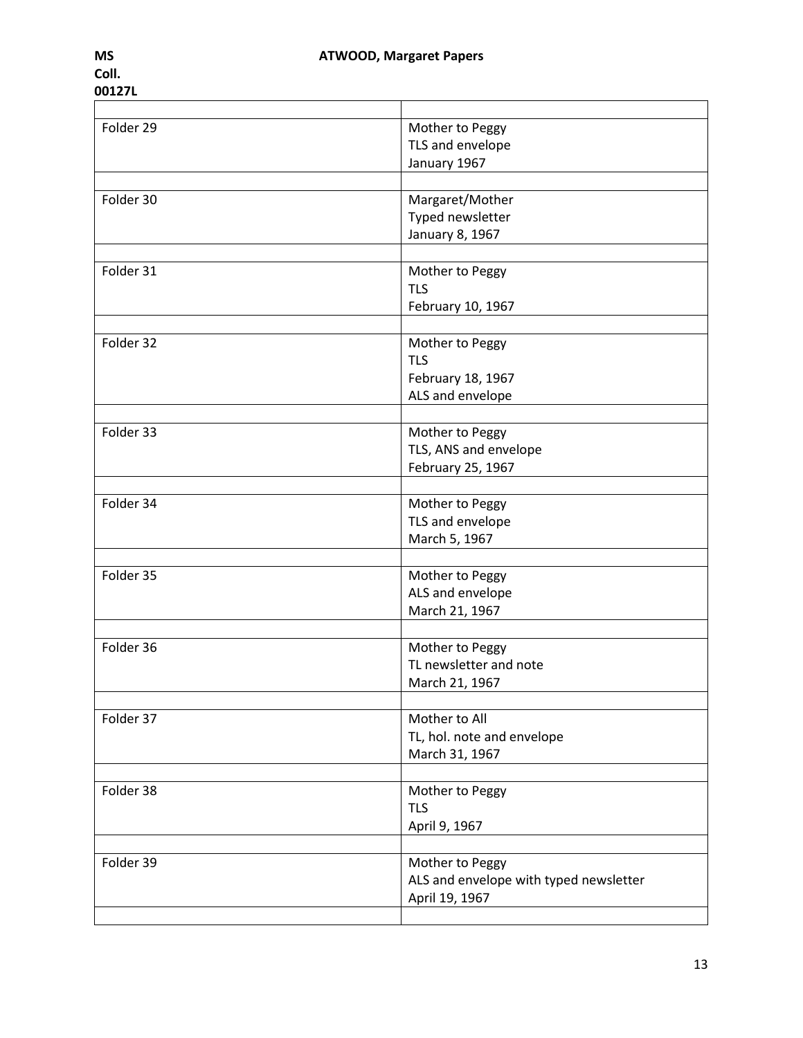| | |
|---|---|
| Folder 29 | Mother to Peggy<br>TLS and envelope<br>January 1967 |
| | |
| Folder 30 | Margaret/Mother<br>Typed newsletter<br>January 8, 1967 |
| | |
| Folder 31 | Mother to Peggy<br>TLS<br>February 10, 1967 |
| | |
| Folder 32 | Mother to Peggy<br>TLS<br>February 18, 1967<br>ALS and envelope |
| | |
| Folder 33 | Mother to Peggy<br>TLS, ANS and envelope<br>February 25, 1967 |
| | |
| Folder 34 | Mother to Peggy<br>TLS and envelope<br>March 5, 1967 |
| | |
| Folder 35 | Mother to Peggy<br>ALS and envelope<br>March 21, 1967 |
| | |
| Folder 36 | Mother to Peggy<br>TL newsletter and note<br>March 21, 1967 |
| | |
| Folder 37 | Mother to All<br>TL, hol. note and envelope<br>March 31, 1967 |
| | |
| Folder 38 | Mother to Peggy<br>TLS<br>April 9, 1967 |
| | |
| Folder 39 | Mother to Peggy<br>ALS and envelope with typed newsletter<br>April 19, 1967 |
| | |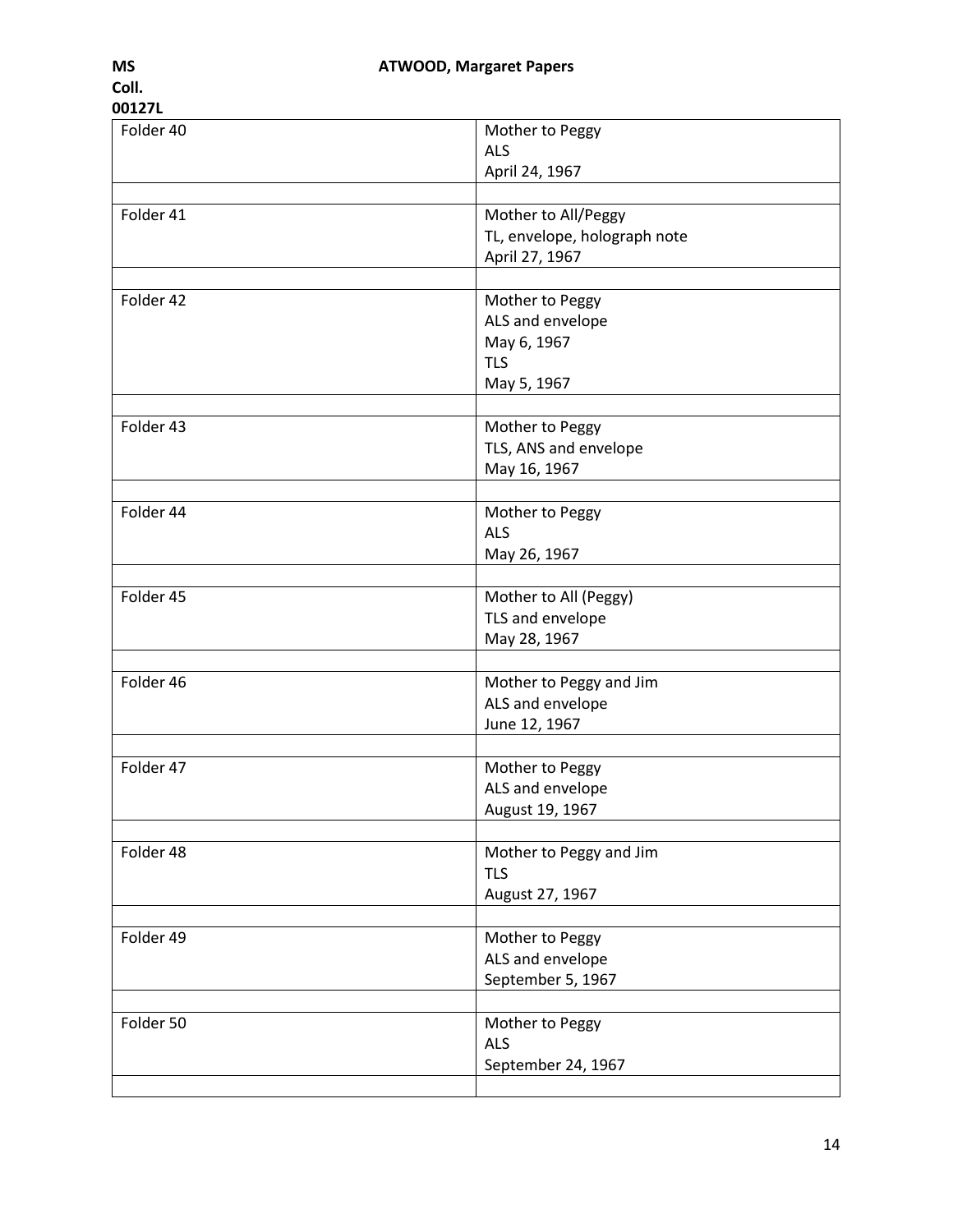| Folder 40 | Mother to Peggy<br>ALS<br>April 24, 1967 |
| --- | --- |
| | |
| Folder 41 | Mother to All/Peggy<br>TL, envelope, holograph note<br>April 27, 1967 |
| | |
| Folder 42 | Mother to Peggy<br>ALS and envelope<br>May 6, 1967<br>TLS<br>May 5, 1967 |
| | |
| Folder 43 | Mother to Peggy<br>TLS, ANS and envelope<br>May 16, 1967 |
| | |
| Folder 44 | Mother to Peggy<br>ALS<br>May 26, 1967 |
| | |
| Folder 45 | Mother to All (Peggy)<br>TLS and envelope<br>May 28, 1967 |
| | |
| Folder 46 | Mother to Peggy and Jim<br>ALS and envelope<br>June 12, 1967 |
| | |
| Folder 47 | Mother to Peggy<br>ALS and envelope<br>August 19, 1967 |
| | |
| Folder 48 | Mother to Peggy and Jim<br>TLS<br>August 27, 1967 |
| | |
| Folder 49 | Mother to Peggy<br>ALS and envelope<br>September 5, 1967 |
| | |
| Folder 50 | Mother to Peggy<br>ALS<br>September 24, 1967 |
| | |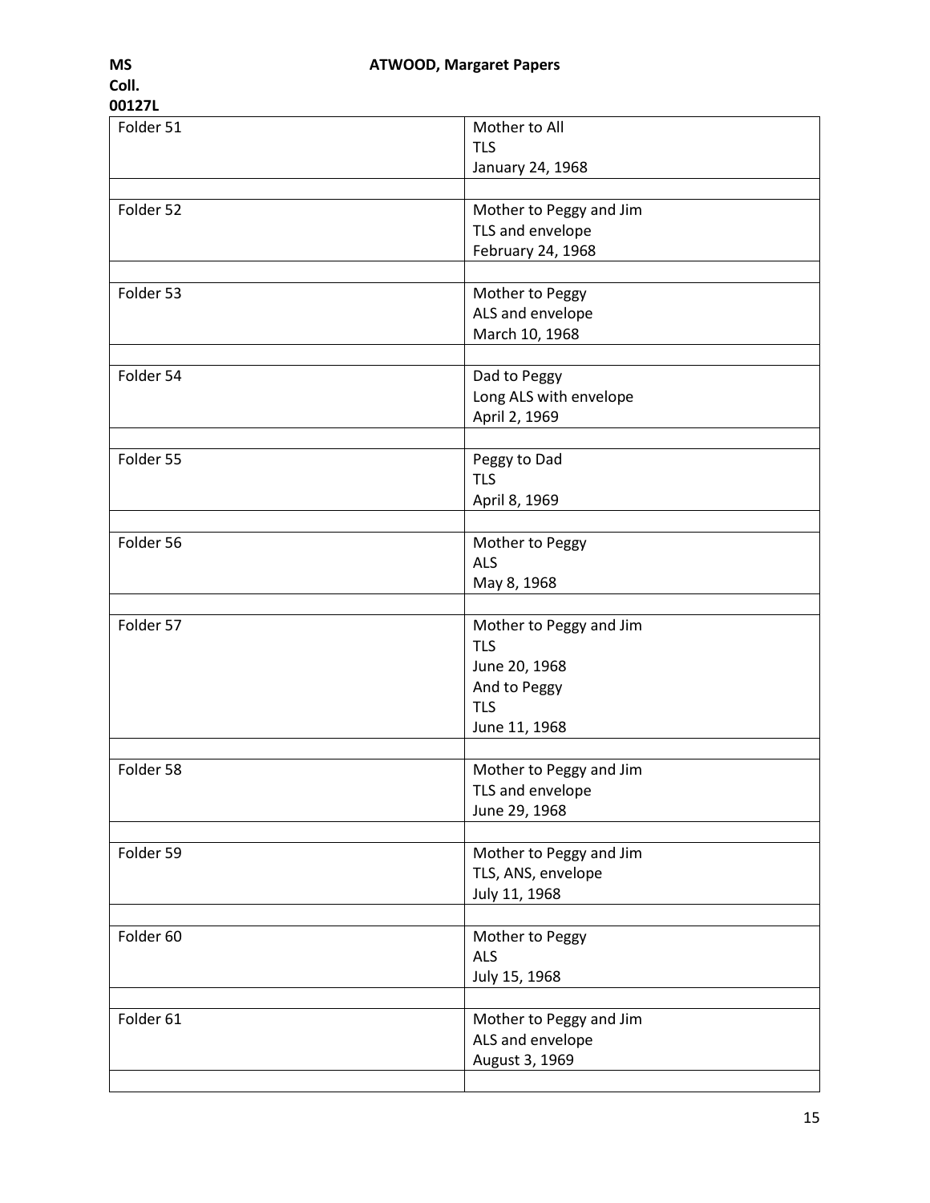| Folder 51 | Mother to All<br>TLS<br>January 24, 1968 |
|---|---|
| | |
| Folder 52 | Mother to Peggy and Jim<br>TLS and envelope<br>February 24, 1968 |
| | |
| Folder 53 | Mother to Peggy<br>ALS and envelope<br>March 10, 1968 |
| | |
| Folder 54 | Dad to Peggy<br>Long ALS with envelope<br>April 2, 1969 |
| | |
| Folder 55 | Peggy to Dad<br>TLS<br>April 8, 1969 |
| | |
| Folder 56 | Mother to Peggy<br>ALS<br>May 8, 1968 |
| | |
| Folder 57 | Mother to Peggy and Jim<br>TLS<br>June 20, 1968<br>And to Peggy<br>TLS<br>June 11, 1968 |
| | |
| Folder 58 | Mother to Peggy and Jim<br>TLS and envelope<br>June 29, 1968 |
| | |
| Folder 59 | Mother to Peggy and Jim<br>TLS, ANS, envelope<br>July 11, 1968 |
| | |
| Folder 60 | Mother to Peggy<br>ALS<br>July 15, 1968 |
| | |
| Folder 61 | Mother to Peggy and Jim<br>ALS and envelope<br>August 3, 1969 |
| | |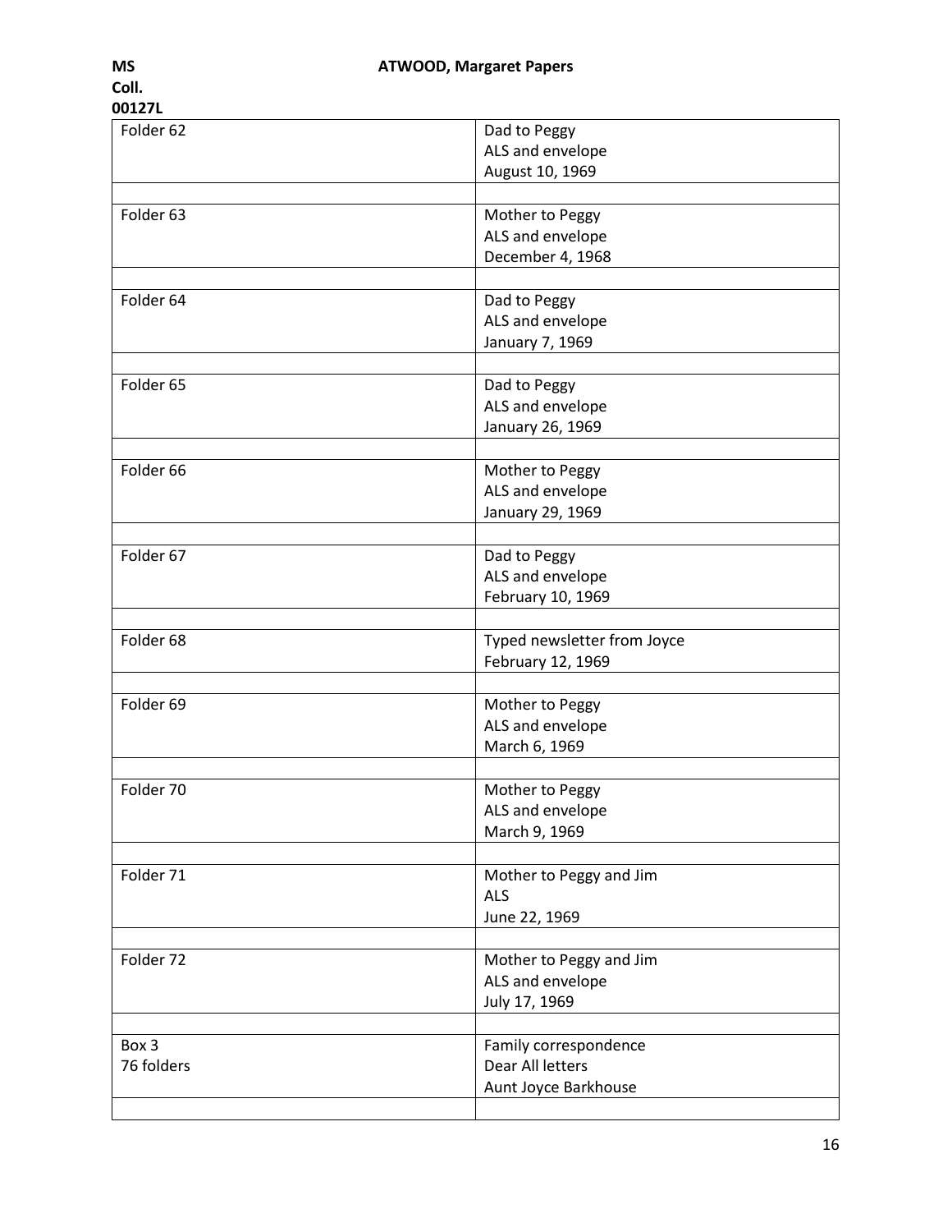| Folder 62 | Dad to Peggy<br>ALS and envelope<br>August 10, 1969 |
| --- | --- |
| | |
| Folder 63 | Mother to Peggy<br>ALS and envelope<br>December 4, 1968 |
| | |
| Folder 64 | Dad to Peggy<br>ALS and envelope<br>January 7, 1969 |
| | |
| Folder 65 | Dad to Peggy<br>ALS and envelope<br>January 26, 1969 |
| | |
| Folder 66 | Mother to Peggy<br>ALS and envelope<br>January 29, 1969 |
| | |
| Folder 67 | Dad to Peggy<br>ALS and envelope<br>February 10, 1969 |
| | |
| Folder 68 | Typed newsletter from Joyce<br>February 12, 1969 |
| | |
| Folder 69 | Mother to Peggy<br>ALS and envelope<br>March 6, 1969 |
| | |
| Folder 70 | Mother to Peggy<br>ALS and envelope<br>March 9, 1969 |
| | |
| Folder 71 | Mother to Peggy and Jim<br>ALS<br>June 22, 1969 |
| | |
| Folder 72 | Mother to Peggy and Jim<br>ALS and envelope<br>July 17, 1969 |
| | |
| Box 3<br>76 folders | Family correspondence<br>Dear All letters<br>Aunt Joyce Barkhouse |
| | |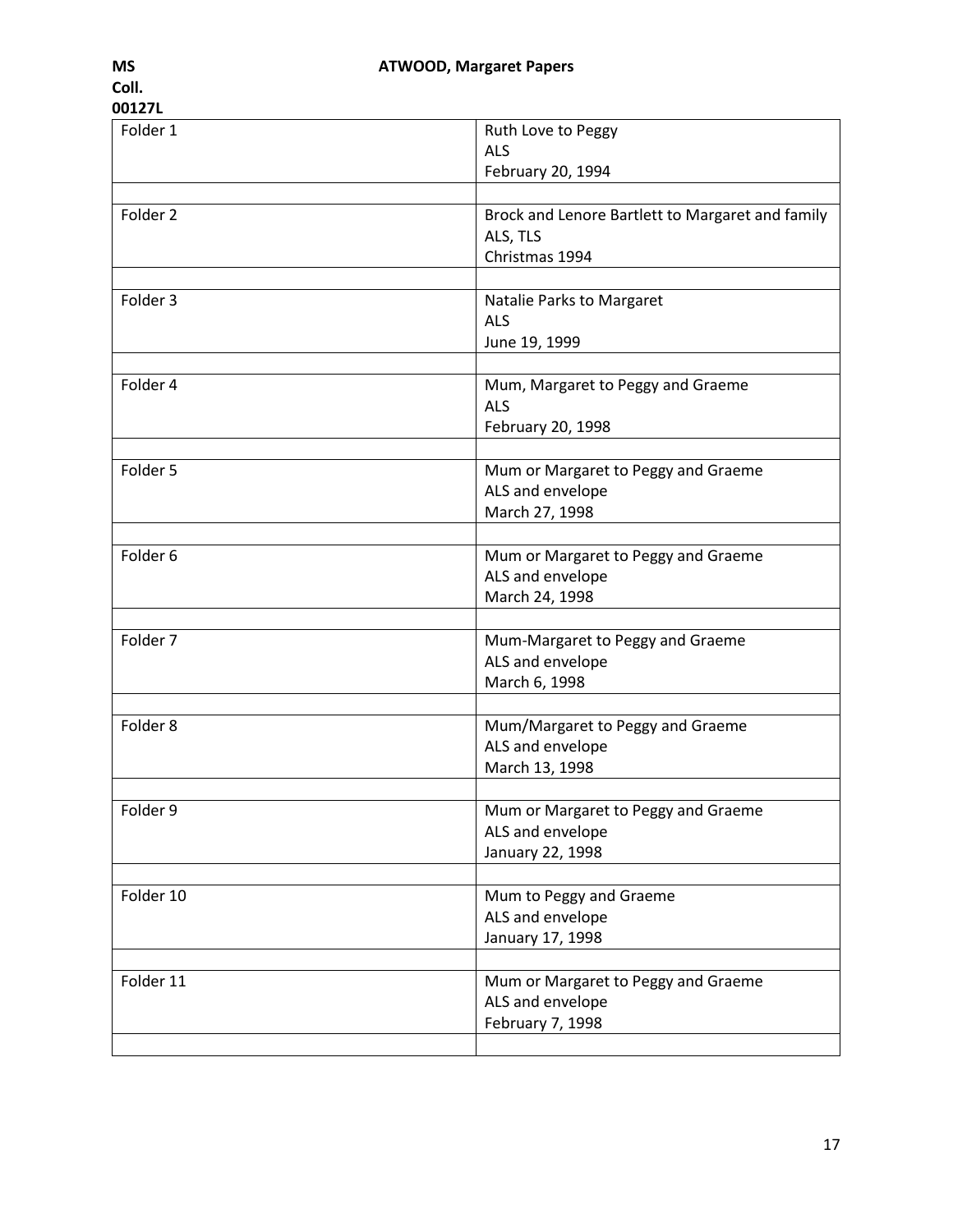**MS Coll. 00127L** **ATWOOD, Margaret Papers**

| Folder | Description |
|---|---|
| Folder 1 | Ruth Love to Peggy<br>ALS<br>February 20, 1994 |
| | |
| Folder 2 | Brock and Lenore Bartlett to Margaret and family<br>ALS, TLS<br>Christmas 1994 |
| | |
| Folder 3 | Natalie Parks to Margaret<br>ALS<br>June 19, 1999 |
| | |
| Folder 4 | Mum, Margaret to Peggy and Graeme<br>ALS<br>February 20, 1998 |
| | |
| Folder 5 | Mum or Margaret to Peggy and Graeme<br>ALS and envelope<br>March 27, 1998 |
| | |
| Folder 6 | Mum or Margaret to Peggy and Graeme<br>ALS and envelope<br>March 24, 1998 |
| | |
| Folder 7 | Mum-Margaret to Peggy and Graeme<br>ALS and envelope<br>March 6, 1998 |
| | |
| Folder 8 | Mum/Margaret to Peggy and Graeme<br>ALS and envelope<br>March 13, 1998 |
| | |
| Folder 9 | Mum or Margaret to Peggy and Graeme<br>ALS and envelope<br>January 22, 1998 |
| | |
| Folder 10 | Mum to Peggy and Graeme<br>ALS and envelope<br>January 17, 1998 |
| | |
| Folder 11 | Mum or Margaret to Peggy and Graeme<br>ALS and envelope<br>February 7, 1998 |
| | |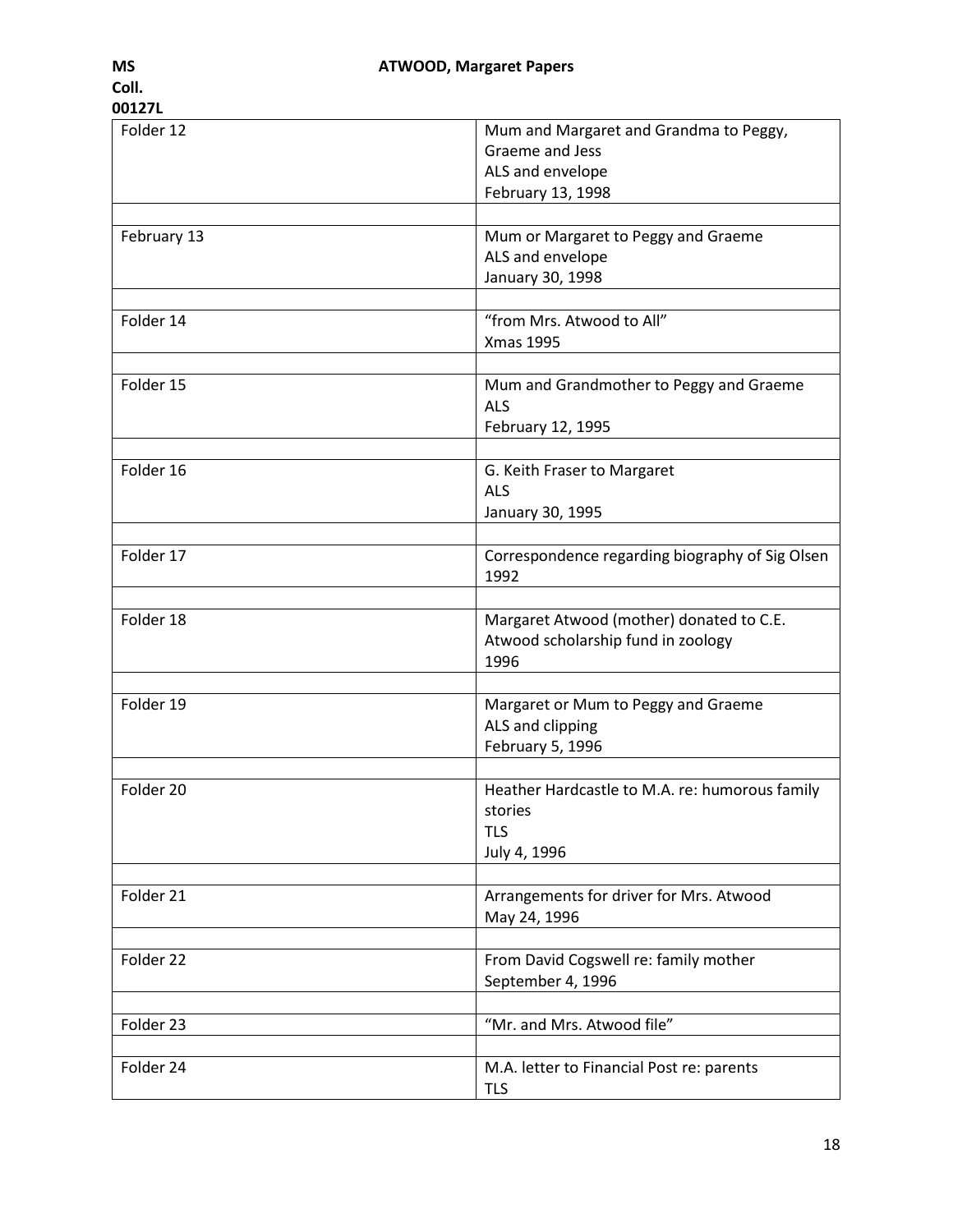| Folder 12 | Mum and Margaret and Grandma to Peggy, Graeme and Jess<br>ALS and envelope<br>February 13, 1998 |
|---|---|
| February 13 | Mum or Margaret to Peggy and Graeme<br>ALS and envelope<br>January 30, 1998 |
| Folder 14 | "from Mrs. Atwood to All"<br>Xmas 1995 |
| Folder 15 | Mum and Grandmother to Peggy and Graeme<br>ALS<br>February 12, 1995 |
| Folder 16 | G. Keith Fraser to Margaret<br>ALS<br>January 30, 1995 |
| Folder 17 | Correspondence regarding biography of Sig Olsen<br>1992 |
| Folder 18 | Margaret Atwood (mother) donated to C.E. Atwood scholarship fund in zoology<br>1996 |
| Folder 19 | Margaret or Mum to Peggy and Graeme<br>ALS and clipping<br>February 5, 1996 |
| Folder 20 | Heather Hardcastle to M.A. re: humorous family stories<br>TLS<br>July 4, 1996 |
| Folder 21 | Arrangements for driver for Mrs. Atwood<br>May 24, 1996 |
| Folder 22 | From David Cogswell re: family mother<br>September 4, 1996 |
| Folder 23 | "Mr. and Mrs. Atwood file" |
| Folder 24 | M.A. letter to Financial Post re: parents<br>TLS |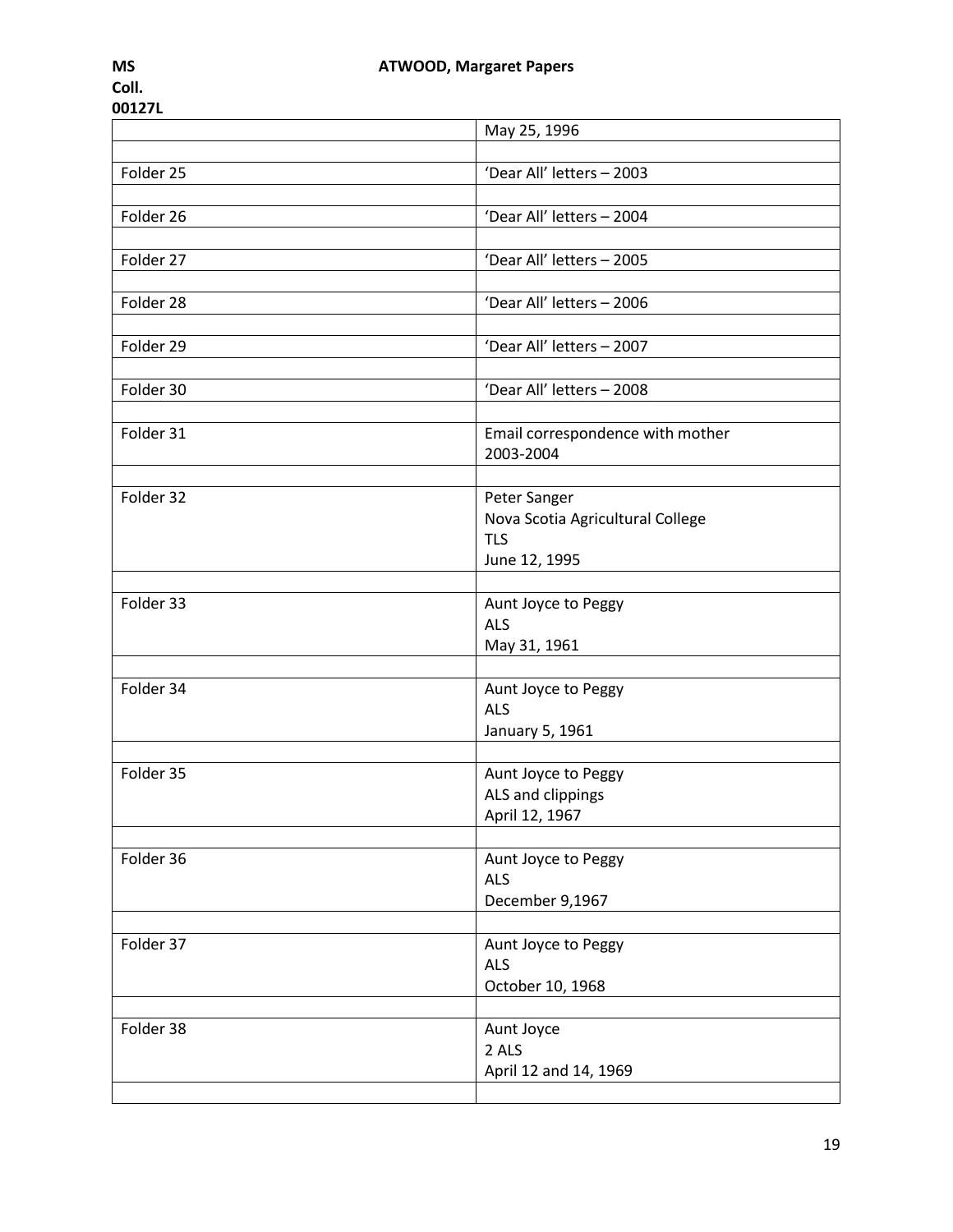| | |
|---|---|
| | May 25, 1996 |
| | |
| Folder 25 | 'Dear All' letters – 2003 |
| | |
| Folder 26 | 'Dear All' letters – 2004 |
| | |
| Folder 27 | 'Dear All' letters – 2005 |
| | |
| Folder 28 | 'Dear All' letters – 2006 |
| | |
| Folder 29 | 'Dear All' letters – 2007 |
| | |
| Folder 30 | 'Dear All' letters – 2008 |
| | |
| Folder 31 | Email correspondence with mother<br>2003-2004 |
| | |
| Folder 32 | Peter Sanger<br>Nova Scotia Agricultural College<br>TLS<br>June 12, 1995 |
| | |
| Folder 33 | Aunt Joyce to Peggy<br>ALS<br>May 31, 1961 |
| | |
| Folder 34 | Aunt Joyce to Peggy<br>ALS<br>January 5, 1961 |
| | |
| Folder 35 | Aunt Joyce to Peggy<br>ALS and clippings<br>April 12, 1967 |
| | |
| Folder 36 | Aunt Joyce to Peggy<br>ALS<br>December 9,1967 |
| | |
| Folder 37 | Aunt Joyce to Peggy<br>ALS<br>October 10, 1968 |
| | |
| Folder 38 | Aunt Joyce<br>2 ALS<br>April 12 and 14, 1969 |
| | |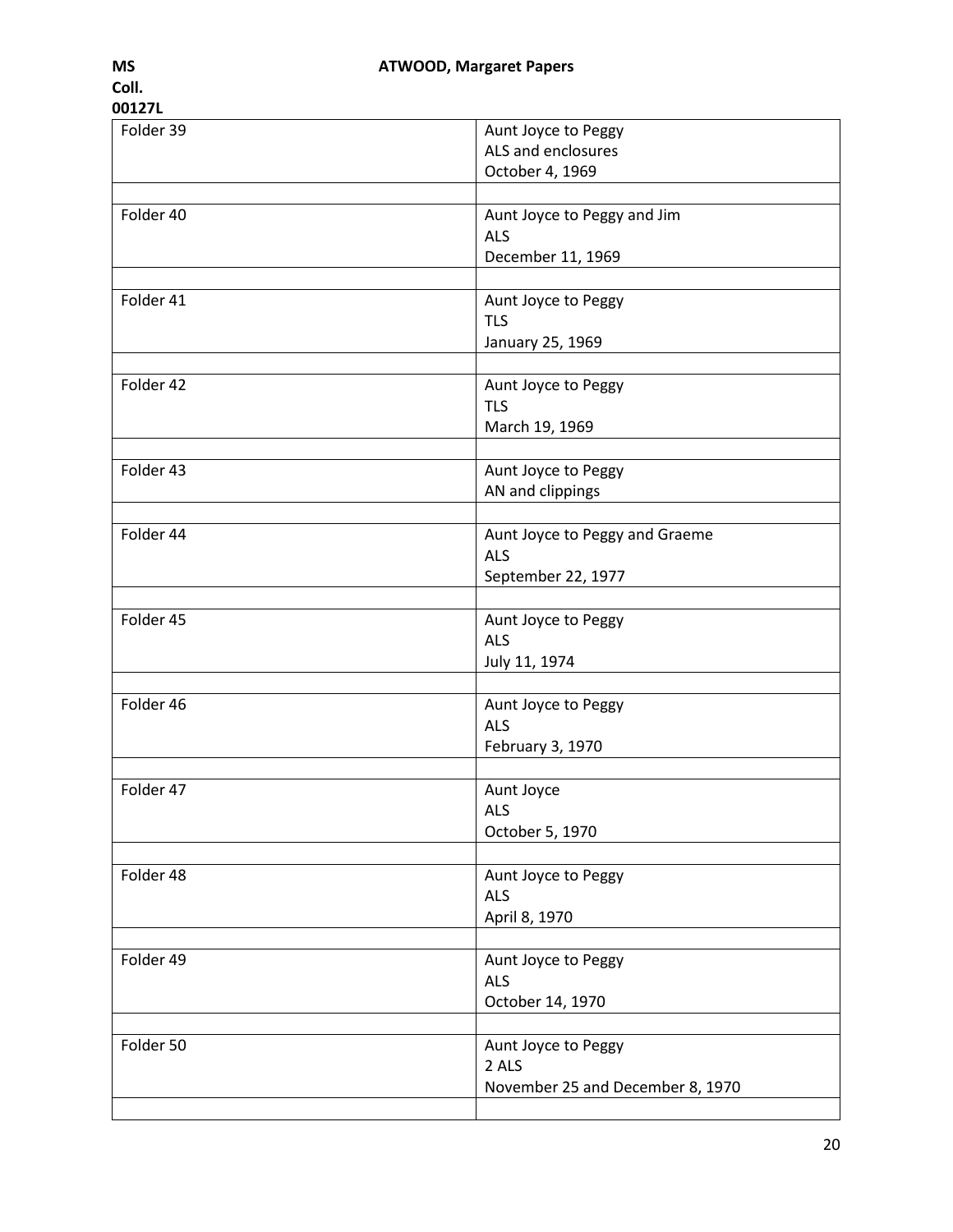| Folder | Description |
|---|---|
| Folder 39 | Aunt Joyce to Peggy<br>ALS and enclosures<br>October 4, 1969 |
| | |
| Folder 40 | Aunt Joyce to Peggy and Jim<br>ALS<br>December 11, 1969 |
| | |
| Folder 41 | Aunt Joyce to Peggy<br>TLS<br>January 25, 1969 |
| | |
| Folder 42 | Aunt Joyce to Peggy<br>TLS<br>March 19, 1969 |
| | |
| Folder 43 | Aunt Joyce to Peggy<br>AN and clippings |
| | |
| Folder 44 | Aunt Joyce to Peggy and Graeme<br>ALS<br>September 22, 1977 |
| | |
| Folder 45 | Aunt Joyce to Peggy<br>ALS<br>July 11, 1974 |
| | |
| Folder 46 | Aunt Joyce to Peggy<br>ALS<br>February 3, 1970 |
| | |
| Folder 47 | Aunt Joyce<br>ALS<br>October 5, 1970 |
| | |
| Folder 48 | Aunt Joyce to Peggy<br>ALS<br>April 8, 1970 |
| | |
| Folder 49 | Aunt Joyce to Peggy<br>ALS<br>October 14, 1970 |
| | |
| Folder 50 | Aunt Joyce to Peggy<br>2 ALS<br>November 25 and December 8, 1970 |
| | |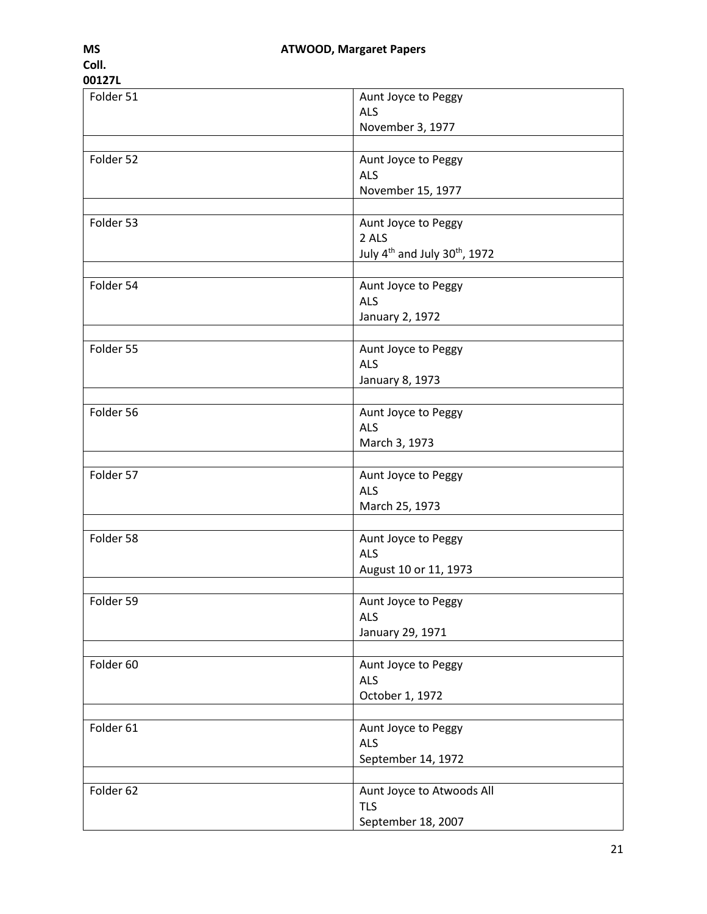| Folder | Description |
| --- | --- |
| Folder 51 | Aunt Joyce to Peggy<br>ALS<br>November 3, 1977 |
| | |
| Folder 52 | Aunt Joyce to Peggy<br>ALS<br>November 15, 1977 |
| | |
| Folder 53 | Aunt Joyce to Peggy<br>2 ALS<br>July 4th and July 30th, 1972 |
| | |
| Folder 54 | Aunt Joyce to Peggy<br>ALS<br>January 2, 1972 |
| | |
| Folder 55 | Aunt Joyce to Peggy<br>ALS<br>January 8, 1973 |
| | |
| Folder 56 | Aunt Joyce to Peggy<br>ALS<br>March 3, 1973 |
| | |
| Folder 57 | Aunt Joyce to Peggy<br>ALS<br>March 25, 1973 |
| | |
| Folder 58 | Aunt Joyce to Peggy<br>ALS<br>August 10 or 11, 1973 |
| | |
| Folder 59 | Aunt Joyce to Peggy<br>ALS<br>January 29, 1971 |
| | |
| Folder 60 | Aunt Joyce to Peggy<br>ALS<br>October 1, 1972 |
| | |
| Folder 61 | Aunt Joyce to Peggy<br>ALS<br>September 14, 1972 |
| | |
| Folder 62 | Aunt Joyce to Atwoods All<br>TLS<br>September 18, 2007 |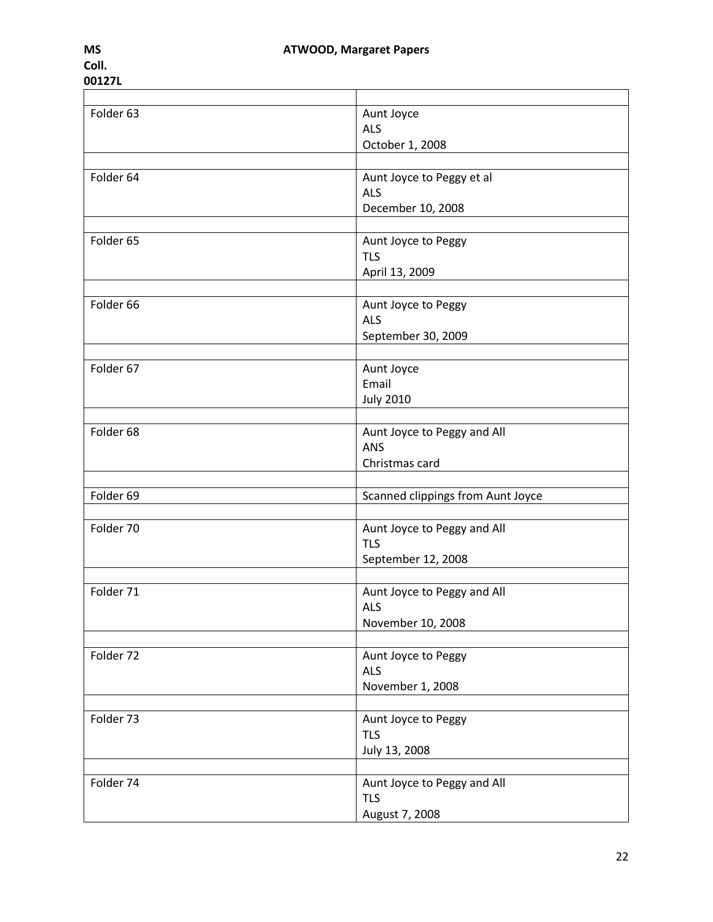| | |
|---|---|
| Folder 63 | Aunt Joyce<br>ALS<br>October 1, 2008 |
| | |
| Folder 64 | Aunt Joyce to Peggy et al<br>ALS<br>December 10, 2008 |
| | |
| Folder 65 | Aunt Joyce to Peggy<br>TLS<br>April 13, 2009 |
| | |
| Folder 66 | Aunt Joyce to Peggy<br>ALS<br>September 30, 2009 |
| | |
| Folder 67 | Aunt Joyce<br>Email<br>July 2010 |
| | |
| Folder 68 | Aunt Joyce to Peggy and All<br>ANS<br>Christmas card |
| | |
| Folder 69 | Scanned clippings from Aunt Joyce |
| | |
| Folder 70 | Aunt Joyce to Peggy and All<br>TLS<br>September 12, 2008 |
| | |
| Folder 71 | Aunt Joyce to Peggy and All<br>ALS<br>November 10, 2008 |
| | |
| Folder 72 | Aunt Joyce to Peggy<br>ALS<br>November 1, 2008 |
| | |
| Folder 73 | Aunt Joyce to Peggy<br>TLS<br>July 13, 2008 |
| | |
| Folder 74 | Aunt Joyce to Peggy and All<br>TLS<br>August 7, 2008 |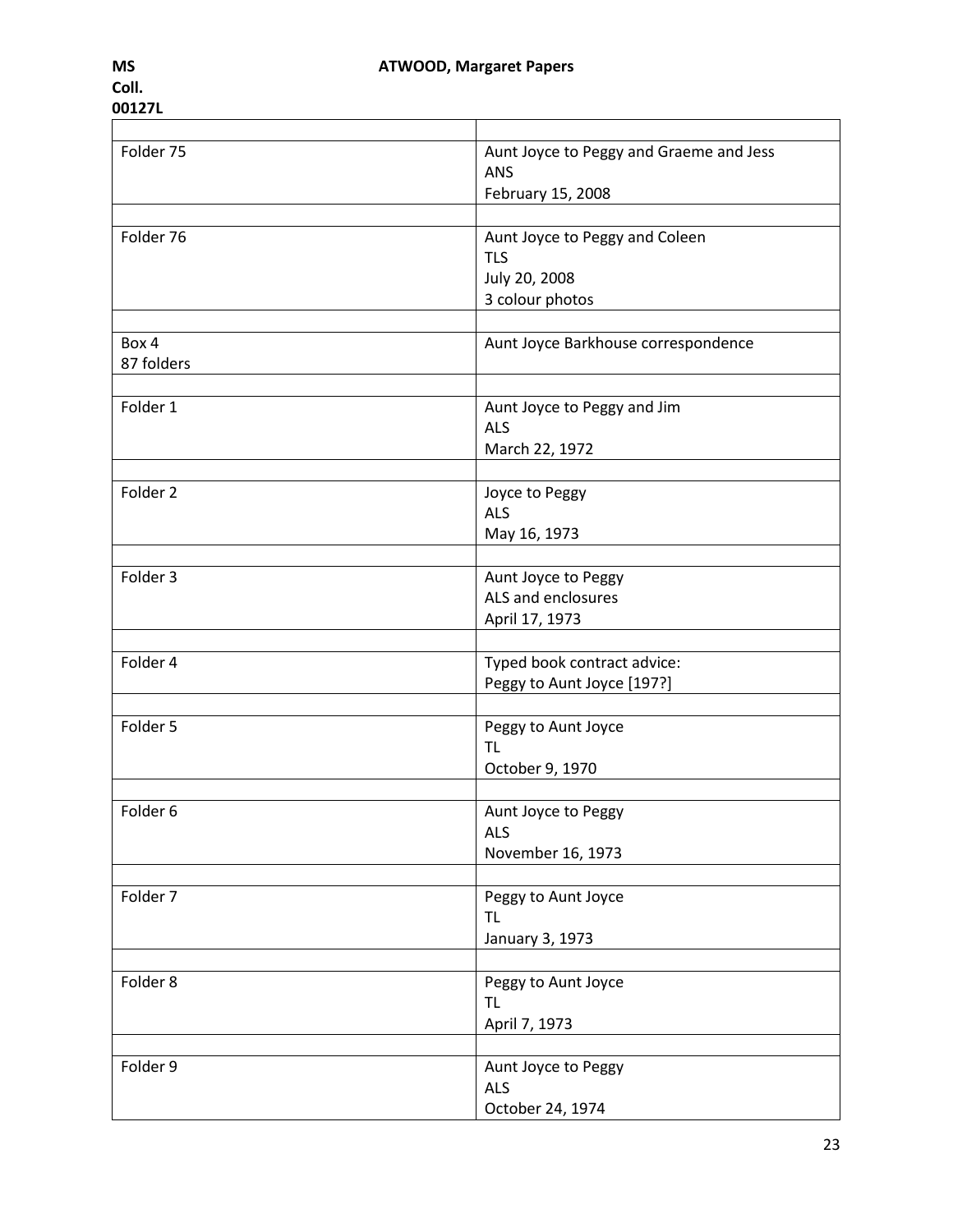| | |
|---|---|
| Folder 75 | Aunt Joyce to Peggy and Graeme and Jess<br>ANS<br>February 15, 2008 |
| | |
| Folder 76 | Aunt Joyce to Peggy and Coleen<br>TLS<br>July 20, 2008<br>3 colour photos |
| | |
| Box 4<br>87 folders | Aunt Joyce Barkhouse correspondence |
| | |
| Folder 1 | Aunt Joyce to Peggy and Jim<br>ALS<br>March 22, 1972 |
| | |
| Folder 2 | Joyce to Peggy<br>ALS<br>May 16, 1973 |
| | |
| Folder 3 | Aunt Joyce to Peggy<br>ALS and enclosures<br>April 17, 1973 |
| | |
| Folder 4 | Typed book contract advice:<br>Peggy to Aunt Joyce [197?] |
| | |
| Folder 5 | Peggy to Aunt Joyce<br>TL<br>October 9, 1970 |
| | |
| Folder 6 | Aunt Joyce to Peggy<br>ALS<br>November 16, 1973 |
| | |
| Folder 7 | Peggy to Aunt Joyce<br>TL<br>January 3, 1973 |
| | |
| Folder 8 | Peggy to Aunt Joyce<br>TL<br>April 7, 1973 |
| | |
| Folder 9 | Aunt Joyce to Peggy<br>ALS<br>October 24, 1974 |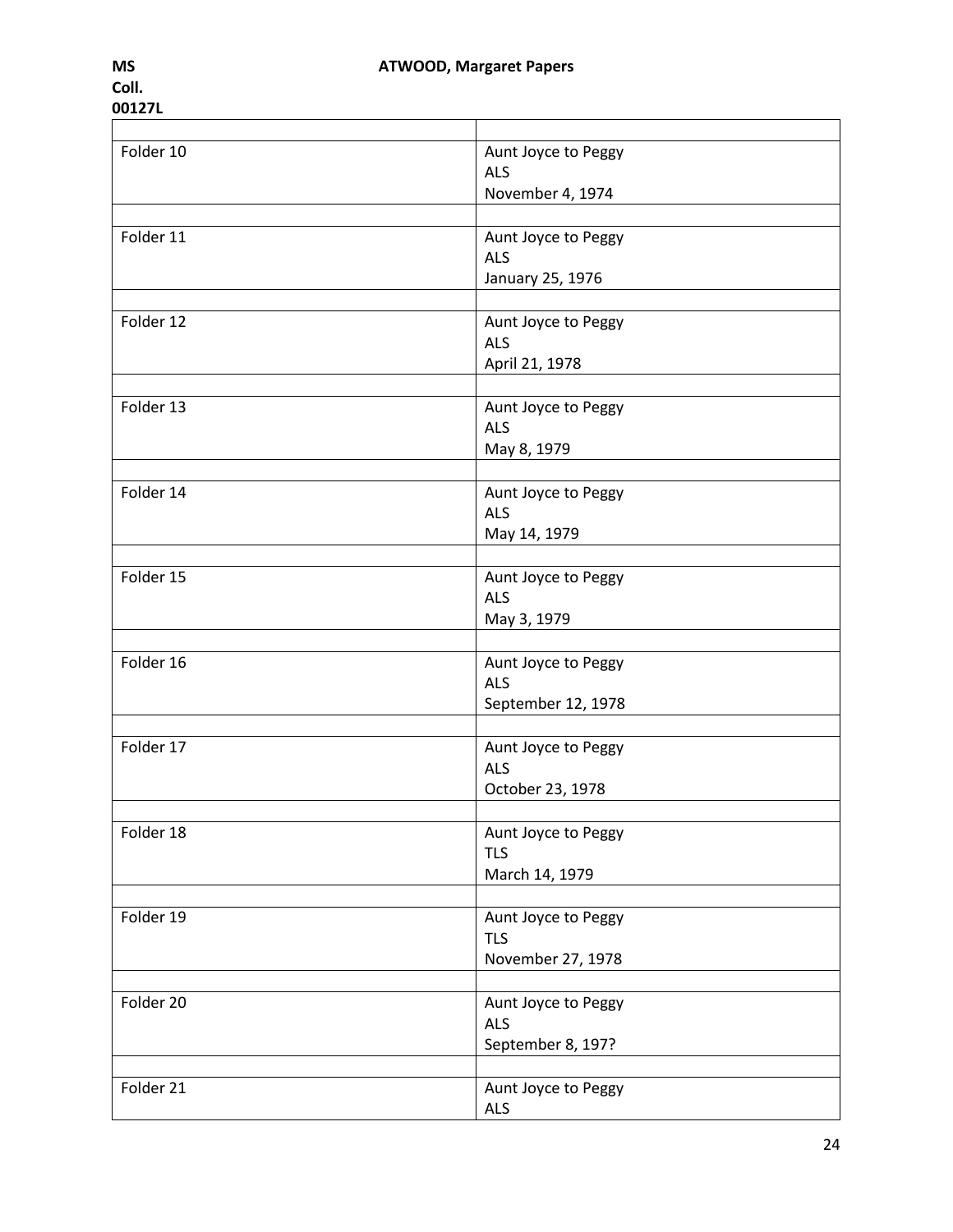| | |
|---|---|
| Folder 10 | Aunt Joyce to Peggy<br>ALS<br>November 4, 1974 |
| | |
| Folder 11 | Aunt Joyce to Peggy<br>ALS<br>January 25, 1976 |
| | |
| Folder 12 | Aunt Joyce to Peggy<br>ALS<br>April 21, 1978 |
| | |
| Folder 13 | Aunt Joyce to Peggy<br>ALS<br>May 8, 1979 |
| | |
| Folder 14 | Aunt Joyce to Peggy<br>ALS<br>May 14, 1979 |
| | |
| Folder 15 | Aunt Joyce to Peggy<br>ALS<br>May 3, 1979 |
| | |
| Folder 16 | Aunt Joyce to Peggy<br>ALS<br>September 12, 1978 |
| | |
| Folder 17 | Aunt Joyce to Peggy<br>ALS<br>October 23, 1978 |
| | |
| Folder 18 | Aunt Joyce to Peggy<br>TLS<br>March 14, 1979 |
| | |
| Folder 19 | Aunt Joyce to Peggy<br>TLS<br>November 27, 1978 |
| | |
| Folder 20 | Aunt Joyce to Peggy<br>ALS<br>September 8, 197? |
| | |
| Folder 21 | Aunt Joyce to Peggy<br>ALS |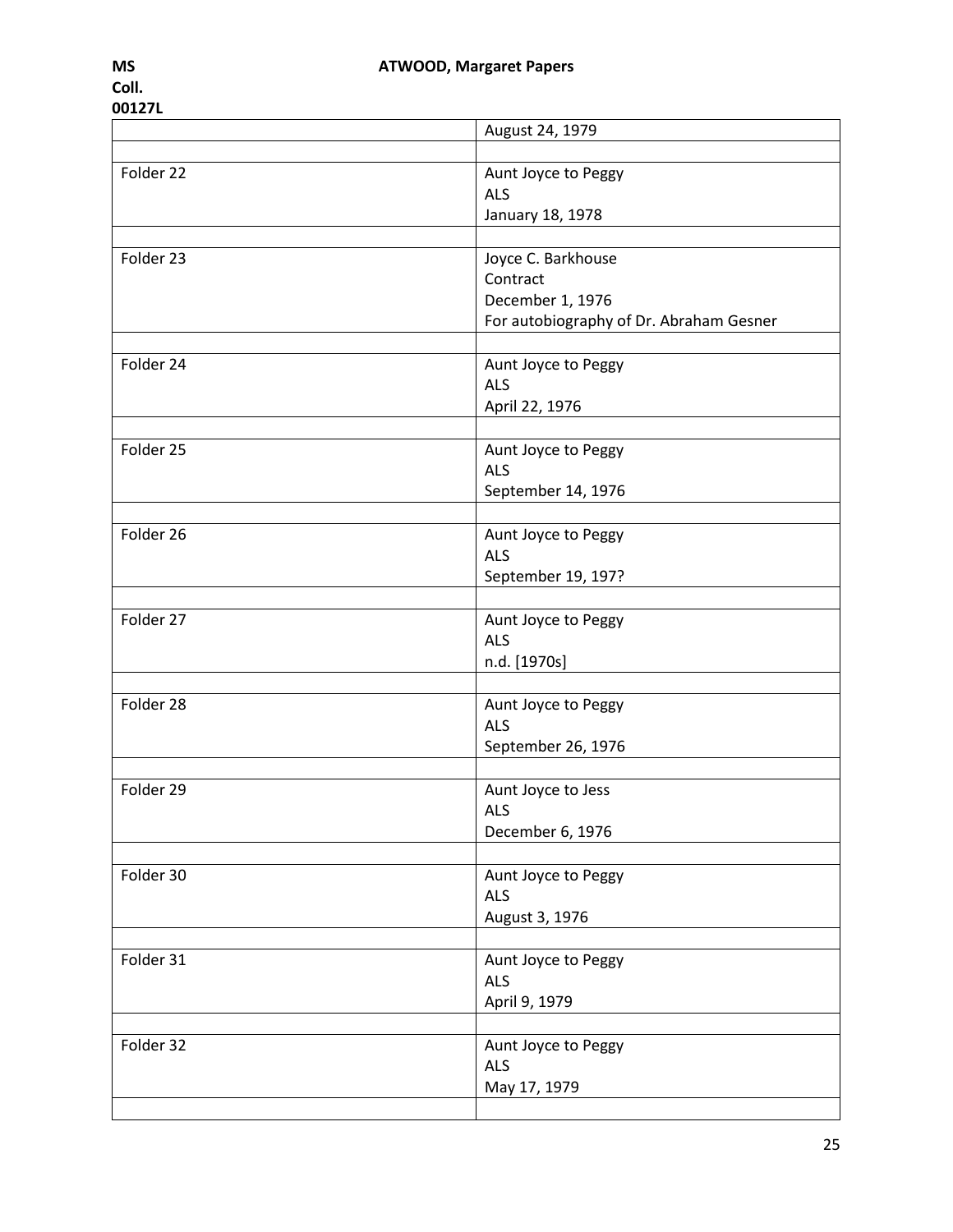|  |  |
|---|---|
|  | August 24, 1979 |
|  |  |
| Folder 22 | Aunt Joyce to Peggy<br>ALS<br>January 18, 1978 |
|  |  |
| Folder 23 | Joyce C. Barkhouse<br>Contract<br>December 1, 1976<br>For autobiography of Dr. Abraham Gesner |
|  |  |
| Folder 24 | Aunt Joyce to Peggy<br>ALS<br>April 22, 1976 |
|  |  |
| Folder 25 | Aunt Joyce to Peggy<br>ALS<br>September 14, 1976 |
|  |  |
| Folder 26 | Aunt Joyce to Peggy<br>ALS<br>September 19, 197? |
|  |  |
| Folder 27 | Aunt Joyce to Peggy<br>ALS<br>n.d. [1970s] |
|  |  |
| Folder 28 | Aunt Joyce to Peggy<br>ALS<br>September 26, 1976 |
|  |  |
| Folder 29 | Aunt Joyce to Jess<br>ALS<br>December 6, 1976 |
|  |  |
| Folder 30 | Aunt Joyce to Peggy<br>ALS<br>August 3, 1976 |
|  |  |
| Folder 31 | Aunt Joyce to Peggy<br>ALS<br>April 9, 1979 |
|  |  |
| Folder 32 | Aunt Joyce to Peggy<br>ALS<br>May 17, 1979 |
|  |  |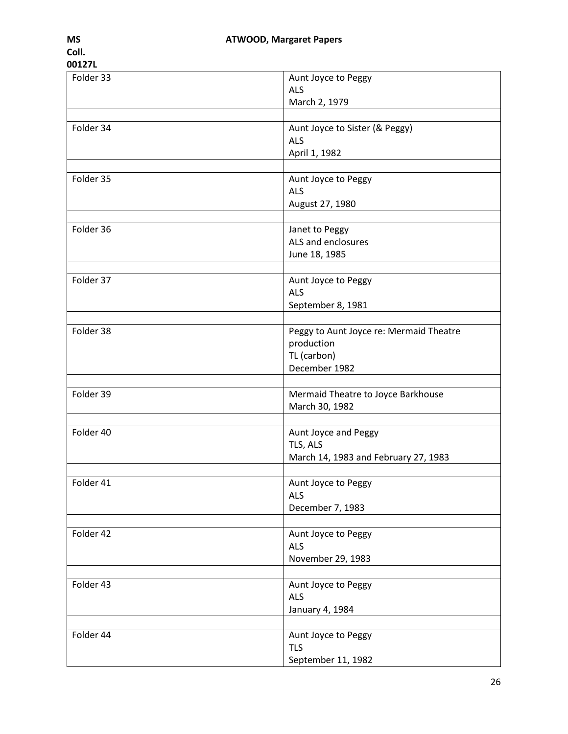| Folder | Description |
| --- | --- |
| Folder 33 | Aunt Joyce to Peggy<br>ALS<br>March 2, 1979 |
| | |
| Folder 34 | Aunt Joyce to Sister (& Peggy)<br>ALS<br>April 1, 1982 |
| | |
| Folder 35 | Aunt Joyce to Peggy<br>ALS<br>August 27, 1980 |
| | |
| Folder 36 | Janet to Peggy<br>ALS and enclosures<br>June 18, 1985 |
| | |
| Folder 37 | Aunt Joyce to Peggy<br>ALS<br>September 8, 1981 |
| | |
| Folder 38 | Peggy to Aunt Joyce re: Mermaid Theatre production<br>TL (carbon)<br>December 1982 |
| | |
| Folder 39 | Mermaid Theatre to Joyce Barkhouse<br>March 30, 1982 |
| | |
| Folder 40 | Aunt Joyce and Peggy<br>TLS, ALS<br>March 14, 1983 and February 27, 1983 |
| | |
| Folder 41 | Aunt Joyce to Peggy<br>ALS<br>December 7, 1983 |
| | |
| Folder 42 | Aunt Joyce to Peggy<br>ALS<br>November 29, 1983 |
| | |
| Folder 43 | Aunt Joyce to Peggy<br>ALS<br>January 4, 1984 |
| | |
| Folder 44 | Aunt Joyce to Peggy<br>TLS<br>September 11, 1982 |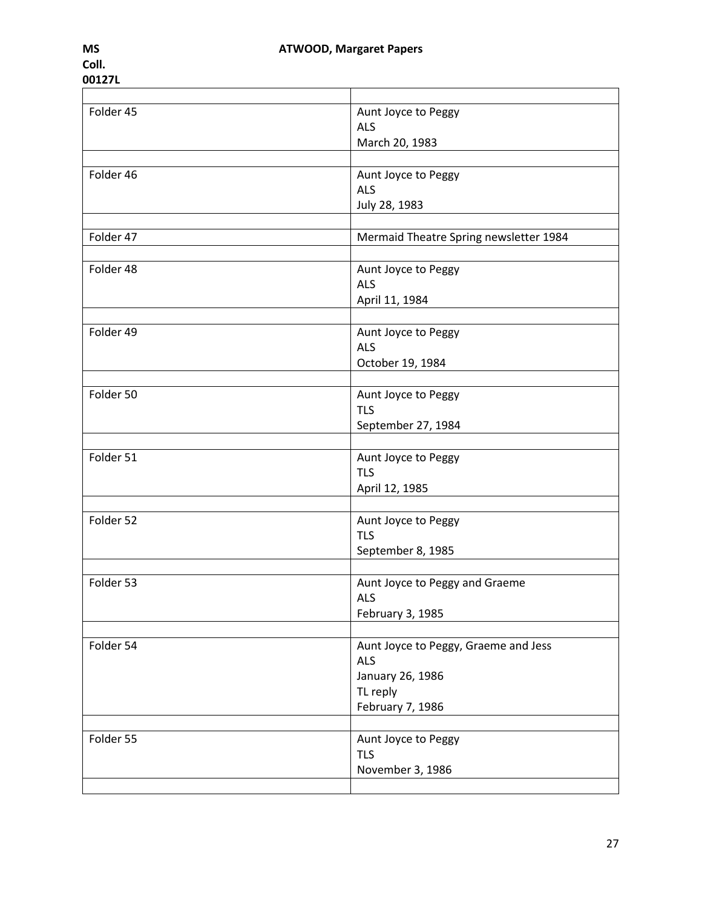| | |
|---|---|
| Folder 45 | Aunt Joyce to Peggy<br>ALS<br>March 20, 1983 |
| | |
| Folder 46 | Aunt Joyce to Peggy<br>ALS<br>July 28, 1983 |
| | |
| Folder 47 | Mermaid Theatre Spring newsletter 1984 |
| | |
| Folder 48 | Aunt Joyce to Peggy<br>ALS<br>April 11, 1984 |
| | |
| Folder 49 | Aunt Joyce to Peggy<br>ALS<br>October 19, 1984 |
| | |
| Folder 50 | Aunt Joyce to Peggy<br>TLS<br>September 27, 1984 |
| | |
| Folder 51 | Aunt Joyce to Peggy<br>TLS<br>April 12, 1985 |
| | |
| Folder 52 | Aunt Joyce to Peggy<br>TLS<br>September 8, 1985 |
| | |
| Folder 53 | Aunt Joyce to Peggy and Graeme<br>ALS<br>February 3, 1985 |
| | |
| Folder 54 | Aunt Joyce to Peggy, Graeme and Jess<br>ALS<br>January 26, 1986<br>TL reply<br>February 7, 1986 |
| | |
| Folder 55 | Aunt Joyce to Peggy<br>TLS<br>November 3, 1986 |
| | |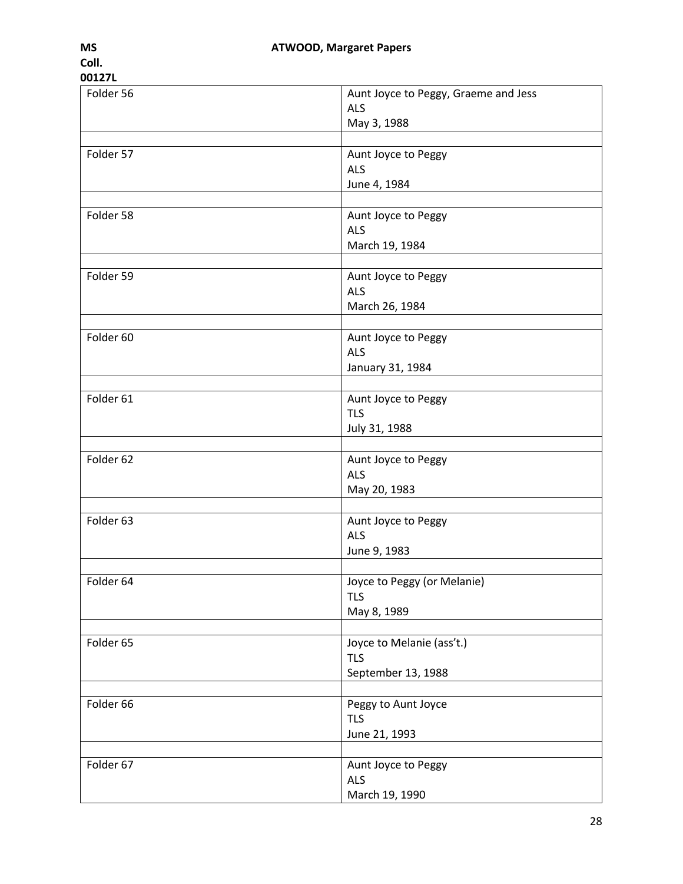| Folder | Description |
|---|---|
| Folder 56 | Aunt Joyce to Peggy, Graeme and Jess<br>ALS<br>May 3, 1988 |
| | |
| Folder 57 | Aunt Joyce to Peggy<br>ALS<br>June 4, 1984 |
| | |
| Folder 58 | Aunt Joyce to Peggy<br>ALS<br>March 19, 1984 |
| | |
| Folder 59 | Aunt Joyce to Peggy<br>ALS<br>March 26, 1984 |
| | |
| Folder 60 | Aunt Joyce to Peggy<br>ALS<br>January 31, 1984 |
| | |
| Folder 61 | Aunt Joyce to Peggy<br>TLS<br>July 31, 1988 |
| | |
| Folder 62 | Aunt Joyce to Peggy<br>ALS<br>May 20, 1983 |
| | |
| Folder 63 | Aunt Joyce to Peggy<br>ALS<br>June 9, 1983 |
| | |
| Folder 64 | Joyce to Peggy (or Melanie)<br>TLS<br>May 8, 1989 |
| | |
| Folder 65 | Joyce to Melanie (ass't.)<br>TLS<br>September 13, 1988 |
| | |
| Folder 66 | Peggy to Aunt Joyce<br>TLS<br>June 21, 1993 |
| | |
| Folder 67 | Aunt Joyce to Peggy<br>ALS<br>March 19, 1990 |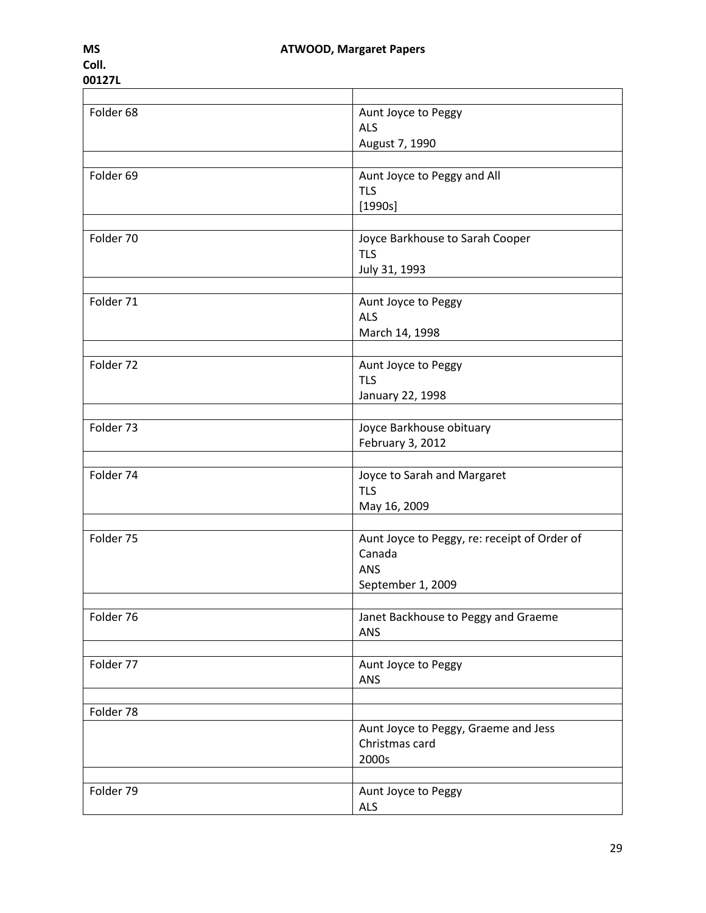| | |
|---|---|
| Folder 68 | Aunt Joyce to Peggy<br>ALS<br>August 7, 1990 |
| | |
| Folder 69 | Aunt Joyce to Peggy and All<br>TLS<br>[1990s] |
| | |
| Folder 70 | Joyce Barkhouse to Sarah Cooper<br>TLS<br>July 31, 1993 |
| | |
| Folder 71 | Aunt Joyce to Peggy<br>ALS<br>March 14, 1998 |
| | |
| Folder 72 | Aunt Joyce to Peggy<br>TLS<br>January 22, 1998 |
| | |
| Folder 73 | Joyce Barkhouse obituary<br>February 3, 2012 |
| | |
| Folder 74 | Joyce to Sarah and Margaret<br>TLS<br>May 16, 2009 |
| | |
| Folder 75 | Aunt Joyce to Peggy, re: receipt of Order of Canada<br>ANS<br>September 1, 2009 |
| | |
| Folder 76 | Janet Backhouse to Peggy and Graeme<br>ANS |
| | |
| Folder 77 | Aunt Joyce to Peggy<br>ANS |
| | |
| Folder 78 | |
| | Aunt Joyce to Peggy, Graeme and Jess<br>Christmas card<br>2000s |
| | |
| Folder 79 | Aunt Joyce to Peggy<br>ALS |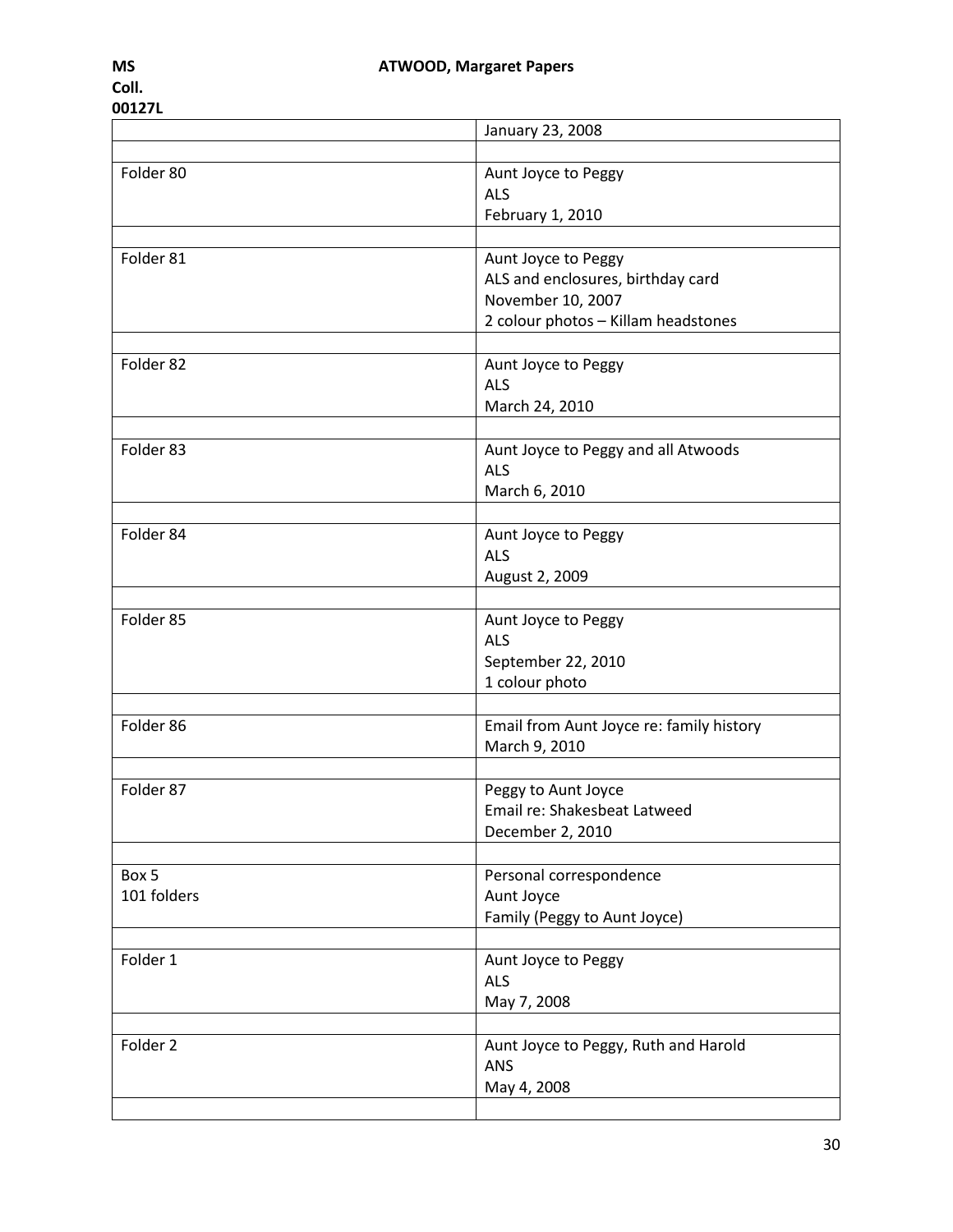**MS Coll. 00127L** **ATWOOD, Margaret Papers**

| | |
|---|---|
| | January 23, 2008 |
| | |
| Folder 80 | Aunt Joyce to Peggy<br>ALS<br>February 1, 2010 |
| | |
| Folder 81 | Aunt Joyce to Peggy<br>ALS and enclosures, birthday card<br>November 10, 2007<br>2 colour photos – Killam headstones |
| | |
| Folder 82 | Aunt Joyce to Peggy<br>ALS<br>March 24, 2010 |
| | |
| Folder 83 | Aunt Joyce to Peggy and all Atwoods<br>ALS<br>March 6, 2010 |
| | |
| Folder 84 | Aunt Joyce to Peggy<br>ALS<br>August 2, 2009 |
| | |
| Folder 85 | Aunt Joyce to Peggy<br>ALS<br>September 22, 2010<br>1 colour photo |
| | |
| Folder 86 | Email from Aunt Joyce re: family history<br>March 9, 2010 |
| | |
| Folder 87 | Peggy to Aunt Joyce<br>Email re: Shakesbeat Latweed<br>December 2, 2010 |
| | |
| Box 5<br>101 folders | Personal correspondence<br>Aunt Joyce<br>Family (Peggy to Aunt Joyce) |
| | |
| Folder 1 | Aunt Joyce to Peggy<br>ALS<br>May 7, 2008 |
| | |
| Folder 2 | Aunt Joyce to Peggy, Ruth and Harold<br>ANS<br>May 4, 2008 |
| | |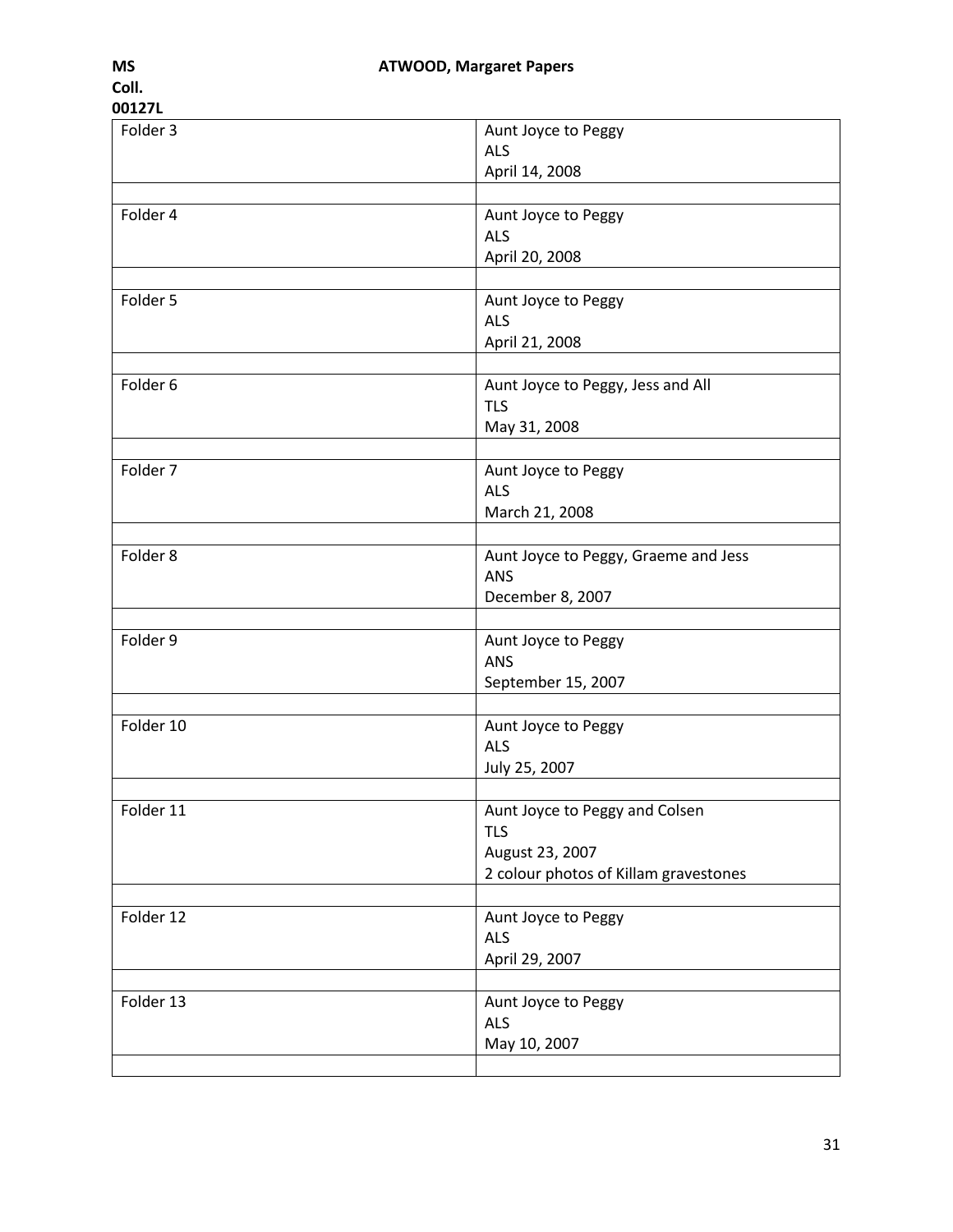| | |
|---|---|
| Folder 3 | Aunt Joyce to Peggy<br>ALS<br>April 14, 2008 |
| | |
| Folder 4 | Aunt Joyce to Peggy<br>ALS<br>April 20, 2008 |
| | |
| Folder 5 | Aunt Joyce to Peggy<br>ALS<br>April 21, 2008 |
| | |
| Folder 6 | Aunt Joyce to Peggy, Jess and All<br>TLS<br>May 31, 2008 |
| | |
| Folder 7 | Aunt Joyce to Peggy<br>ALS<br>March 21, 2008 |
| | |
| Folder 8 | Aunt Joyce to Peggy, Graeme and Jess<br>ANS<br>December 8, 2007 |
| | |
| Folder 9 | Aunt Joyce to Peggy<br>ANS<br>September 15, 2007 |
| | |
| Folder 10 | Aunt Joyce to Peggy<br>ALS<br>July 25, 2007 |
| | |
| Folder 11 | Aunt Joyce to Peggy and Colsen<br>TLS<br>August 23, 2007<br>2 colour photos of Killam gravestones |
| | |
| Folder 12 | Aunt Joyce to Peggy<br>ALS<br>April 29, 2007 |
| | |
| Folder 13 | Aunt Joyce to Peggy<br>ALS<br>May 10, 2007 |
| | |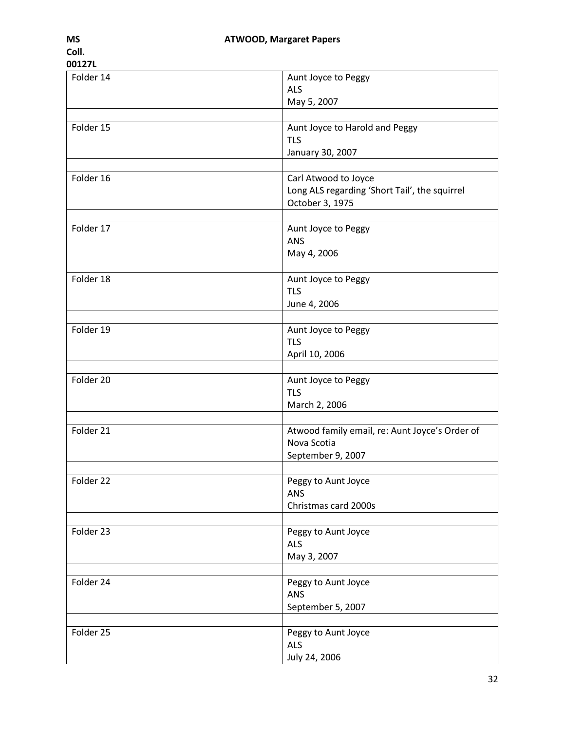| Folder | Description |
| --- | --- |
| Folder 14 | Aunt Joyce to Peggy<br>ALS<br>May 5, 2007 |
| | |
| Folder 15 | Aunt Joyce to Harold and Peggy<br>TLS<br>January 30, 2007 |
| | |
| Folder 16 | Carl Atwood to Joyce<br>Long ALS regarding 'Short Tail', the squirrel<br>October 3, 1975 |
| | |
| Folder 17 | Aunt Joyce to Peggy<br>ANS<br>May 4, 2006 |
| | |
| Folder 18 | Aunt Joyce to Peggy<br>TLS<br>June 4, 2006 |
| | |
| Folder 19 | Aunt Joyce to Peggy<br>TLS<br>April 10, 2006 |
| | |
| Folder 20 | Aunt Joyce to Peggy<br>TLS<br>March 2, 2006 |
| | |
| Folder 21 | Atwood family email, re: Aunt Joyce's Order of Nova Scotia<br>September 9, 2007 |
| | |
| Folder 22 | Peggy to Aunt Joyce<br>ANS<br>Christmas card 2000s |
| | |
| Folder 23 | Peggy to Aunt Joyce<br>ALS<br>May 3, 2007 |
| | |
| Folder 24 | Peggy to Aunt Joyce<br>ANS<br>September 5, 2007 |
| | |
| Folder 25 | Peggy to Aunt Joyce<br>ALS<br>July 24, 2006 |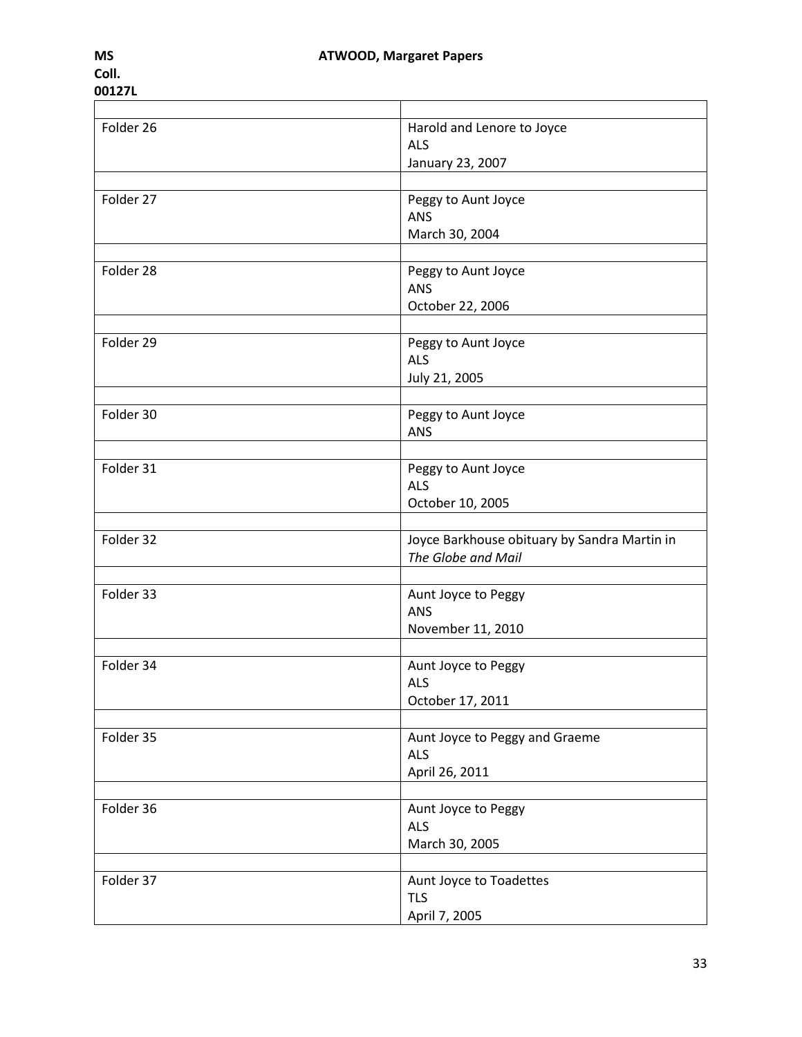| | |
|---|---|
| Folder 26 | Harold and Lenore to Joyce<br>ALS<br>January 23, 2007 |
| | |
| Folder 27 | Peggy to Aunt Joyce<br>ANS<br>March 30, 2004 |
| | |
| Folder 28 | Peggy to Aunt Joyce<br>ANS<br>October 22, 2006 |
| | |
| Folder 29 | Peggy to Aunt Joyce<br>ALS<br>July 21, 2005 |
| | |
| Folder 30 | Peggy to Aunt Joyce<br>ANS |
| | |
| Folder 31 | Peggy to Aunt Joyce<br>ALS<br>October 10, 2005 |
| | |
| Folder 32 | Joyce Barkhouse obituary by Sandra Martin in *The Globe and Mail* |
| | |
| Folder 33 | Aunt Joyce to Peggy<br>ANS<br>November 11, 2010 |
| | |
| Folder 34 | Aunt Joyce to Peggy<br>ALS<br>October 17, 2011 |
| | |
| Folder 35 | Aunt Joyce to Peggy and Graeme<br>ALS<br>April 26, 2011 |
| | |
| Folder 36 | Aunt Joyce to Peggy<br>ALS<br>March 30, 2005 |
| | |
| Folder 37 | Aunt Joyce to Toadettes<br>TLS<br>April 7, 2005 |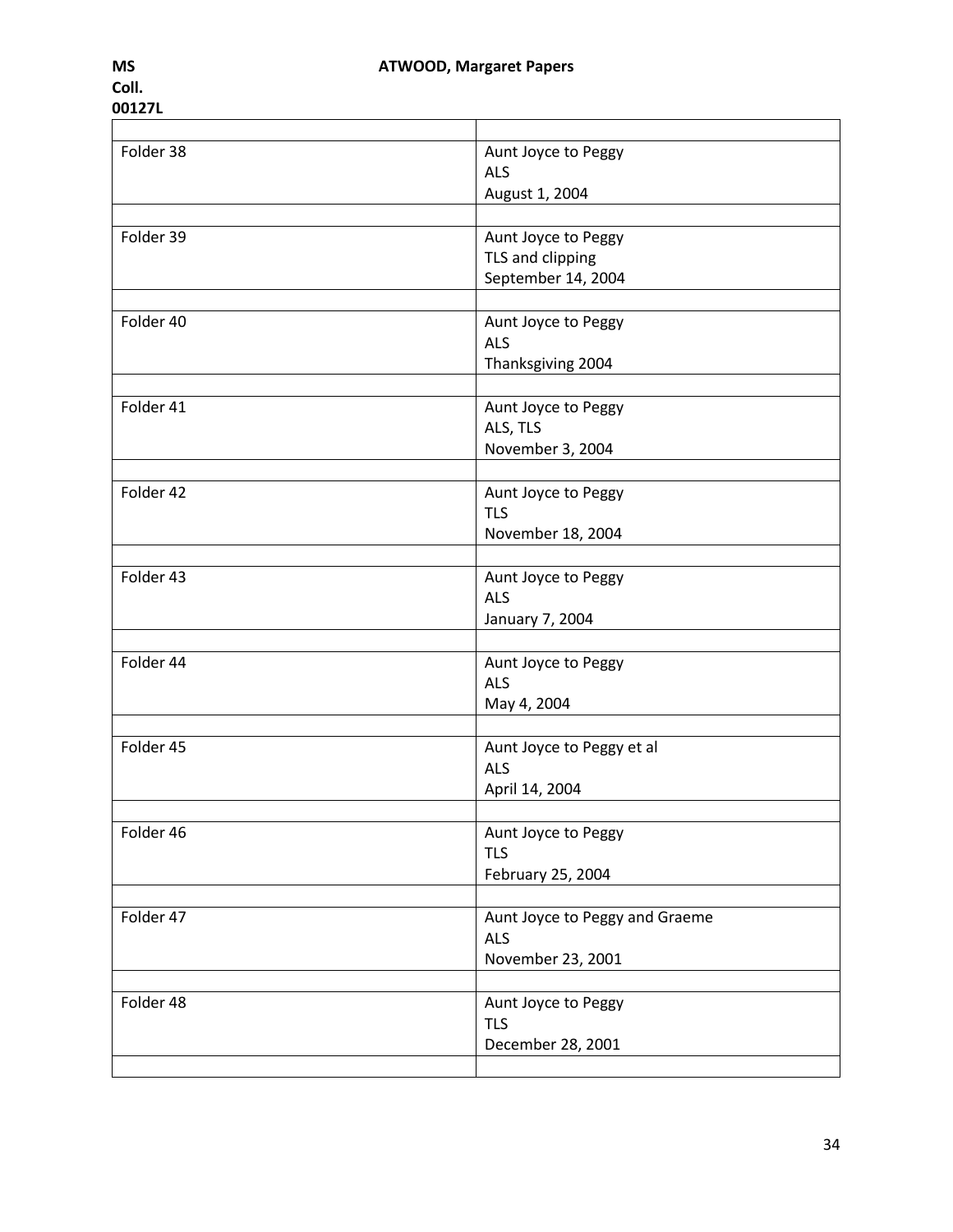| | |
|---|---|
| Folder 38 | Aunt Joyce to Peggy<br>ALS<br>August 1, 2004 |
| | |
| Folder 39 | Aunt Joyce to Peggy<br>TLS and clipping<br>September 14, 2004 |
| | |
| Folder 40 | Aunt Joyce to Peggy<br>ALS<br>Thanksgiving 2004 |
| | |
| Folder 41 | Aunt Joyce to Peggy<br>ALS, TLS<br>November 3, 2004 |
| | |
| Folder 42 | Aunt Joyce to Peggy<br>TLS<br>November 18, 2004 |
| | |
| Folder 43 | Aunt Joyce to Peggy<br>ALS<br>January 7, 2004 |
| | |
| Folder 44 | Aunt Joyce to Peggy<br>ALS<br>May 4, 2004 |
| | |
| Folder 45 | Aunt Joyce to Peggy et al<br>ALS<br>April 14, 2004 |
| | |
| Folder 46 | Aunt Joyce to Peggy<br>TLS<br>February 25, 2004 |
| | |
| Folder 47 | Aunt Joyce to Peggy and Graeme<br>ALS<br>November 23, 2001 |
| | |
| Folder 48 | Aunt Joyce to Peggy<br>TLS<br>December 28, 2001 |
| | |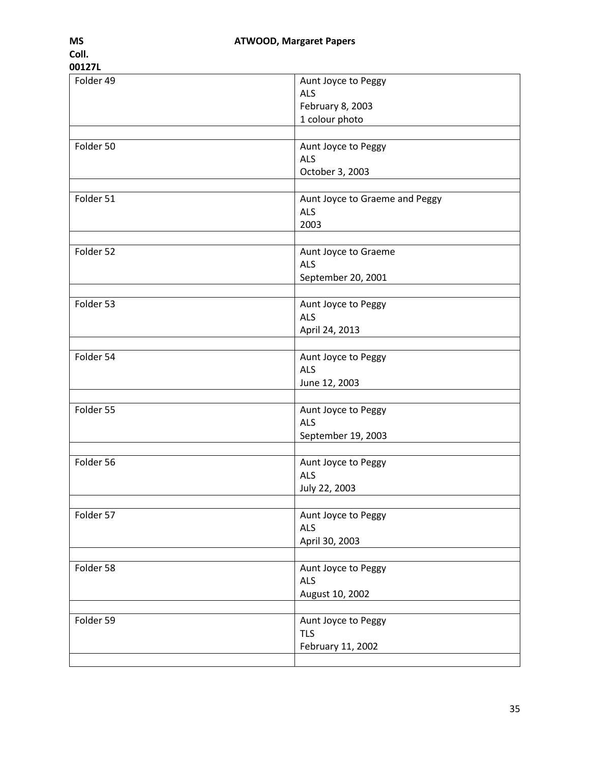| Folder 49 | Aunt Joyce to Peggy<br>ALS<br>February 8, 2003<br>1 colour photo |
|---|---|
| | |
| Folder 50 | Aunt Joyce to Peggy<br>ALS<br>October 3, 2003 |
| | |
| Folder 51 | Aunt Joyce to Graeme and Peggy<br>ALS<br>2003 |
| | |
| Folder 52 | Aunt Joyce to Graeme<br>ALS<br>September 20, 2001 |
| | |
| Folder 53 | Aunt Joyce to Peggy<br>ALS<br>April 24, 2013 |
| | |
| Folder 54 | Aunt Joyce to Peggy<br>ALS<br>June 12, 2003 |
| | |
| Folder 55 | Aunt Joyce to Peggy<br>ALS<br>September 19, 2003 |
| | |
| Folder 56 | Aunt Joyce to Peggy<br>ALS<br>July 22, 2003 |
| | |
| Folder 57 | Aunt Joyce to Peggy<br>ALS<br>April 30, 2003 |
| | |
| Folder 58 | Aunt Joyce to Peggy<br>ALS<br>August 10, 2002 |
| | |
| Folder 59 | Aunt Joyce to Peggy<br>TLS<br>February 11, 2002 |
| | |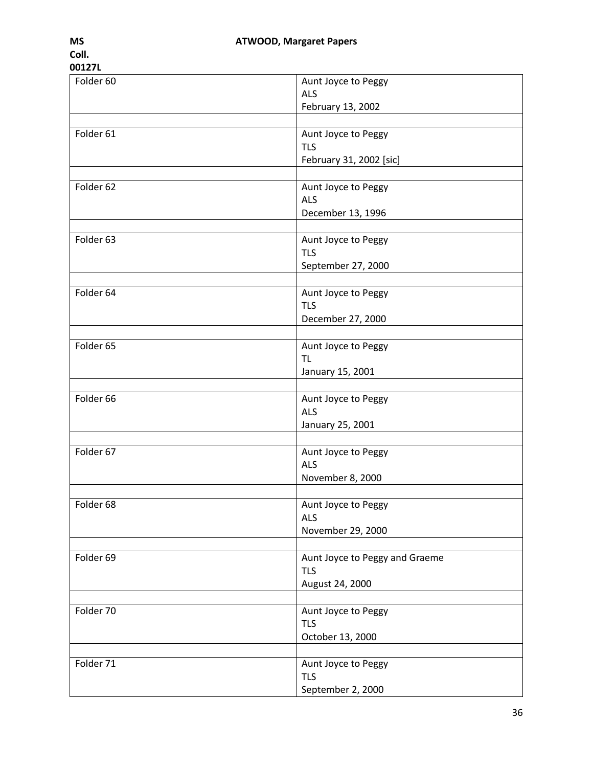| Folder | Description |
| --- | --- |
| Folder 60 | Aunt Joyce to Peggy<br>ALS<br>February 13, 2002 |
| Folder 61 | Aunt Joyce to Peggy<br>TLS<br>February 31, 2002 [sic] |
| Folder 62 | Aunt Joyce to Peggy<br>ALS<br>December 13, 1996 |
| Folder 63 | Aunt Joyce to Peggy<br>TLS<br>September 27, 2000 |
| Folder 64 | Aunt Joyce to Peggy<br>TLS<br>December 27, 2000 |
| Folder 65 | Aunt Joyce to Peggy<br>TL<br>January 15, 2001 |
| Folder 66 | Aunt Joyce to Peggy<br>ALS<br>January 25, 2001 |
| Folder 67 | Aunt Joyce to Peggy<br>ALS<br>November 8, 2000 |
| Folder 68 | Aunt Joyce to Peggy<br>ALS<br>November 29, 2000 |
| Folder 69 | Aunt Joyce to Peggy and Graeme<br>TLS<br>August 24, 2000 |
| Folder 70 | Aunt Joyce to Peggy<br>TLS<br>October 13, 2000 |
| Folder 71 | Aunt Joyce to Peggy<br>TLS<br>September 2, 2000 |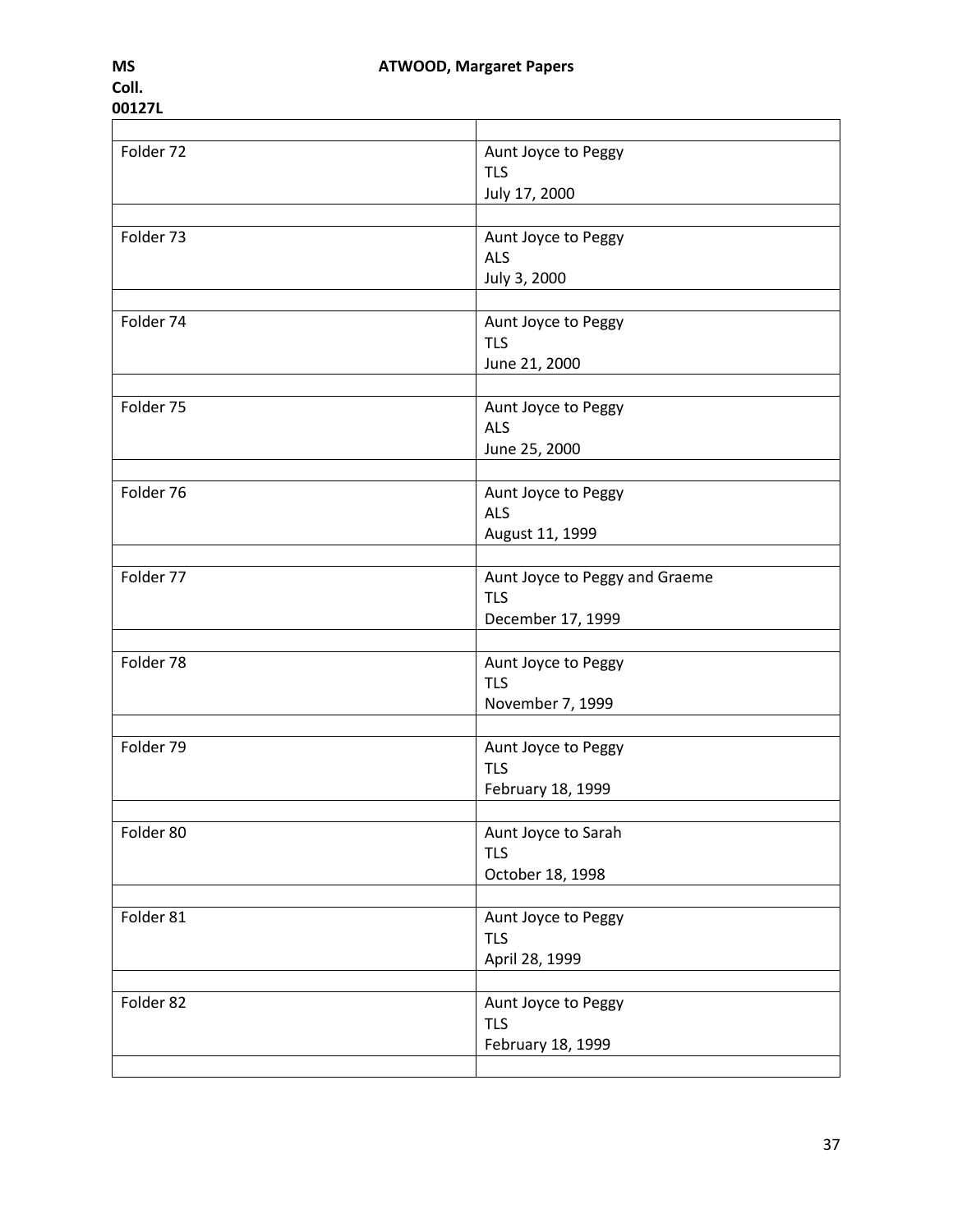| | |
|---|---|
| Folder 72 | Aunt Joyce to Peggy<br>TLS<br>July 17, 2000 |
| | |
| Folder 73 | Aunt Joyce to Peggy<br>ALS<br>July 3, 2000 |
| | |
| Folder 74 | Aunt Joyce to Peggy<br>TLS<br>June 21, 2000 |
| | |
| Folder 75 | Aunt Joyce to Peggy<br>ALS<br>June 25, 2000 |
| | |
| Folder 76 | Aunt Joyce to Peggy<br>ALS<br>August 11, 1999 |
| | |
| Folder 77 | Aunt Joyce to Peggy and Graeme<br>TLS<br>December 17, 1999 |
| | |
| Folder 78 | Aunt Joyce to Peggy<br>TLS<br>November 7, 1999 |
| | |
| Folder 79 | Aunt Joyce to Peggy<br>TLS<br>February 18, 1999 |
| | |
| Folder 80 | Aunt Joyce to Sarah<br>TLS<br>October 18, 1998 |
| | |
| Folder 81 | Aunt Joyce to Peggy<br>TLS<br>April 28, 1999 |
| | |
| Folder 82 | Aunt Joyce to Peggy<br>TLS<br>February 18, 1999 |
| | |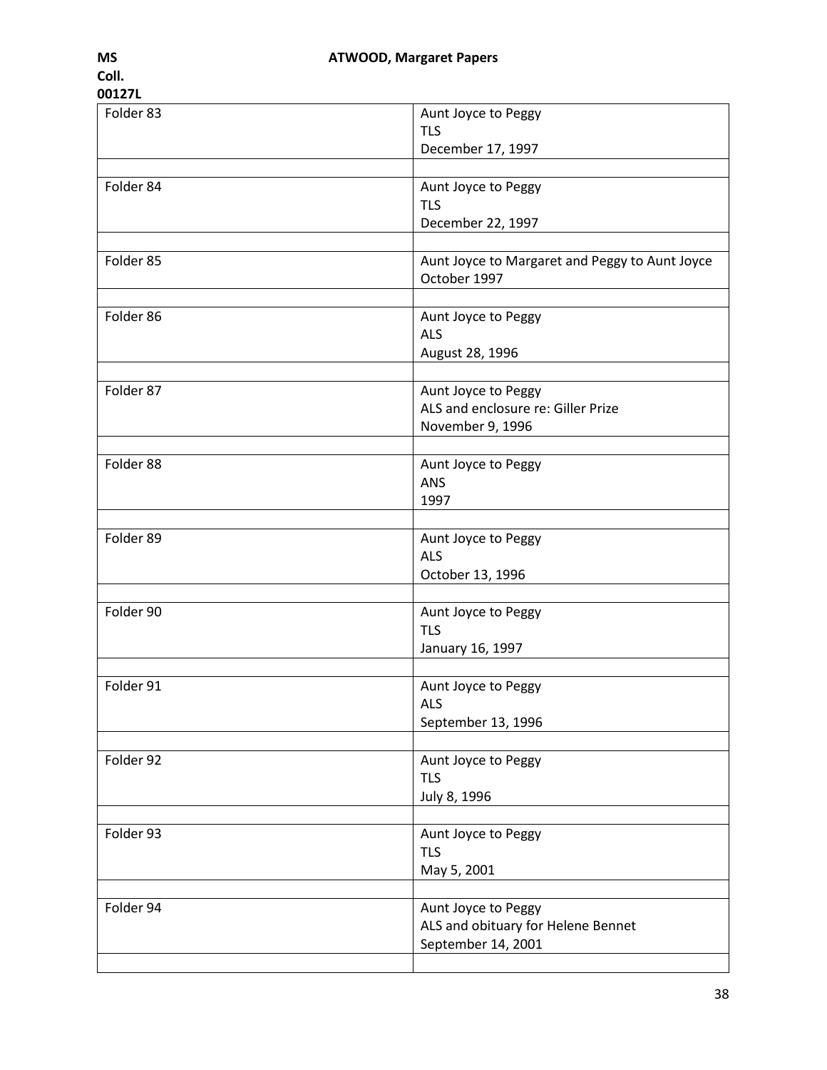| Folder 83 | Aunt Joyce to Peggy<br>TLS<br>December 17, 1997 |
|---|---|
| | |
| Folder 84 | Aunt Joyce to Peggy<br>TLS<br>December 22, 1997 |
| | |
| Folder 85 | Aunt Joyce to Margaret and Peggy to Aunt Joyce<br>October 1997 |
| | |
| Folder 86 | Aunt Joyce to Peggy<br>ALS<br>August 28, 1996 |
| | |
| Folder 87 | Aunt Joyce to Peggy<br>ALS and enclosure re: Giller Prize<br>November 9, 1996 |
| | |
| Folder 88 | Aunt Joyce to Peggy<br>ANS<br>1997 |
| | |
| Folder 89 | Aunt Joyce to Peggy<br>ALS<br>October 13, 1996 |
| | |
| Folder 90 | Aunt Joyce to Peggy<br>TLS<br>January 16, 1997 |
| | |
| Folder 91 | Aunt Joyce to Peggy<br>ALS<br>September 13, 1996 |
| | |
| Folder 92 | Aunt Joyce to Peggy<br>TLS<br>July 8, 1996 |
| | |
| Folder 93 | Aunt Joyce to Peggy<br>TLS<br>May 5, 2001 |
| | |
| Folder 94 | Aunt Joyce to Peggy<br>ALS and obituary for Helene Bennet<br>September 14, 2001 |
| | |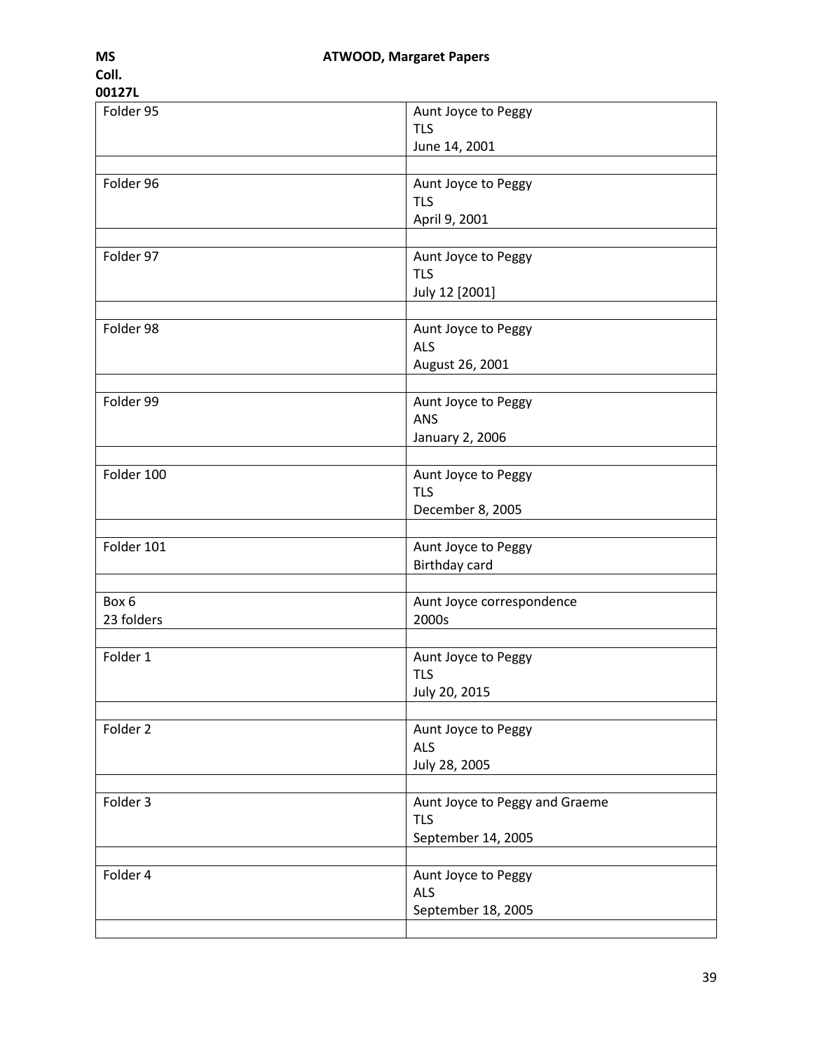| | |
|---|---|
| Folder 95 | Aunt Joyce to Peggy<br>TLS<br>June 14, 2001 |
| | |
| Folder 96 | Aunt Joyce to Peggy<br>TLS<br>April 9, 2001 |
| | |
| Folder 97 | Aunt Joyce to Peggy<br>TLS<br>July 12 [2001] |
| | |
| Folder 98 | Aunt Joyce to Peggy<br>ALS<br>August 26, 2001 |
| | |
| Folder 99 | Aunt Joyce to Peggy<br>ANS<br>January 2, 2006 |
| | |
| Folder 100 | Aunt Joyce to Peggy<br>TLS<br>December 8, 2005 |
| | |
| Folder 101 | Aunt Joyce to Peggy<br>Birthday card |
| | |
| Box 6<br>23 folders | Aunt Joyce correspondence<br>2000s |
| | |
| Folder 1 | Aunt Joyce to Peggy<br>TLS<br>July 20, 2015 |
| | |
| Folder 2 | Aunt Joyce to Peggy<br>ALS<br>July 28, 2005 |
| | |
| Folder 3 | Aunt Joyce to Peggy and Graeme<br>TLS<br>September 14, 2005 |
| | |
| Folder 4 | Aunt Joyce to Peggy<br>ALS<br>September 18, 2005 |
| | |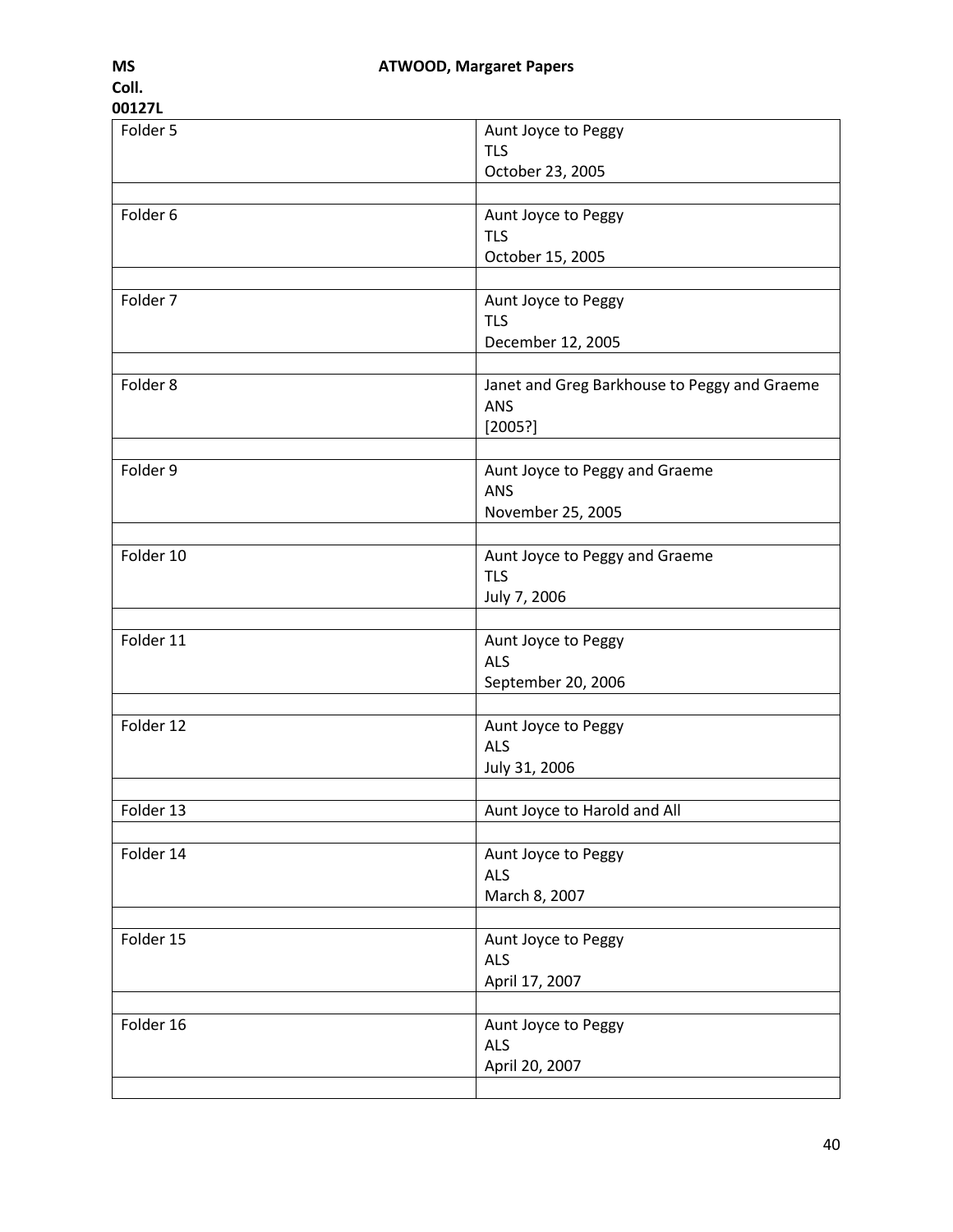| Folder 5 | Aunt Joyce to Peggy<br>TLS<br>October 23, 2005 |
|---|---|
| | |
| Folder 6 | Aunt Joyce to Peggy<br>TLS<br>October 15, 2005 |
| | |
| Folder 7 | Aunt Joyce to Peggy<br>TLS<br>December 12, 2005 |
| | |
| Folder 8 | Janet and Greg Barkhouse to Peggy and Graeme<br>ANS<br>[2005?] |
| | |
| Folder 9 | Aunt Joyce to Peggy and Graeme<br>ANS<br>November 25, 2005 |
| | |
| Folder 10 | Aunt Joyce to Peggy and Graeme<br>TLS<br>July 7, 2006 |
| | |
| Folder 11 | Aunt Joyce to Peggy<br>ALS<br>September 20, 2006 |
| | |
| Folder 12 | Aunt Joyce to Peggy<br>ALS<br>July 31, 2006 |
| | |
| Folder 13 | Aunt Joyce to Harold and All |
| | |
| Folder 14 | Aunt Joyce to Peggy<br>ALS<br>March 8, 2007 |
| | |
| Folder 15 | Aunt Joyce to Peggy<br>ALS<br>April 17, 2007 |
| | |
| Folder 16 | Aunt Joyce to Peggy<br>ALS<br>April 20, 2007 |
| | |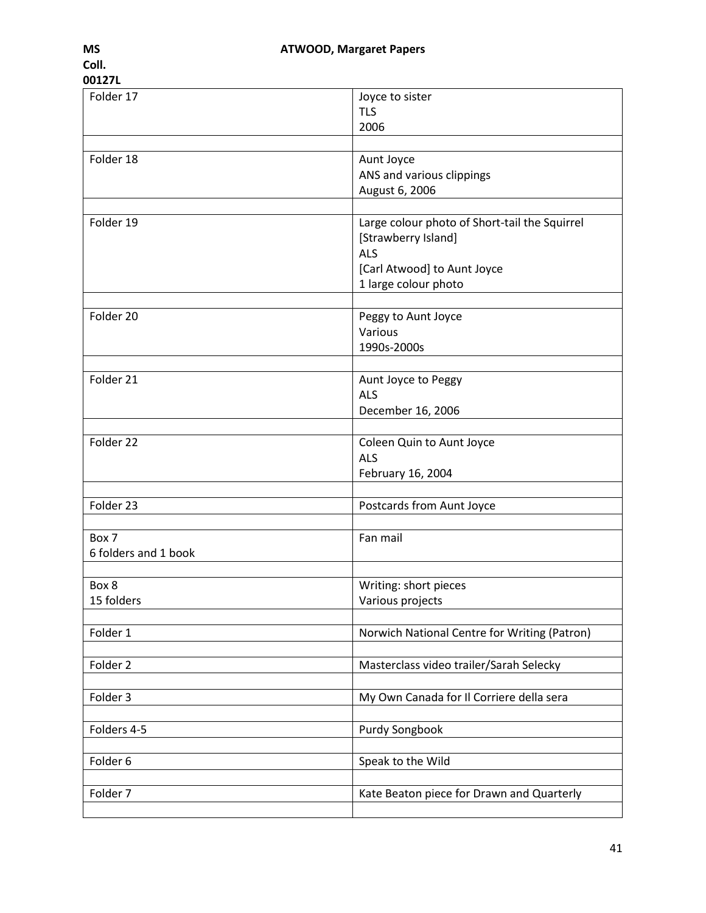| Folder 17 | Joyce to sister<br>TLS<br>2006 |
|---|---|
| | |
| Folder 18 | Aunt Joyce<br>ANS and various clippings<br>August 6, 2006 |
| | |
| Folder 19 | Large colour photo of Short-tail the Squirrel<br>[Strawberry Island]<br>ALS<br>[Carl Atwood] to Aunt Joyce<br>1 large colour photo |
| | |
| Folder 20 | Peggy to Aunt Joyce<br>Various<br>1990s-2000s |
| | |
| Folder 21 | Aunt Joyce to Peggy<br>ALS<br>December 16, 2006 |
| | |
| Folder 22 | Coleen Quin to Aunt Joyce<br>ALS<br>February 16, 2004 |
| | |
| Folder 23 | Postcards from Aunt Joyce |
| | |
| Box 7<br>6 folders and 1 book | Fan mail |
| | |
| Box 8<br>15 folders | Writing: short pieces<br>Various projects |
| | |
| Folder 1 | Norwich National Centre for Writing (Patron) |
| | |
| Folder 2 | Masterclass video trailer/Sarah Selecky |
| | |
| Folder 3 | My Own Canada for Il Corriere della sera |
| | |
| Folders 4-5 | Purdy Songbook |
| | |
| Folder 6 | Speak to the Wild |
| | |
| Folder 7 | Kate Beaton piece for Drawn and Quarterly |
| | |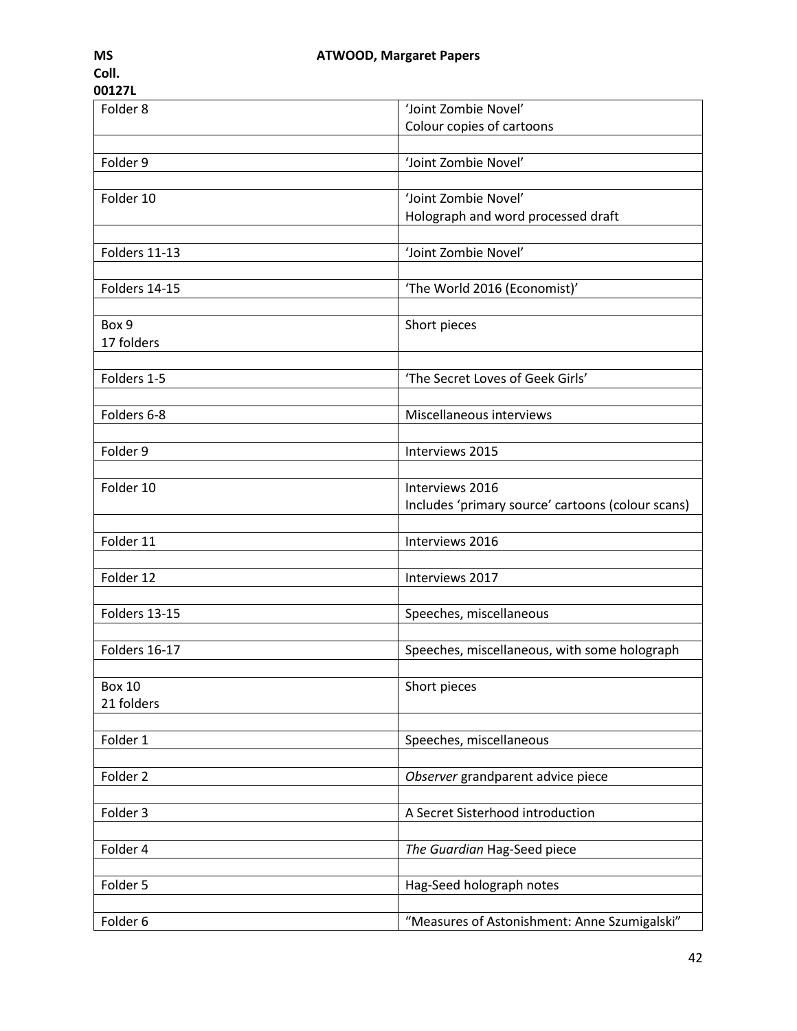| Folder 8 | 'Joint Zombie Novel'<br>Colour copies of cartoons |
|---|---|
| | |
| Folder 9 | 'Joint Zombie Novel' |
| | |
| Folder 10 | 'Joint Zombie Novel'<br>Holograph and word processed draft |
| | |
| Folders 11-13 | 'Joint Zombie Novel' |
| | |
| Folders 14-15 | 'The World 2016 (Economist)' |
| | |
| Box 9<br>17 folders | Short pieces |
| | |
| Folders 1-5 | 'The Secret Loves of Geek Girls' |
| | |
| Folders 6-8 | Miscellaneous interviews |
| | |
| Folder 9 | Interviews 2015 |
| | |
| Folder 10 | Interviews 2016<br>Includes 'primary source' cartoons (colour scans) |
| | |
| Folder 11 | Interviews 2016 |
| | |
| Folder 12 | Interviews 2017 |
| | |
| Folders 13-15 | Speeches, miscellaneous |
| | |
| Folders 16-17 | Speeches, miscellaneous, with some holograph |
| | |
| Box 10<br>21 folders | Short pieces |
| | |
| Folder 1 | Speeches, miscellaneous |
| | |
| Folder 2 | *Observer* grandparent advice piece |
| | |
| Folder 3 | A Secret Sisterhood introduction |
| | |
| Folder 4 | *The Guardian* Hag-Seed piece |
| | |
| Folder 5 | Hag-Seed holograph notes |
| | |
| Folder 6 | "Measures of Astonishment: Anne Szumigalski" |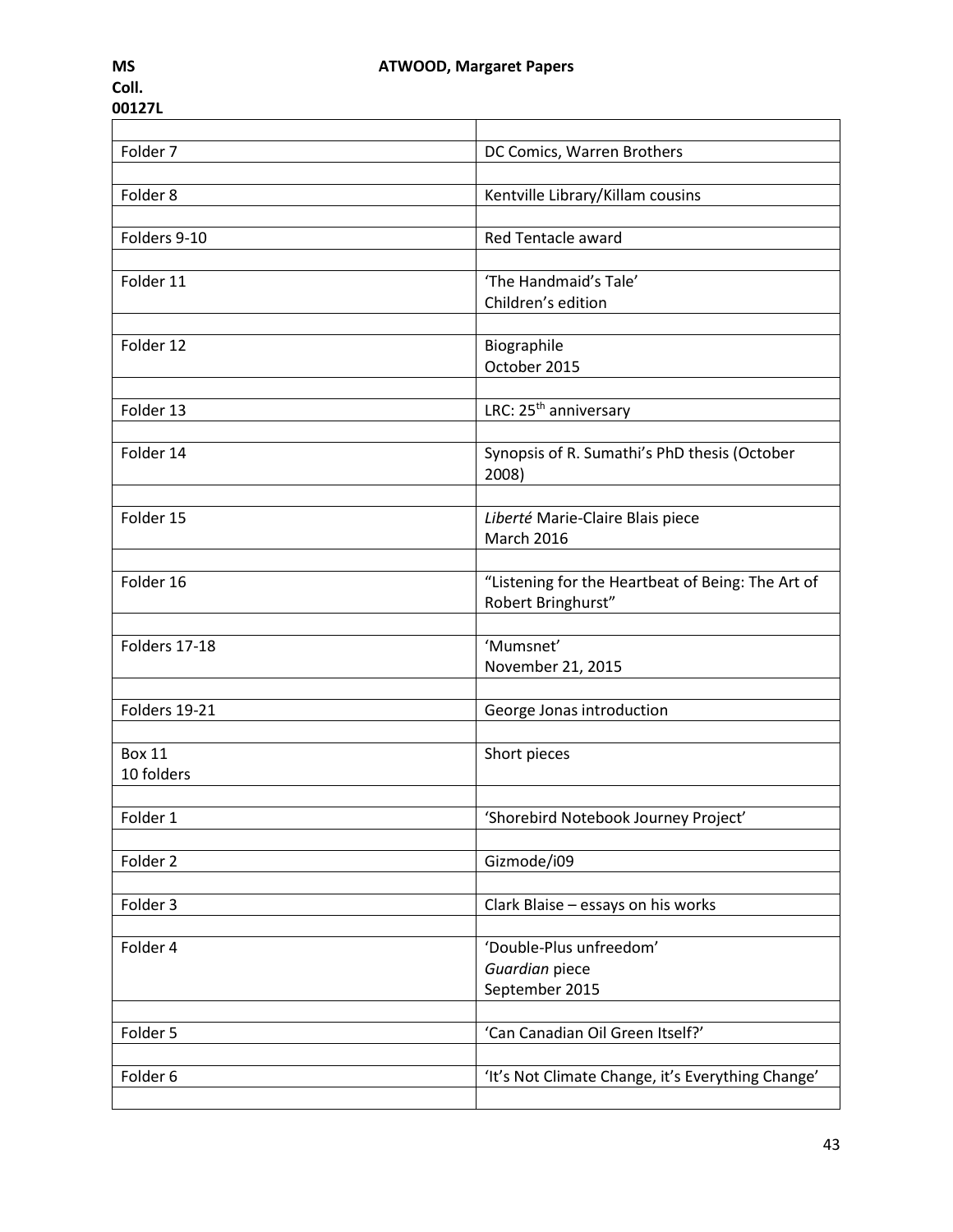**MS Coll. 00127L** **ATWOOD, Margaret Papers**

| | |
|---|---|
| Folder 7 | DC Comics, Warren Brothers |
| | |
| Folder 8 | Kentville Library/Killam cousins |
| | |
| Folders 9-10 | Red Tentacle award |
| | |
| Folder 11 | 'The Handmaid's Tale'<br>Children's edition |
| | |
| Folder 12 | Biographile<br>October 2015 |
| | |
| Folder 13 | LRC: 25th anniversary |
| | |
| Folder 14 | Synopsis of R. Sumathi's PhD thesis (October 2008) |
| | |
| Folder 15 | *Liberté* Marie-Claire Blais piece<br>March 2016 |
| | |
| Folder 16 | "Listening for the Heartbeat of Being: The Art of Robert Bringhurst" |
| | |
| Folders 17-18 | 'Mumsnet'<br>November 21, 2015 |
| | |
| Folders 19-21 | George Jonas introduction |
| | |
| Box 11<br>10 folders | Short pieces |
| | |
| Folder 1 | 'Shorebird Notebook Journey Project' |
| | |
| Folder 2 | Gizmode/i09 |
| | |
| Folder 3 | Clark Blaise – essays on his works |
| | |
| Folder 4 | 'Double-Plus unfreedom'<br>*Guardian* piece<br>September 2015 |
| | |
| Folder 5 | 'Can Canadian Oil Green Itself?' |
| | |
| Folder 6 | 'It's Not Climate Change, it's Everything Change' |
| | |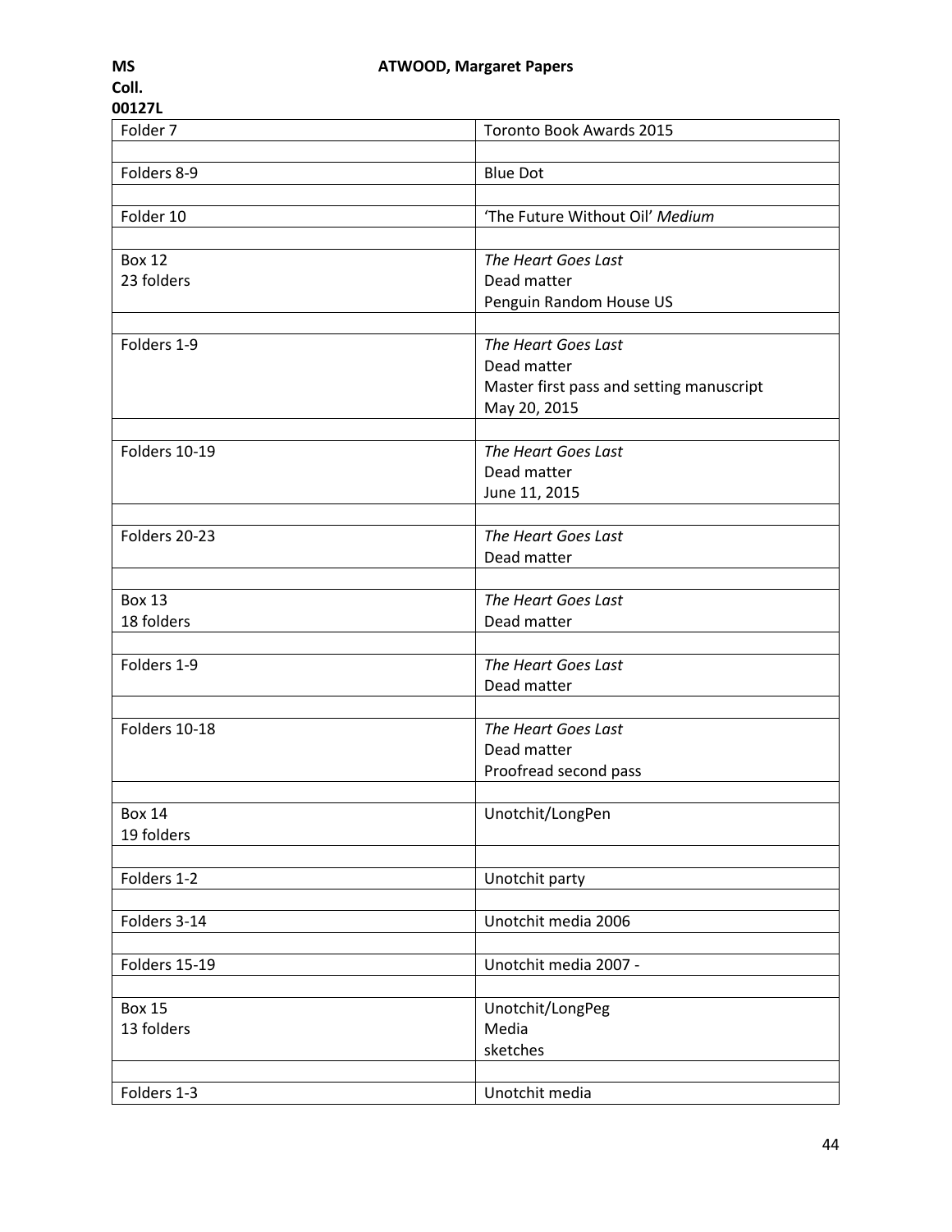| Folder 7 | Toronto Book Awards 2015 |
|---|---|
| | |
| Folders 8-9 | Blue Dot |
| | |
| Folder 10 | 'The Future Without Oil' *Medium* |
| | |
| Box 12<br>23 folders | *The Heart Goes Last*<br>Dead matter<br>Penguin Random House US |
| | |
| Folders 1-9 | *The Heart Goes Last*<br>Dead matter<br>Master first pass and setting manuscript<br>May 20, 2015 |
| | |
| Folders 10-19 | *The Heart Goes Last*<br>Dead matter<br>June 11, 2015 |
| | |
| Folders 20-23 | *The Heart Goes Last*<br>Dead matter |
| | |
| Box 13<br>18 folders | *The Heart Goes Last*<br>Dead matter |
| | |
| Folders 1-9 | *The Heart Goes Last*<br>Dead matter |
| | |
| Folders 10-18 | *The Heart Goes Last*<br>Dead matter<br>Proofread second pass |
| | |
| Box 14<br>19 folders | Unotchit/LongPen |
| | |
| Folders 1-2 | Unotchit party |
| | |
| Folders 3-14 | Unotchit media 2006 |
| | |
| Folders 15-19 | Unotchit media 2007 - |
| | |
| Box 15<br>13 folders | Unotchit/LongPeg<br>Media<br>sketches |
| | |
| Folders 1-3 | Unotchit media |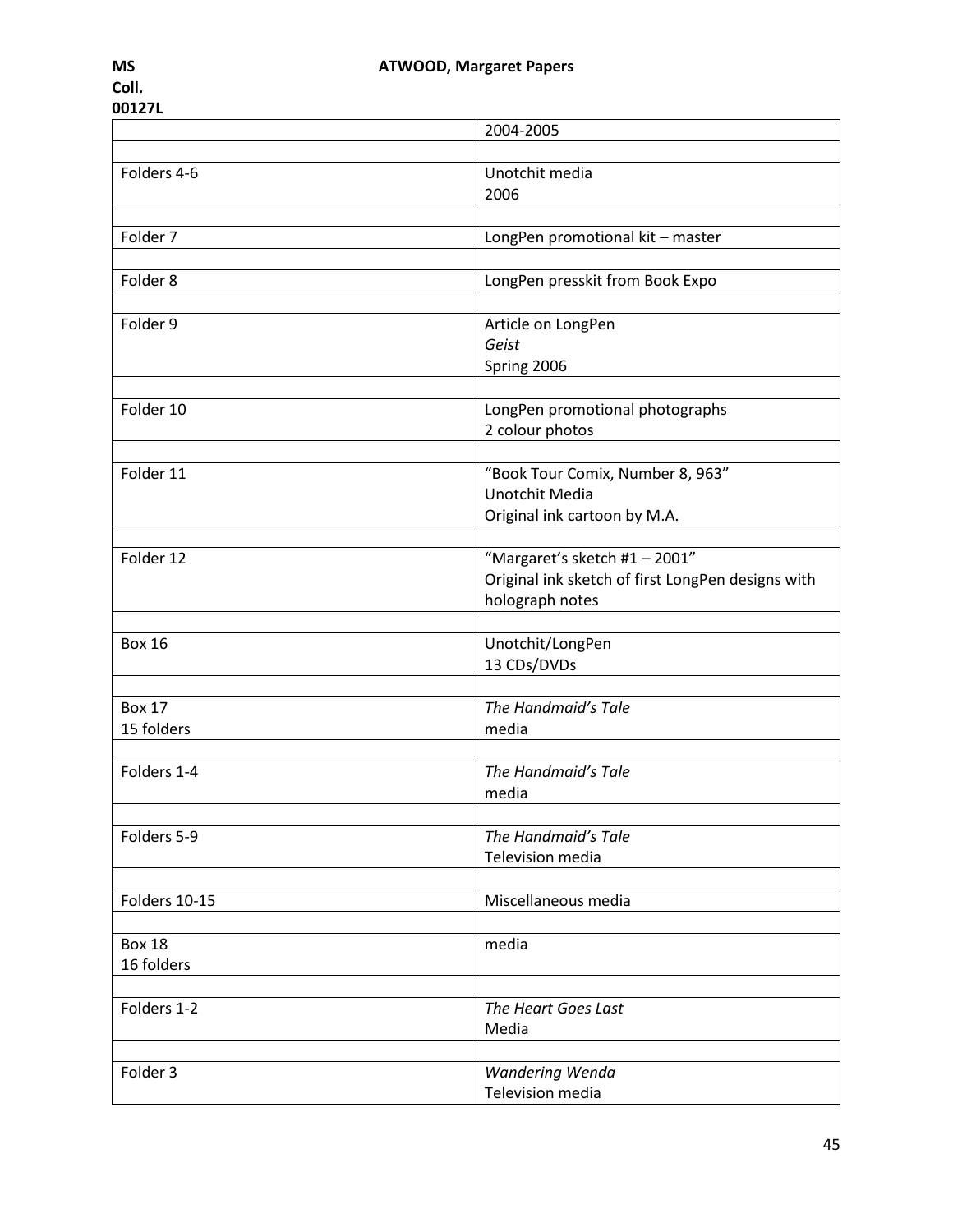MS Coll. 00127L | ATWOOD, Margaret Papers

| | |
|---|---|
| | 2004-2005 |
| | |
| Folders 4-6 | Unotchit media<br>2006 |
| | |
| Folder 7 | LongPen promotional kit – master |
| | |
| Folder 8 | LongPen presskit from Book Expo |
| | |
| Folder 9 | Article on LongPen<br>*Geist*<br>Spring 2006 |
| | |
| Folder 10 | LongPen promotional photographs<br>2 colour photos |
| | |
| Folder 11 | "Book Tour Comix, Number 8, 963"<br>Unotchit Media<br>Original ink cartoon by M.A. |
| | |
| Folder 12 | "Margaret's sketch #1 – 2001"<br>Original ink sketch of first LongPen designs with holograph notes |
| | |
| Box 16 | Unotchit/LongPen<br>13 CDs/DVDs |
| | |
| Box 17<br>15 folders | *The Handmaid's Tale*<br>media |
| | |
| Folders 1-4 | *The Handmaid's Tale*<br>media |
| | |
| Folders 5-9 | *The Handmaid's Tale*<br>Television media |
| | |
| Folders 10-15 | Miscellaneous media |
| | |
| Box 18<br>16 folders | media |
| | |
| Folders 1-2 | *The Heart Goes Last*<br>Media |
| | |
| Folder 3 | *Wandering Wenda*<br>Television media |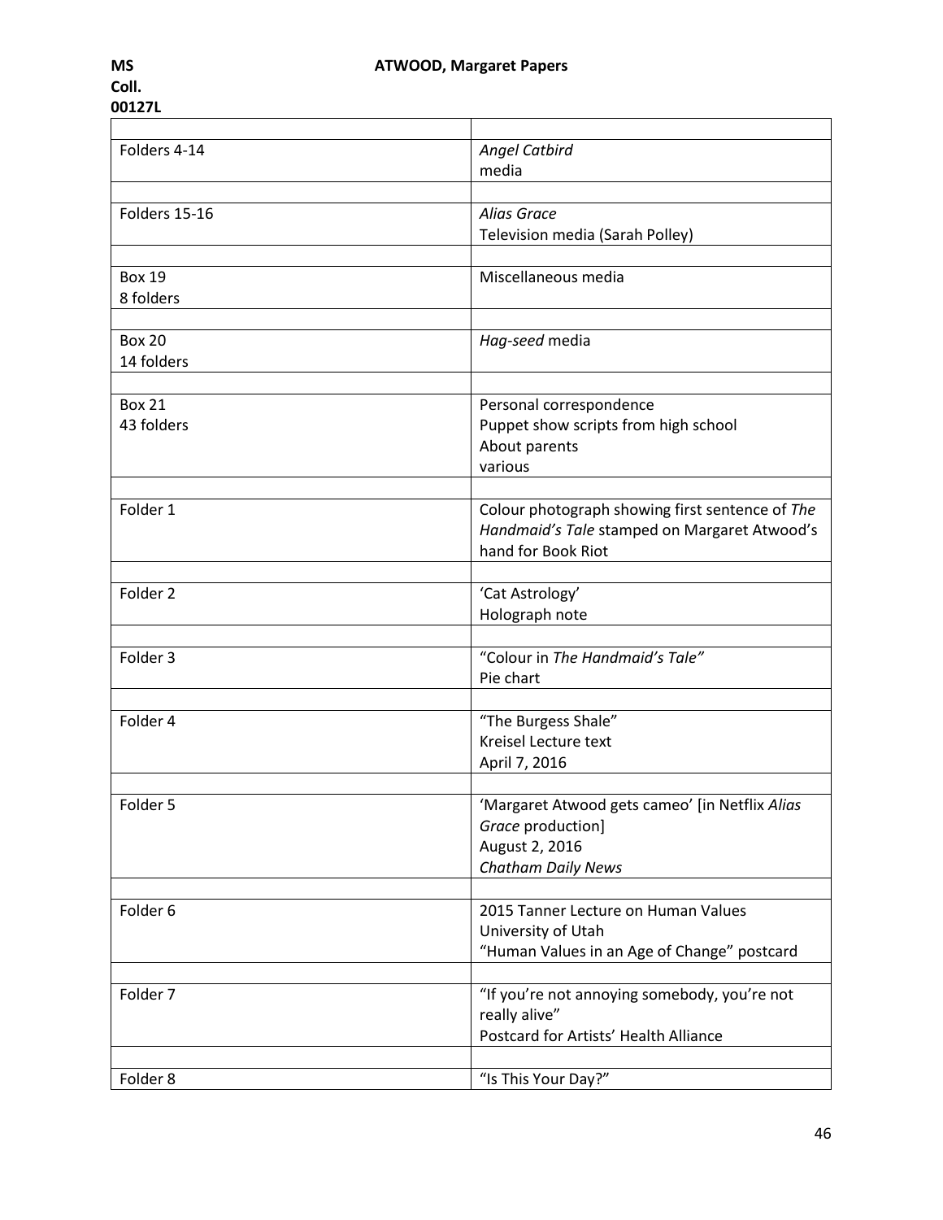| | |
|---|---|
| Folders 4-14 | *Angel Catbird*<br>media |
| | |
| Folders 15-16 | *Alias Grace*<br>Television media (Sarah Polley) |
| | |
| Box 19<br>8 folders | Miscellaneous media |
| | |
| Box 20<br>14 folders | *Hag-seed* media |
| | |
| Box 21<br>43 folders | Personal correspondence<br>Puppet show scripts from high school<br>About parents<br>various |
| | |
| Folder 1 | Colour photograph showing first sentence of *The Handmaid's Tale* stamped on Margaret Atwood's hand for Book Riot |
| | |
| Folder 2 | 'Cat Astrology'<br>Holograph note |
| | |
| Folder 3 | "Colour in *The Handmaid's Tale"*<br>Pie chart |
| | |
| Folder 4 | "The Burgess Shale"<br>Kreisel Lecture text<br>April 7, 2016 |
| | |
| Folder 5 | 'Margaret Atwood gets cameo' [in Netflix *Alias Grace* production]<br>August 2, 2016<br>*Chatham Daily News* |
| | |
| Folder 6 | 2015 Tanner Lecture on Human Values<br>University of Utah<br>"Human Values in an Age of Change" postcard |
| | |
| Folder 7 | "If you're not annoying somebody, you're not really alive"<br>Postcard for Artists' Health Alliance |
| | |
| Folder 8 | "Is This Your Day?" |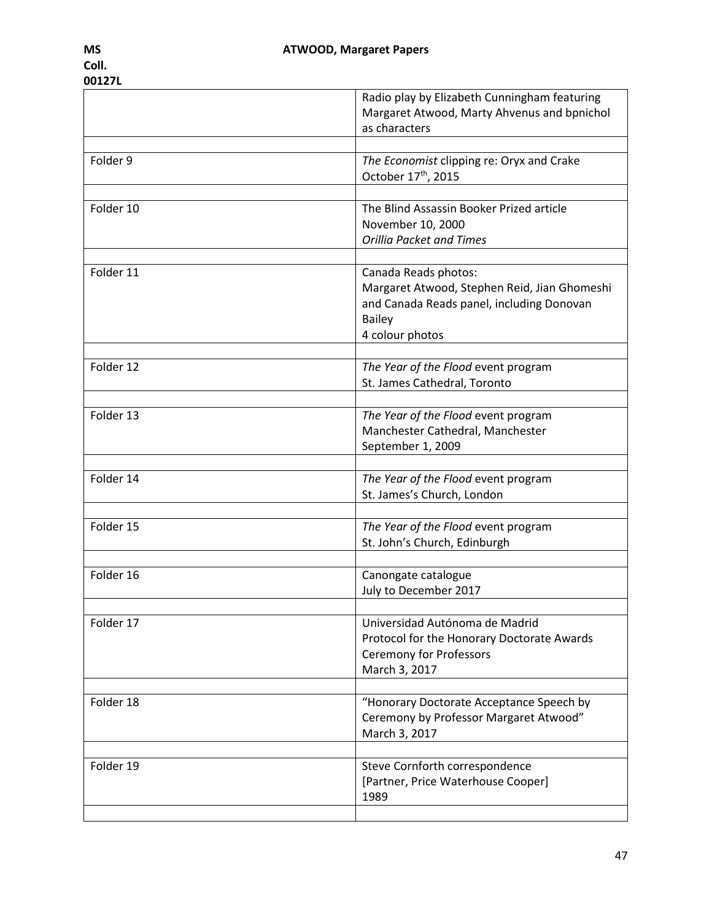| | |
|---|---|
| | Radio play by Elizabeth Cunningham featuring Margaret Atwood, Marty Ahvenus and bpnichol as characters |
| | |
| Folder 9 | *The Economist* clipping re: Oryx and Crake October 17th, 2015 |
| | |
| Folder 10 | The Blind Assassin Booker Prized article November 10, 2000 *Orillia Packet and Times* |
| | |
| Folder 11 | Canada Reads photos: Margaret Atwood, Stephen Reid, Jian Ghomeshi and Canada Reads panel, including Donovan Bailey 4 colour photos |
| | |
| Folder 12 | *The Year of the Flood* event program St. James Cathedral, Toronto |
| | |
| Folder 13 | *The Year of the Flood* event program Manchester Cathedral, Manchester September 1, 2009 |
| | |
| Folder 14 | *The Year of the Flood* event program St. James's Church, London |
| | |
| Folder 15 | *The Year of the Flood* event program St. John's Church, Edinburgh |
| | |
| Folder 16 | Canongate catalogue July to December 2017 |
| | |
| Folder 17 | Universidad Autónoma de Madrid Protocol for the Honorary Doctorate Awards Ceremony for Professors March 3, 2017 |
| | |
| Folder 18 | "Honorary Doctorate Acceptance Speech by Ceremony by Professor Margaret Atwood" March 3, 2017 |
| | |
| Folder 19 | Steve Cornforth correspondence [Partner, Price Waterhouse Cooper] 1989 |
| | |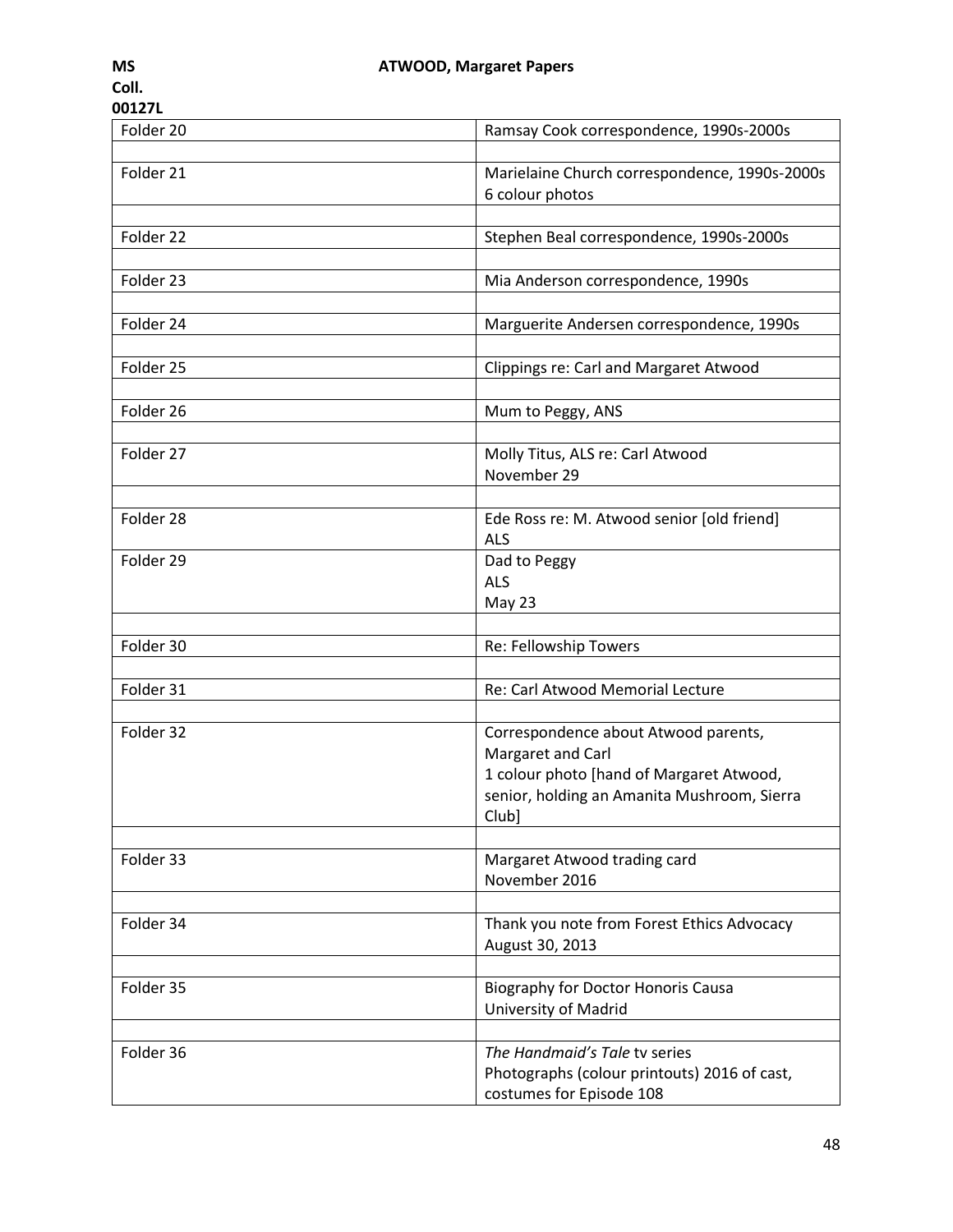MS Coll. 00127L — ATWOOD, Margaret Papers

| | |
|---|---|
| Folder 20 | Ramsay Cook correspondence, 1990s-2000s |
| | |
| Folder 21 | Marielaine Church correspondence, 1990s-2000s<br>6 colour photos |
| | |
| Folder 22 | Stephen Beal correspondence, 1990s-2000s |
| | |
| Folder 23 | Mia Anderson correspondence, 1990s |
| | |
| Folder 24 | Marguerite Andersen correspondence, 1990s |
| | |
| Folder 25 | Clippings re: Carl and Margaret Atwood |
| | |
| Folder 26 | Mum to Peggy, ANS |
| | |
| Folder 27 | Molly Titus, ALS re: Carl Atwood<br>November 29 |
| | |
| Folder 28 | Ede Ross re: M. Atwood senior [old friend]<br>ALS |
| Folder 29 | Dad to Peggy<br>ALS<br>May 23 |
| | |
| Folder 30 | Re: Fellowship Towers |
| | |
| Folder 31 | Re: Carl Atwood Memorial Lecture |
| | |
| Folder 32 | Correspondence about Atwood parents, Margaret and Carl<br>1 colour photo [hand of Margaret Atwood, senior, holding an Amanita Mushroom, Sierra Club] |
| | |
| Folder 33 | Margaret Atwood trading card<br>November 2016 |
| | |
| Folder 34 | Thank you note from Forest Ethics Advocacy<br>August 30, 2013 |
| | |
| Folder 35 | Biography for Doctor Honoris Causa<br>University of Madrid |
| | |
| Folder 36 | *The Handmaid's Tale* tv series<br>Photographs (colour printouts) 2016 of cast, costumes for Episode 108 |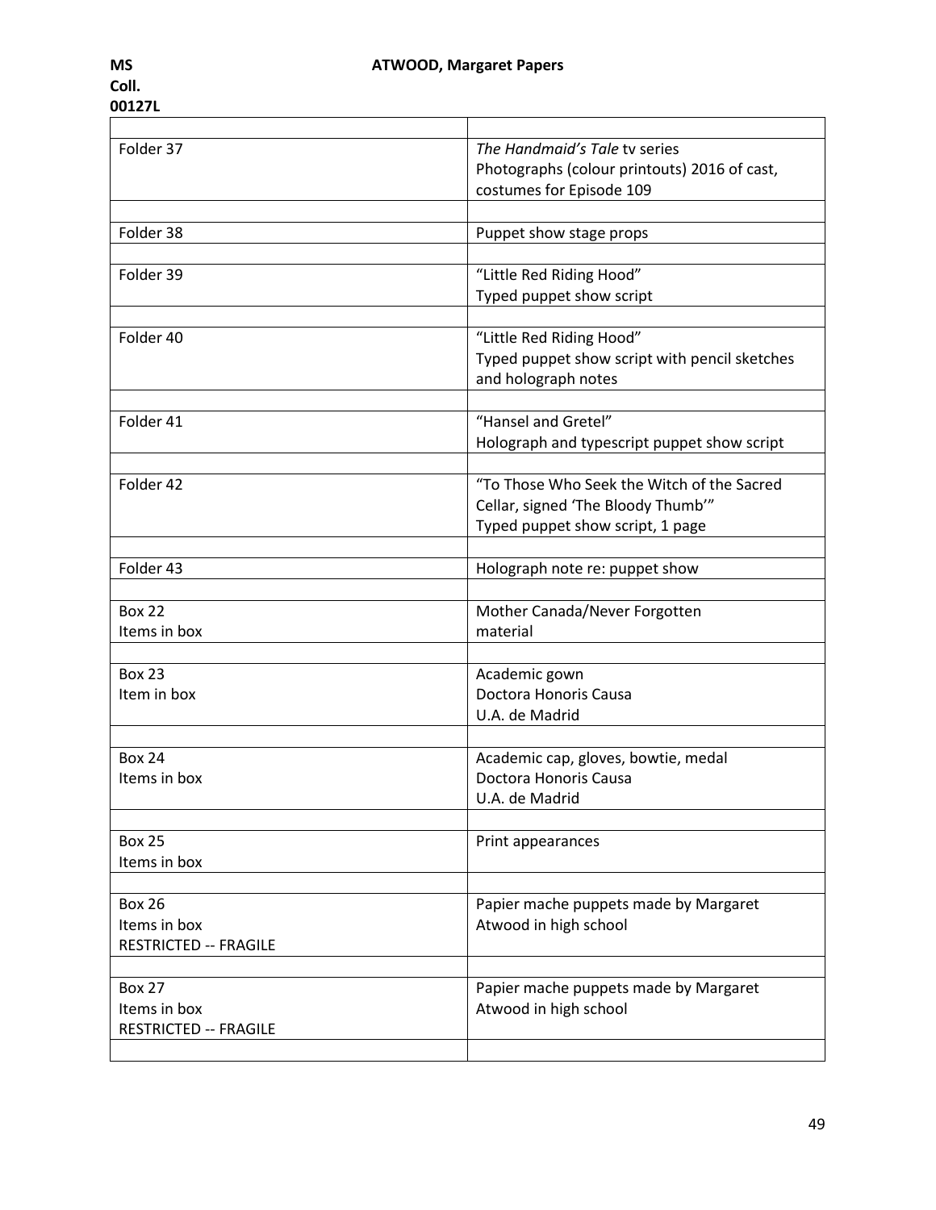MS Coll. 00127L **ATWOOD, Margaret Papers**

| | |
|---|---|
| Folder 37 | *The Handmaid's Tale* tv series<br>Photographs (colour printouts) 2016 of cast, costumes for Episode 109 |
| | |
| Folder 38 | Puppet show stage props |
| | |
| Folder 39 | "Little Red Riding Hood"<br>Typed puppet show script |
| | |
| Folder 40 | "Little Red Riding Hood"<br>Typed puppet show script with pencil sketches and holograph notes |
| | |
| Folder 41 | "Hansel and Gretel"<br>Holograph and typescript puppet show script |
| | |
| Folder 42 | "To Those Who Seek the Witch of the Sacred Cellar, signed 'The Bloody Thumb'"<br>Typed puppet show script, 1 page |
| | |
| Folder 43 | Holograph note re: puppet show |
| | |
| Box 22<br>Items in box | Mother Canada/Never Forgotten material |
| | |
| Box 23<br>Item in box | Academic gown<br>Doctora Honoris Causa<br>U.A. de Madrid |
| | |
| Box 24<br>Items in box | Academic cap, gloves, bowtie, medal<br>Doctora Honoris Causa<br>U.A. de Madrid |
| | |
| Box 25<br>Items in box | Print appearances |
| | |
| Box 26<br>Items in box<br>RESTRICTED -- FRAGILE | Papier mache puppets made by Margaret Atwood in high school |
| | |
| Box 27<br>Items in box<br>RESTRICTED -- FRAGILE | Papier mache puppets made by Margaret Atwood in high school |
| | |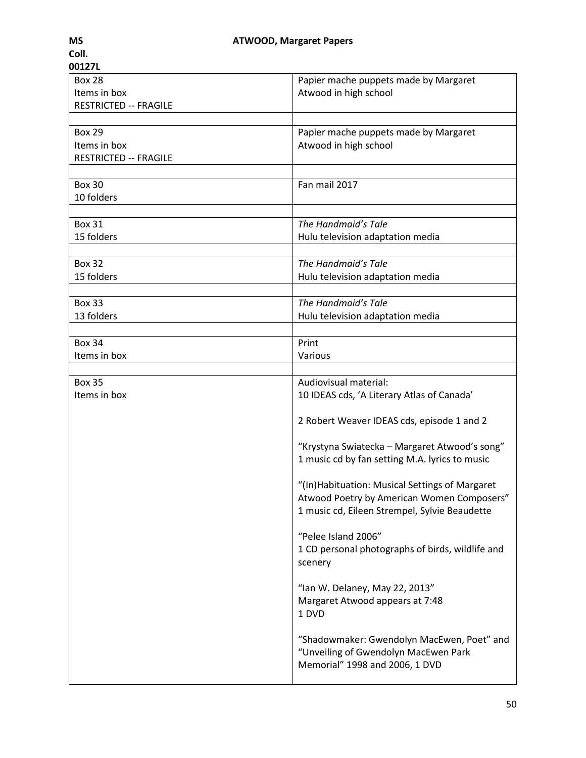**MS Coll. 00127L** **ATWOOD, Margaret Papers**

| | |
|---|---|
| Box 28<br>Items in box<br>RESTRICTED -- FRAGILE | Papier mache puppets made by Margaret Atwood in high school |
| | |
| Box 29<br>Items in box<br>RESTRICTED -- FRAGILE | Papier mache puppets made by Margaret Atwood in high school |
| | |
| Box 30<br>10 folders | Fan mail 2017 |
| | |
| Box 31<br>15 folders | *The Handmaid's Tale*<br>Hulu television adaptation media |
| | |
| Box 32<br>15 folders | *The Handmaid's Tale*<br>Hulu television adaptation media |
| | |
| Box 33<br>13 folders | *The Handmaid's Tale*<br>Hulu television adaptation media |
| | |
| Box 34<br>Items in box | Print<br>Various |
| | |
| Box 35<br>Items in box | Audiovisual material:<br>10 IDEAS cds, 'A Literary Atlas of Canada'<br><br>2 Robert Weaver IDEAS cds, episode 1 and 2<br><br>"Krystyna Swiatecka – Margaret Atwood's song"<br>1 music cd by fan setting M.A. lyrics to music<br><br>"(In)Habituation: Musical Settings of Margaret Atwood Poetry by American Women Composers"<br>1 music cd, Eileen Strempel, Sylvie Beaudette<br><br>"Pelee Island 2006"<br>1 CD personal photographs of birds, wildlife and scenery<br><br>"Ian W. Delaney, May 22, 2013"<br>Margaret Atwood appears at 7:48<br>1 DVD<br><br>"Shadowmaker: Gwendolyn MacEwen, Poet" and "Unveiling of Gwendolyn MacEwen Park Memorial" 1998 and 2006, 1 DVD |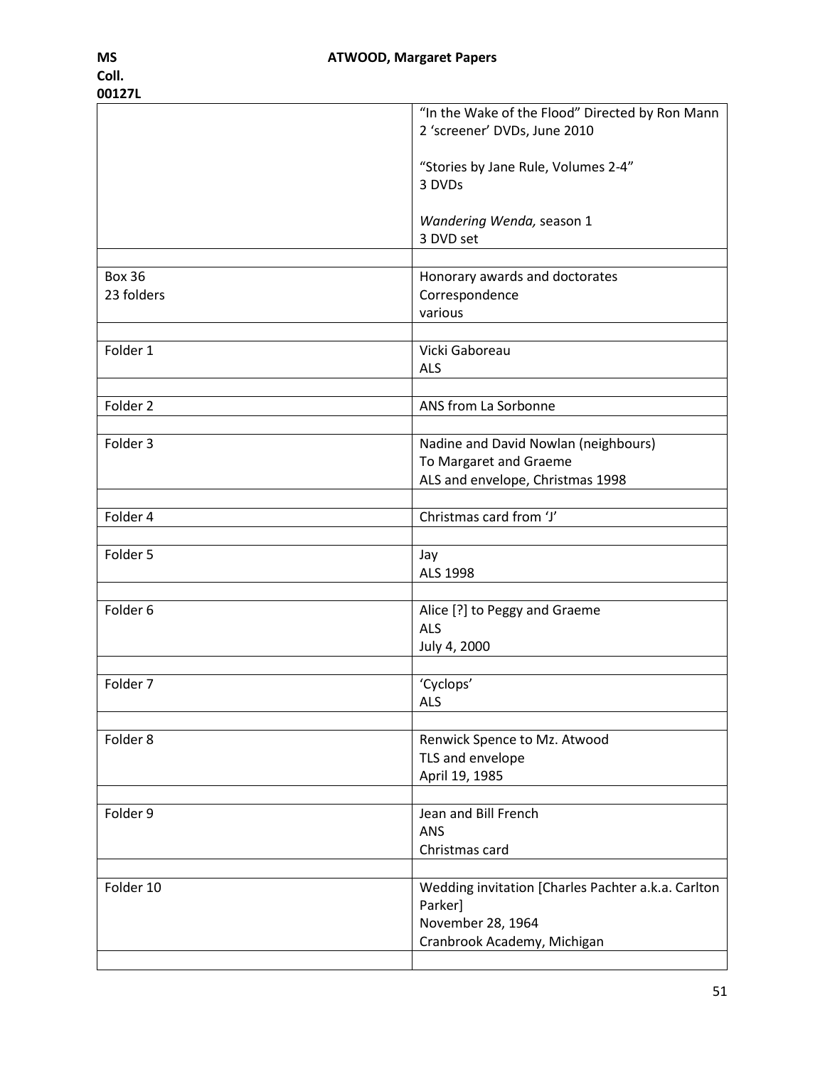| | |
|---|---|
| | "In the Wake of the Flood" Directed by Ron Mann<br>2 'screener' DVDs, June 2010<br><br>"Stories by Jane Rule, Volumes 2-4"<br>3 DVDs<br><br>*Wandering Wenda,* season 1<br>3 DVD set |
| | |
| Box 36<br>23 folders | Honorary awards and doctorates<br>Correspondence<br>various |
| | |
| Folder 1 | Vicki Gaboreau<br>ALS |
| | |
| Folder 2 | ANS from La Sorbonne |
| | |
| Folder 3 | Nadine and David Nowlan (neighbours)<br>To Margaret and Graeme<br>ALS and envelope, Christmas 1998 |
| | |
| Folder 4 | Christmas card from 'J' |
| | |
| Folder 5 | Jay<br>ALS 1998 |
| | |
| Folder 6 | Alice [?] to Peggy and Graeme<br>ALS<br>July 4, 2000 |
| | |
| Folder 7 | 'Cyclops'<br>ALS |
| | |
| Folder 8 | Renwick Spence to Mz. Atwood<br>TLS and envelope<br>April 19, 1985 |
| | |
| Folder 9 | Jean and Bill French<br>ANS<br>Christmas card |
| | |
| Folder 10 | Wedding invitation [Charles Pachter a.k.a. Carlton Parker]<br>November 28, 1964<br>Cranbrook Academy, Michigan |
| | |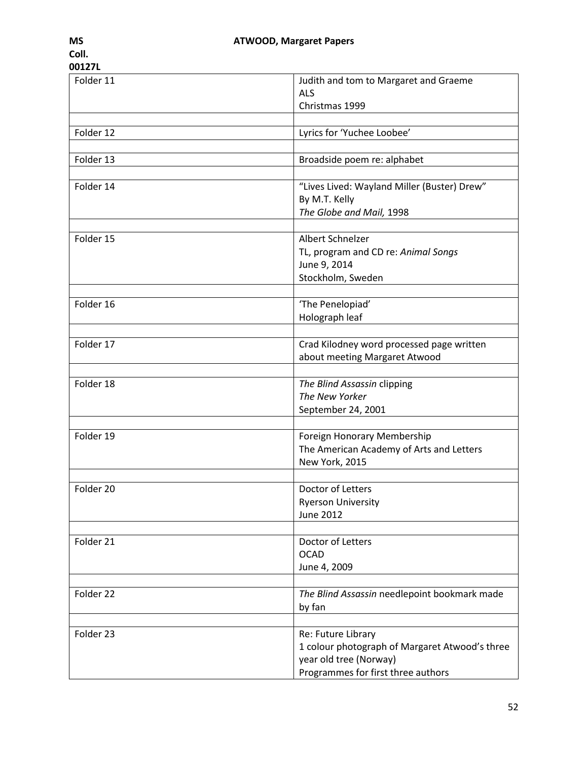| Folder 11 | Judith and tom to Margaret and Graeme<br>ALS<br>Christmas 1999 |
|---|---|
| | |
| Folder 12 | Lyrics for 'Yuchee Loobee' |
| | |
| Folder 13 | Broadside poem re: alphabet |
| | |
| Folder 14 | "Lives Lived: Wayland Miller (Buster) Drew"<br>By M.T. Kelly<br>*The Globe and Mail,* 1998 |
| | |
| Folder 15 | Albert Schnelzer<br>TL, program and CD re: *Animal Songs*<br>June 9, 2014<br>Stockholm, Sweden |
| | |
| Folder 16 | 'The Penelopiad'<br>Holograph leaf |
| | |
| Folder 17 | Crad Kilodney word processed page written about meeting Margaret Atwood |
| | |
| Folder 18 | *The Blind Assassin* clipping<br>*The New Yorker*<br>September 24, 2001 |
| | |
| Folder 19 | Foreign Honorary Membership<br>The American Academy of Arts and Letters<br>New York, 2015 |
| | |
| Folder 20 | Doctor of Letters<br>Ryerson University<br>June 2012 |
| | |
| Folder 21 | Doctor of Letters<br>OCAD<br>June 4, 2009 |
| | |
| Folder 22 | *The Blind Assassin* needlepoint bookmark made by fan |
| | |
| Folder 23 | Re: Future Library<br>1 colour photograph of Margaret Atwood's three year old tree (Norway)<br>Programmes for first three authors |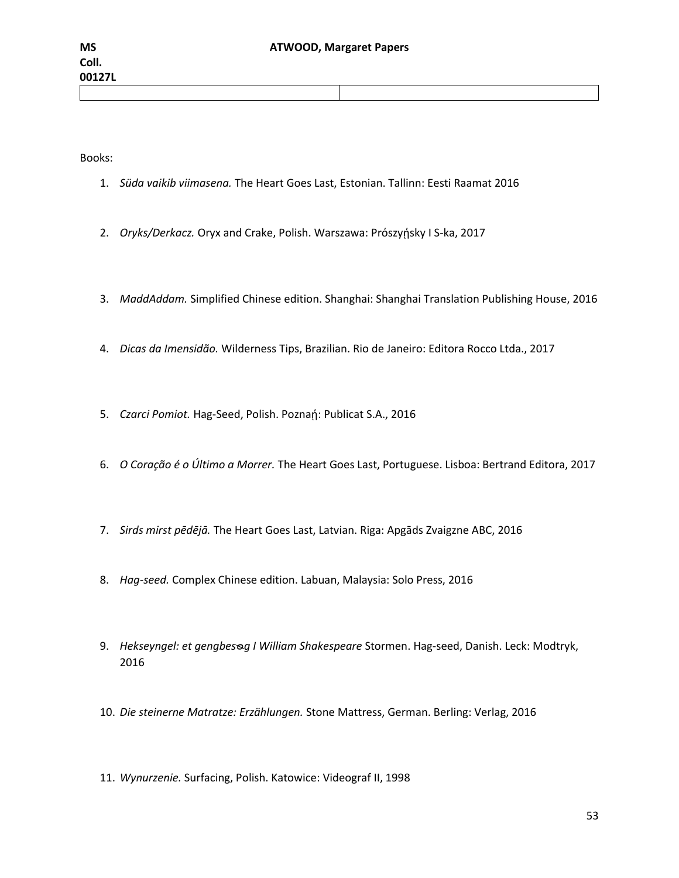Books:

1. *Süda vaikib viimasena.* The Heart Goes Last, Estonian. Tallinn: Eesti Raamat 2016
2. *Oryks/Derkacz.* Oryx and Crake, Polish. Warszawa: Prószyήsky I S-ka, 2017
3. *MaddAddam.* Simplified Chinese edition. Shanghai: Shanghai Translation Publishing House, 2016
4. *Dicas da Imensidão.* Wilderness Tips, Brazilian. Rio de Janeiro: Editora Rocco Ltda., 2017
5. *Czarci Pomiot.* Hag-Seed, Polish. Poznaή: Publicat S.A., 2016
6. *O Coração é o Último a Morrer.* The Heart Goes Last, Portuguese. Lisboa: Bertrand Editora, 2017
7. *Sirds mirst pēdējā.* The Heart Goes Last, Latvian. Riga: Apgāds Zvaigzne ABC, 2016
8. *Hag-seed.* Complex Chinese edition. Labuan, Malaysia: Solo Press, 2016
9. *Hekseyngel: et gengbesᴓg I William Shakespeare* Stormen. Hag-seed, Danish. Leck: Modtryk, 2016
10. *Die steinerne Matratze: Erzählungen.* Stone Mattress, German. Berling: Verlag, 2016
11. *Wynurzenie.* Surfacing, Polish. Katowice: Videograf II, 1998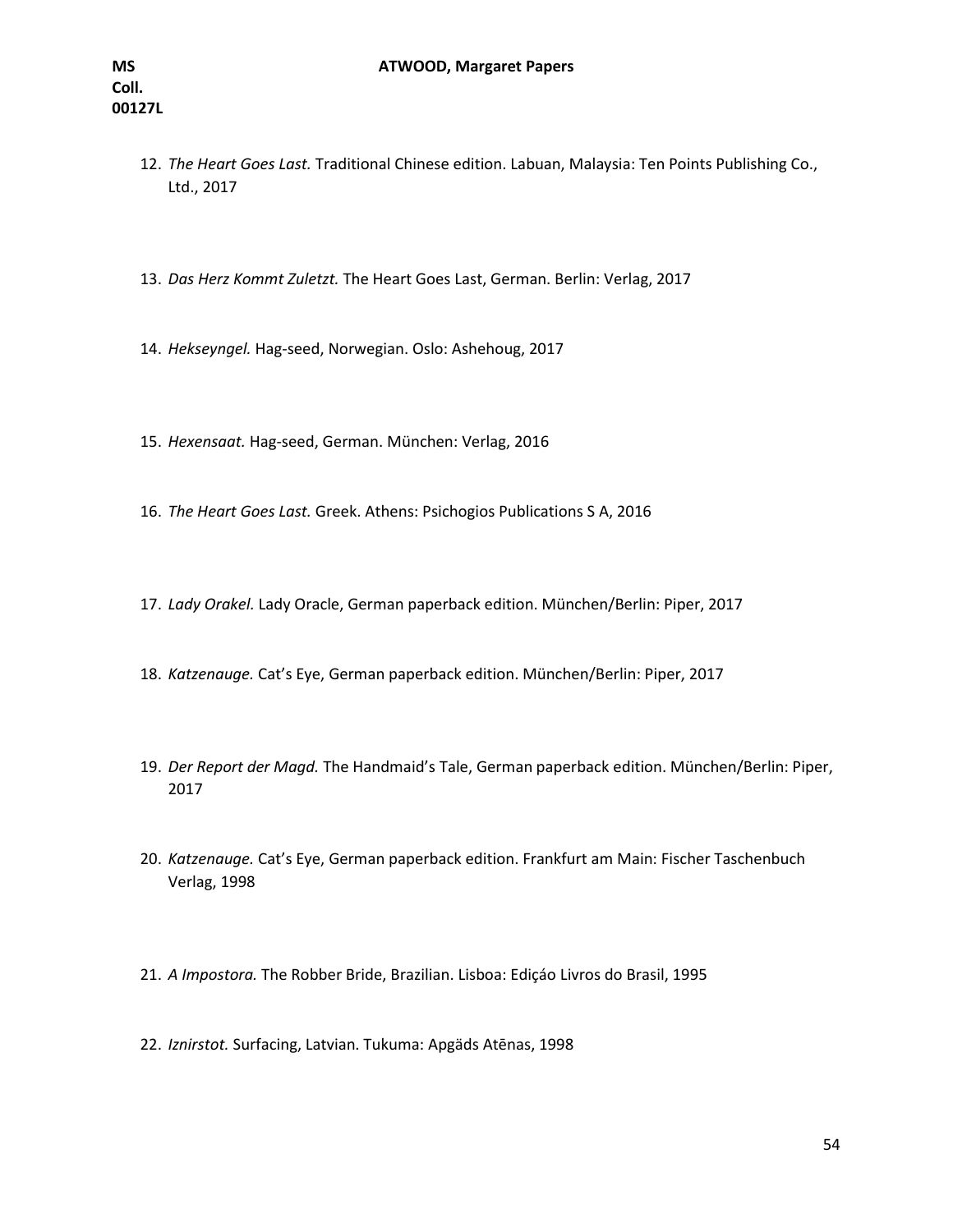12. *The Heart Goes Last.* Traditional Chinese edition. Labuan, Malaysia: Ten Points Publishing Co., Ltd., 2017

13. *Das Herz Kommt Zuletzt.* The Heart Goes Last, German. Berlin: Verlag, 2017

14. *Hekseyngel.* Hag-seed, Norwegian. Oslo: Ashehoug, 2017

15. *Hexensaat.* Hag-seed, German. München: Verlag, 2016

16. *The Heart Goes Last.* Greek. Athens: Psichogios Publications S A, 2016

17. *Lady Orakel.* Lady Oracle, German paperback edition. München/Berlin: Piper, 2017

18. *Katzenauge.* Cat's Eye, German paperback edition. München/Berlin: Piper, 2017

19. *Der Report der Magd.* The Handmaid's Tale, German paperback edition. München/Berlin: Piper, 2017

20. *Katzenauge.* Cat's Eye, German paperback edition. Frankfurt am Main: Fischer Taschenbuch Verlag, 1998

21. *A Impostora.* The Robber Bride, Brazilian. Lisboa: Ediçáo Livros do Brasil, 1995

22. *Iznirstot.* Surfacing, Latvian. Tukuma: Apgäds Atēnas, 1998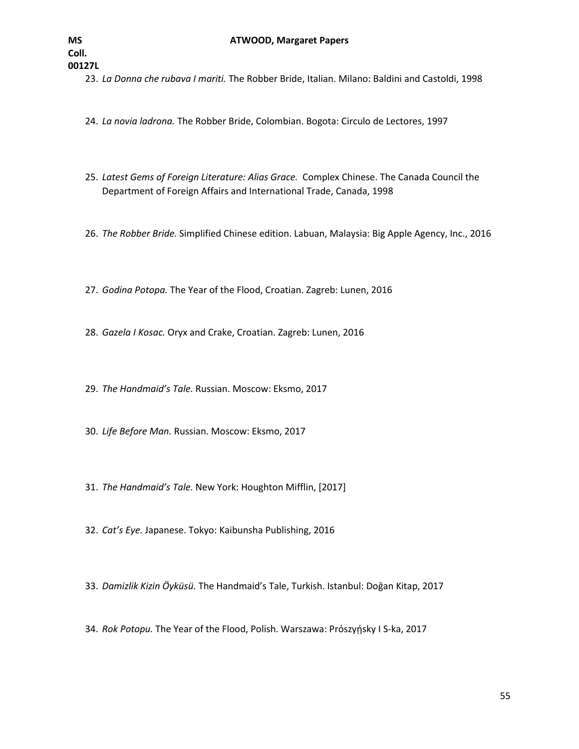23. *La Donna che rubava I mariti.* The Robber Bride, Italian. Milano: Baldini and Castoldi, 1998

24. *La novia ladrona.* The Robber Bride, Colombian. Bogota: Circulo de Lectores, 1997

25. *Latest Gems of Foreign Literature: Alias Grace.* Complex Chinese. The Canada Council the Department of Foreign Affairs and International Trade, Canada, 1998

26. *The Robber Bride.* Simplified Chinese edition. Labuan, Malaysia: Big Apple Agency, Inc., 2016

27. *Godina Potopa.* The Year of the Flood, Croatian. Zagreb: Lunen, 2016

28. *Gazela I Kosac.* Oryx and Crake, Croatian. Zagreb: Lunen, 2016

29. *The Handmaid's Tale.* Russian. Moscow: Eksmo, 2017

30. *Life Before Man.* Russian. Moscow: Eksmo, 2017

31. *The Handmaid's Tale.* New York: Houghton Mifflin, [2017]

32. *Cat's Eye.* Japanese. Tokyo: Kaibunsha Publishing, 2016

33. *Damizlik Kizin Öyküsü.* The Handmaid's Tale, Turkish. Istanbul: Doğan Kitap, 2017

34. *Rok Potopu.* The Year of the Flood, Polish. Warszawa: Prószyήsky I S-ka, 2017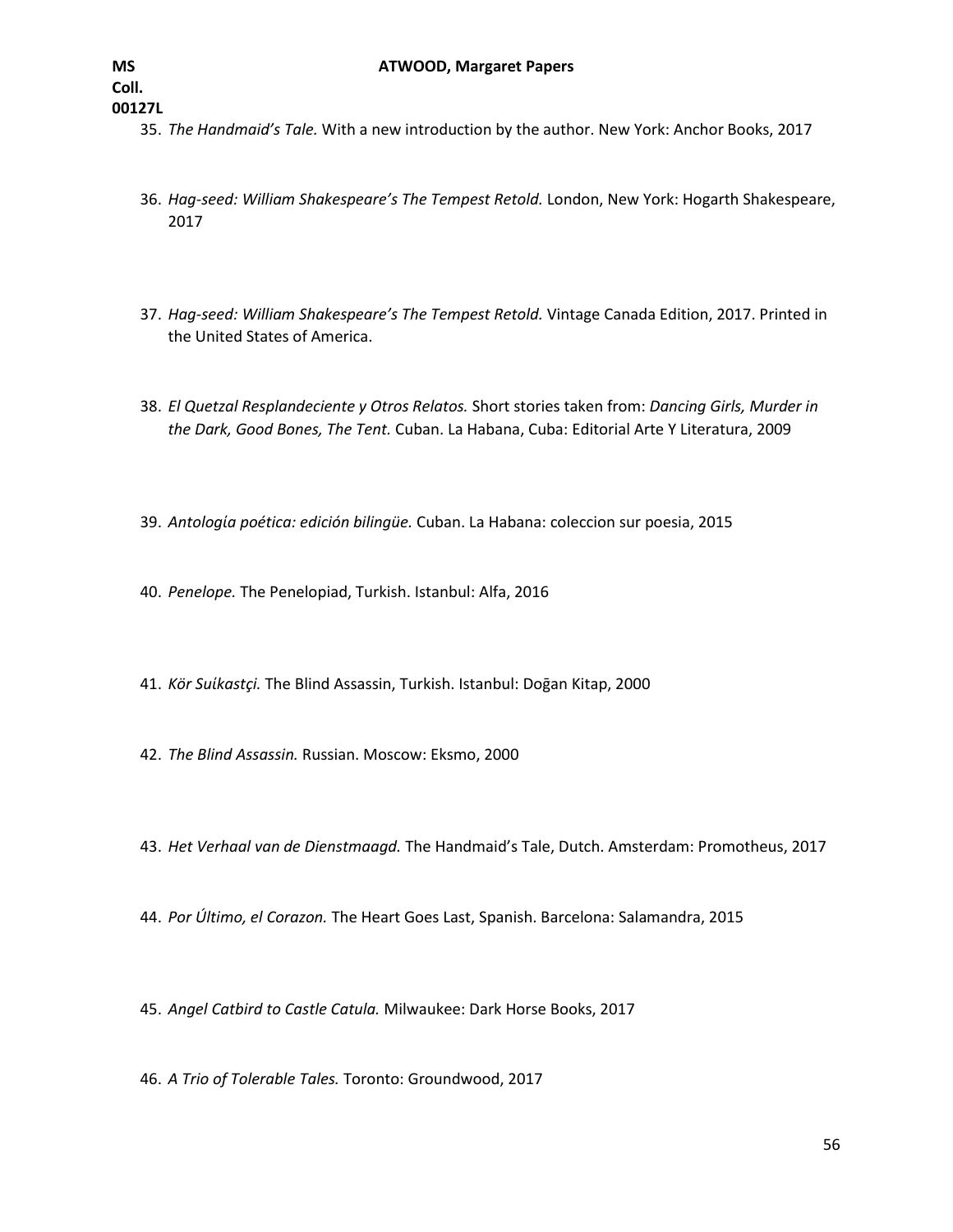35. *The Handmaid's Tale.* With a new introduction by the author. New York: Anchor Books, 2017

36. *Hag-seed: William Shakespeare's The Tempest Retold.* London, New York: Hogarth Shakespeare, 2017

37. *Hag-seed: William Shakespeare's The Tempest Retold.* Vintage Canada Edition, 2017. Printed in the United States of America.

38. *El Quetzal Resplandeciente y Otros Relatos.* Short stories taken from: *Dancing Girls, Murder in the Dark, Good Bones, The Tent.* Cuban. La Habana, Cuba: Editorial Arte Y Literatura, 2009

39. *Antología poética: edición bilingüe.* Cuban. La Habana: coleccion sur poesia, 2015

40. *Penelope.* The Penelopiad, Turkish. Istanbul: Alfa, 2016

41. *Kör Suíkastçi.* The Blind Assassin, Turkish. Istanbul: Doğan Kitap, 2000

42. *The Blind Assassin.* Russian. Moscow: Eksmo, 2000

43. *Het Verhaal van de Dienstmaagd.* The Handmaid's Tale, Dutch. Amsterdam: Promotheus, 2017

44. *Por Último, el Corazon.* The Heart Goes Last, Spanish. Barcelona: Salamandra, 2015

45. *Angel Catbird to Castle Catula.* Milwaukee: Dark Horse Books, 2017

46. *A Trio of Tolerable Tales.* Toronto: Groundwood, 2017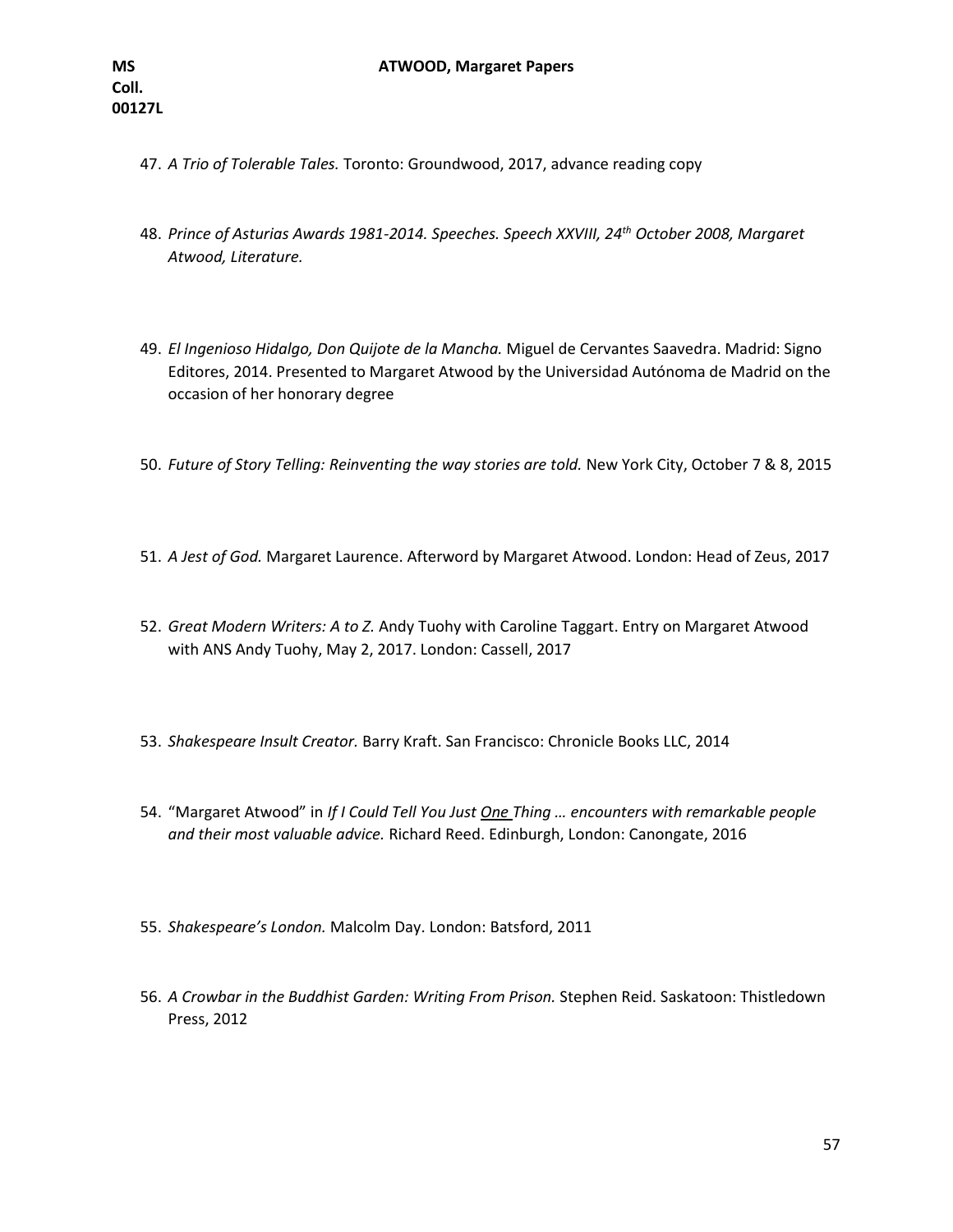47. *A Trio of Tolerable Tales.* Toronto: Groundwood, 2017, advance reading copy

48. *Prince of Asturias Awards 1981-2014. Speeches. Speech XXVIII, 24th October 2008, Margaret Atwood, Literature.*

49. *El Ingenioso Hidalgo, Don Quijote de la Mancha.* Miguel de Cervantes Saavedra. Madrid: Signo Editores, 2014. Presented to Margaret Atwood by the Universidad Autónoma de Madrid on the occasion of her honorary degree

50. *Future of Story Telling: Reinventing the way stories are told.* New York City, October 7 & 8, 2015

51. *A Jest of God.* Margaret Laurence. Afterword by Margaret Atwood. London: Head of Zeus, 2017

52. *Great Modern Writers: A to Z.* Andy Tuohy with Caroline Taggart. Entry on Margaret Atwood with ANS Andy Tuohy, May 2, 2017. London: Cassell, 2017

53. *Shakespeare Insult Creator.* Barry Kraft. San Francisco: Chronicle Books LLC, 2014

54. "Margaret Atwood" in *If I Could Tell You Just One Thing … encounters with remarkable people and their most valuable advice.* Richard Reed. Edinburgh, London: Canongate, 2016

55. *Shakespeare's London.* Malcolm Day. London: Batsford, 2011

56. *A Crowbar in the Buddhist Garden: Writing From Prison.* Stephen Reid. Saskatoon: Thistledown Press, 2012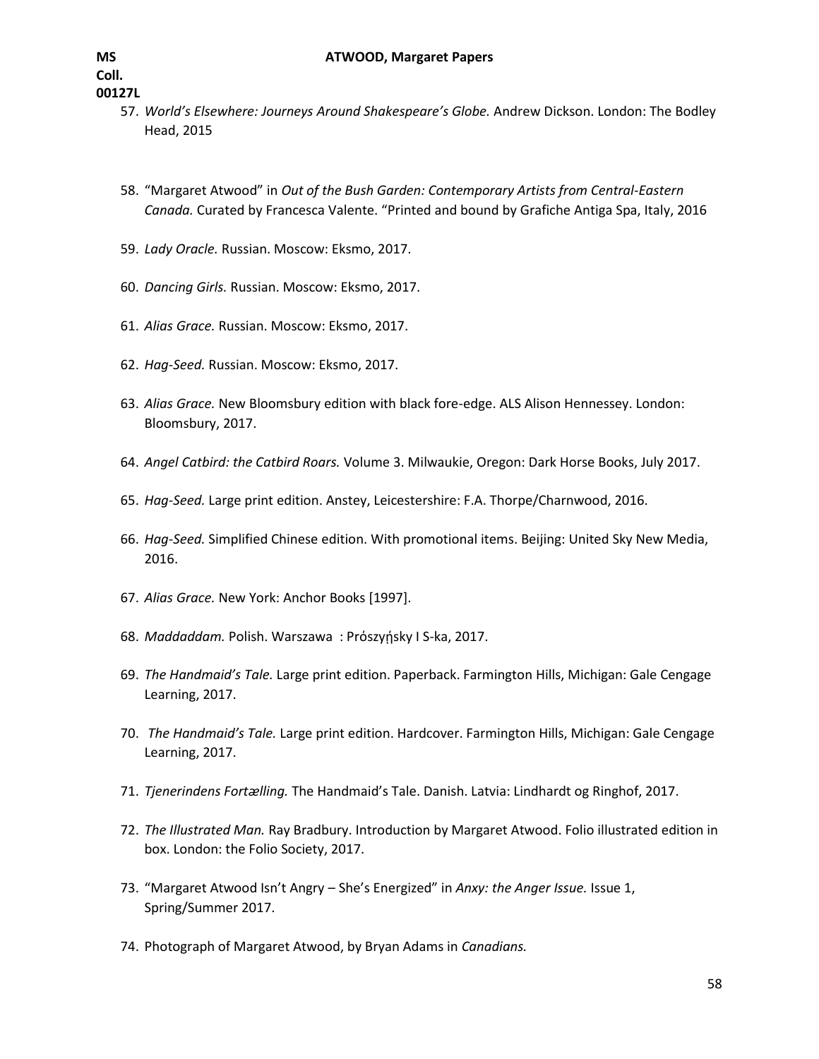57. *World's Elsewhere: Journeys Around Shakespeare's Globe.* Andrew Dickson. London: The Bodley Head, 2015

58. "Margaret Atwood" in *Out of the Bush Garden: Contemporary Artists from Central-Eastern Canada.* Curated by Francesca Valente. "Printed and bound by Grafiche Antiga Spa, Italy, 2016

59. *Lady Oracle.* Russian. Moscow: Eksmo, 2017.

60. *Dancing Girls.* Russian. Moscow: Eksmo, 2017.

61. *Alias Grace.* Russian. Moscow: Eksmo, 2017.

62. *Hag-Seed.* Russian. Moscow: Eksmo, 2017.

63. *Alias Grace.* New Bloomsbury edition with black fore-edge. ALS Alison Hennessey. London: Bloomsbury, 2017.

64. *Angel Catbird: the Catbird Roars.* Volume 3. Milwaukie, Oregon: Dark Horse Books, July 2017.

65. *Hag-Seed.* Large print edition. Anstey, Leicestershire: F.A. Thorpe/Charnwood, 2016.

66. *Hag-Seed.* Simplified Chinese edition. With promotional items. Beijing: United Sky New Media, 2016.

67. *Alias Grace.* New York: Anchor Books [1997].

68. *Maddaddam.* Polish. Warszawa : Prószyήsky I S-ka, 2017.

69. *The Handmaid's Tale.* Large print edition. Paperback. Farmington Hills, Michigan: Gale Cengage Learning, 2017.

70. *The Handmaid's Tale.* Large print edition. Hardcover. Farmington Hills, Michigan: Gale Cengage Learning, 2017.

71. *Tjenerindens Fortælling.* The Handmaid's Tale. Danish. Latvia: Lindhardt og Ringhof, 2017.

72. *The Illustrated Man.* Ray Bradbury. Introduction by Margaret Atwood. Folio illustrated edition in box. London: the Folio Society, 2017.

73. "Margaret Atwood Isn't Angry – She's Energized" in *Anxy: the Anger Issue.* Issue 1, Spring/Summer 2017.

74. Photograph of Margaret Atwood, by Bryan Adams in *Canadians.*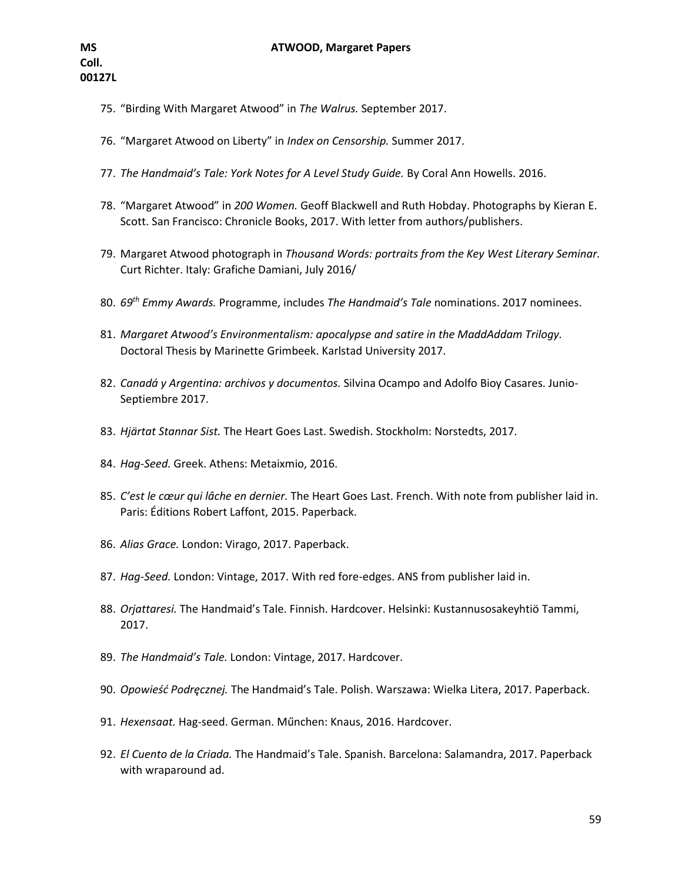75. “Birding With Margaret Atwood” in *The Walrus.* September 2017.

76. “Margaret Atwood on Liberty” in *Index on Censorship.* Summer 2017.

77. *The Handmaid’s Tale: York Notes for A Level Study Guide.* By Coral Ann Howells. 2016.

78. “Margaret Atwood” in *200 Women.* Geoff Blackwell and Ruth Hobday. Photographs by Kieran E. Scott. San Francisco: Chronicle Books, 2017. With letter from authors/publishers.

79. Margaret Atwood photograph in *Thousand Words: portraits from the Key West Literary Seminar.* Curt Richter. Italy: Grafiche Damiani, July 2016/

80. *69th Emmy Awards.* Programme, includes *The Handmaid’s Tale* nominations. 2017 nominees.

81. *Margaret Atwood’s Environmentalism: apocalypse and satire in the MaddAddam Trilogy.* Doctoral Thesis by Marinette Grimbeek. Karlstad University 2017.

82. *Canadá y Argentina: archivos y documentos.* Silvina Ocampo and Adolfo Bioy Casares. Junio-Septiembre 2017.

83. *Hjärtat Stannar Sist.* The Heart Goes Last. Swedish. Stockholm: Norstedts, 2017.

84. *Hag-Seed.* Greek. Athens: Metaixmio, 2016.

85. *C’est le cœur qui lâche en dernier.* The Heart Goes Last. French. With note from publisher laid in. Paris: Éditions Robert Laffont, 2015. Paperback.

86. *Alias Grace.* London: Virago, 2017. Paperback.

87. *Hag-Seed.* London: Vintage, 2017. With red fore-edges. ANS from publisher laid in.

88. *Orjattaresi.* The Handmaid’s Tale. Finnish. Hardcover. Helsinki: Kustannusosakeyhtiö Tammi, 2017.

89. *The Handmaid’s Tale.* London: Vintage, 2017. Hardcover.

90. *Opowieść Podręcznej.* The Handmaid’s Tale. Polish. Warszawa: Wielka Litera, 2017. Paperback.

91. *Hexensaat.* Hag-seed. German. Műnchen: Knaus, 2016. Hardcover.

92. *El Cuento de la Criada.* The Handmaid’s Tale. Spanish. Barcelona: Salamandra, 2017. Paperback with wraparound ad.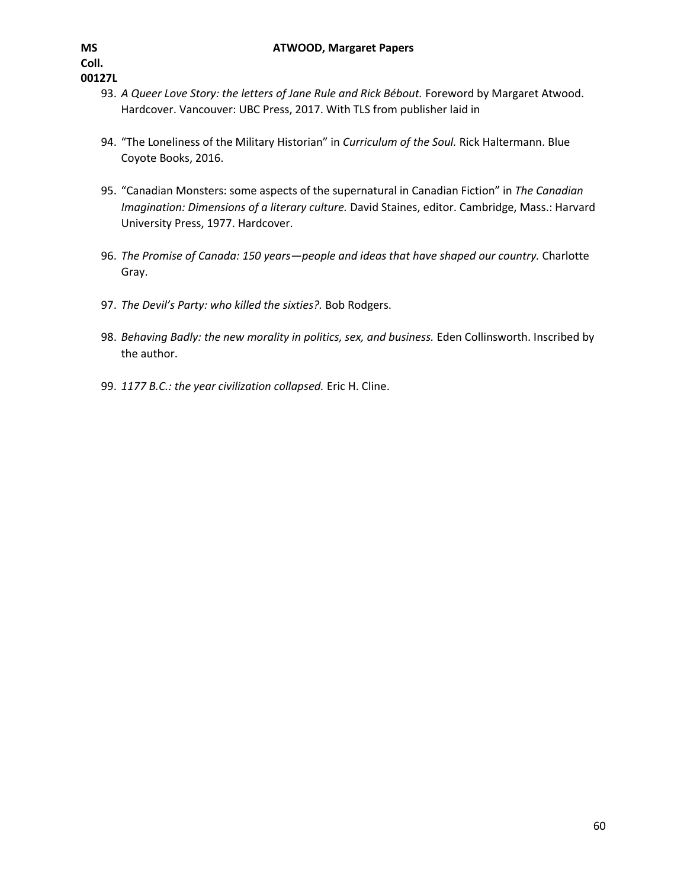93. *A Queer Love Story: the letters of Jane Rule and Rick Bébout.* Foreword by Margaret Atwood. Hardcover. Vancouver: UBC Press, 2017. With TLS from publisher laid in

94. "The Loneliness of the Military Historian" in *Curriculum of the Soul.* Rick Haltermann. Blue Coyote Books, 2016.

95. "Canadian Monsters: some aspects of the supernatural in Canadian Fiction" in *The Canadian Imagination: Dimensions of a literary culture.* David Staines, editor. Cambridge, Mass.: Harvard University Press, 1977. Hardcover.

96. *The Promise of Canada: 150 years—people and ideas that have shaped our country.* Charlotte Gray.

97. *The Devil's Party: who killed the sixties?.* Bob Rodgers.

98. *Behaving Badly: the new morality in politics, sex, and business.* Eden Collinsworth. Inscribed by the author.

99. *1177 B.C.: the year civilization collapsed.* Eric H. Cline.